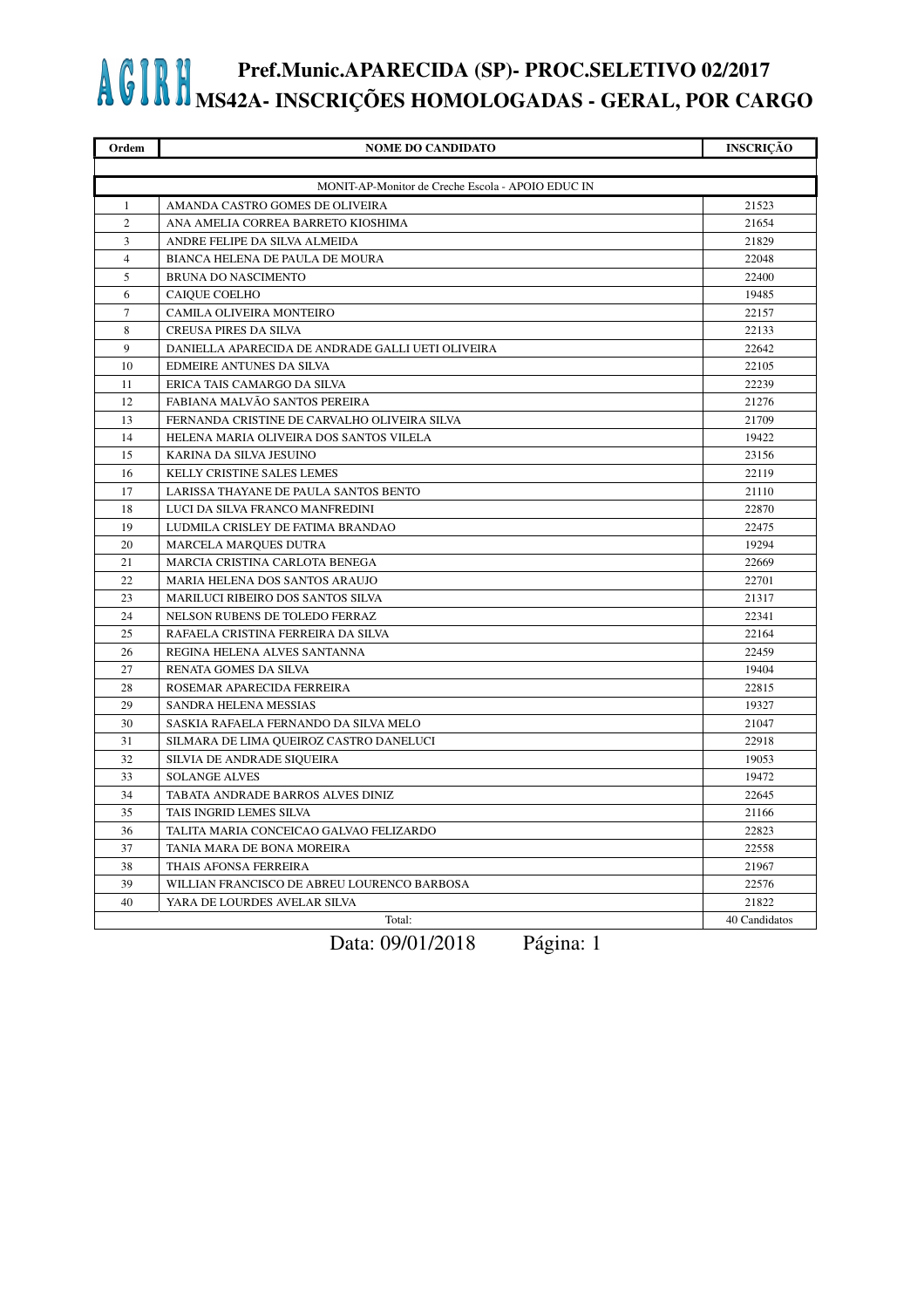# AGIRH Pref.Munic.APARECIDA (SP)- PROC.SELETIVO 02/2017
## MS42A- INSCRIÇÕES HOMOLOGADAS - GERAL, POR CARGO

| Ordem | NOME DO CANDIDATO | INSCRIÇÃO |
|---|---|---|
| | MONIT-AP-Monitor de Creche Escola - APOIO EDUC IN | |
| 1 | AMANDA CASTRO GOMES DE OLIVEIRA | 21523 |
| 2 | ANA AMELIA CORREA BARRETO KIOSHIMA | 21654 |
| 3 | ANDRE FELIPE DA SILVA ALMEIDA | 21829 |
| 4 | BIANCA HELENA DE PAULA DE MOURA | 22048 |
| 5 | BRUNA DO NASCIMENTO | 22400 |
| 6 | CAIQUE COELHO | 19485 |
| 7 | CAMILA OLIVEIRA MONTEIRO | 22157 |
| 8 | CREUSA PIRES DA SILVA | 22133 |
| 9 | DANIELLA APARECIDA DE ANDRADE GALLI UETI OLIVEIRA | 22642 |
| 10 | EDMEIRE ANTUNES DA SILVA | 22105 |
| 11 | ERICA TAIS CAMARGO DA SILVA | 22239 |
| 12 | FABIANA MALVÃO SANTOS PEREIRA | 21276 |
| 13 | FERNANDA CRISTINE DE CARVALHO OLIVEIRA SILVA | 21709 |
| 14 | HELENA MARIA OLIVEIRA DOS SANTOS VILELA | 19422 |
| 15 | KARINA DA SILVA JESUINO | 23156 |
| 16 | KELLY CRISTINE SALES LEMES | 22119 |
| 17 | LARISSA THAYANE DE PAULA SANTOS BENTO | 21110 |
| 18 | LUCI DA SILVA FRANCO MANFREDINI | 22870 |
| 19 | LUDMILA CRISLEY DE FATIMA BRANDAO | 22475 |
| 20 | MARCELA MARQUES DUTRA | 19294 |
| 21 | MARCIA CRISTINA CARLOTA BENEGA | 22669 |
| 22 | MARIA HELENA DOS SANTOS ARAUJO | 22701 |
| 23 | MARILUCI RIBEIRO DOS SANTOS SILVA | 21317 |
| 24 | NELSON RUBENS DE TOLEDO FERRAZ | 22341 |
| 25 | RAFAELA CRISTINA FERREIRA DA SILVA | 22164 |
| 26 | REGINA HELENA ALVES SANTANNA | 22459 |
| 27 | RENATA GOMES DA SILVA | 19404 |
| 28 | ROSEMAR APARECIDA FERREIRA | 22815 |
| 29 | SANDRA HELENA MESSIAS | 19327 |
| 30 | SASKIA RAFAELA FERNANDO DA SILVA MELO | 21047 |
| 31 | SILMARA DE LIMA QUEIROZ CASTRO DANELUCI | 22918 |
| 32 | SILVIA DE ANDRADE SIQUEIRA | 19053 |
| 33 | SOLANGE ALVES | 19472 |
| 34 | TABATA ANDRADE BARROS ALVES DINIZ | 22645 |
| 35 | TAIS INGRID LEMES SILVA | 21166 |
| 36 | TALITA MARIA CONCEICAO GALVAO FELIZARDO | 22823 |
| 37 | TANIA MARA DE BONA MOREIRA | 22558 |
| 38 | THAIS AFONSA FERREIRA | 21967 |
| 39 | WILLIAN FRANCISCO DE ABREU LOURENCO BARBOSA | 22576 |
| 40 | YARA DE LOURDES AVELAR SILVA | 21822 |
| | Total: | 40 Candidatos |

Data: 09/01/2018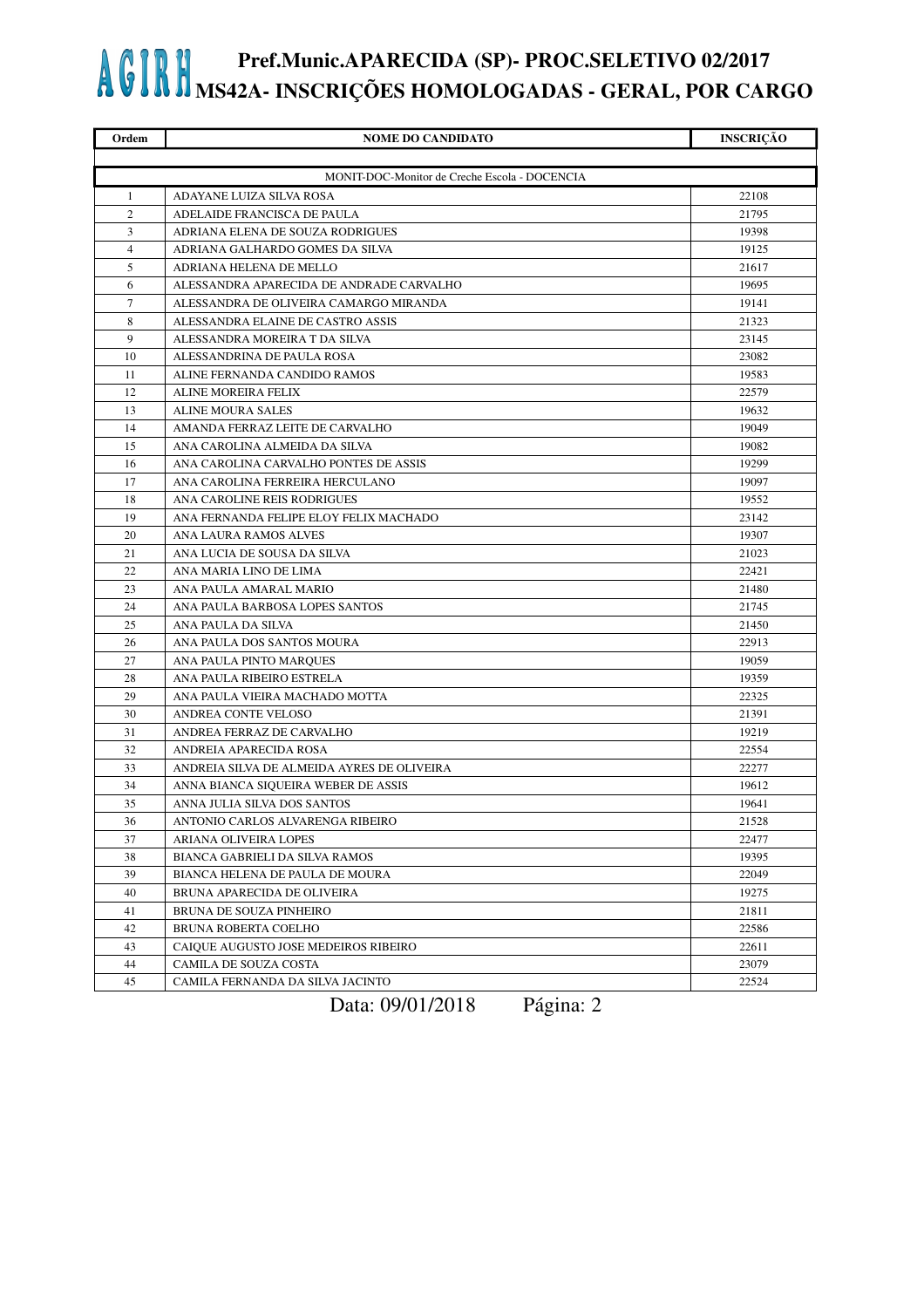# AGIRH Pref.Munic.APARECIDA (SP)- PROC.SELETIVO 02/2017
## MS42A- INSCRIÇÕES HOMOLOGADAS - GERAL, POR CARGO

| Ordem | NOME DO CANDIDATO | INSCRIÇÃO |
|---|---|---|
| | MONIT-DOC-Monitor de Creche Escola - DOCENCIA | |
| 1 | ADAYANE LUIZA SILVA ROSA | 22108 |
| 2 | ADELAIDE FRANCISCA DE PAULA | 21795 |
| 3 | ADRIANA ELENA DE SOUZA RODRIGUES | 19398 |
| 4 | ADRIANA GALHARDO GOMES DA SILVA | 19125 |
| 5 | ADRIANA HELENA DE MELLO | 21617 |
| 6 | ALESSANDRA APARECIDA DE ANDRADE CARVALHO | 19695 |
| 7 | ALESSANDRA DE OLIVEIRA CAMARGO MIRANDA | 19141 |
| 8 | ALESSANDRA ELAINE DE CASTRO ASSIS | 21323 |
| 9 | ALESSANDRA MOREIRA T DA SILVA | 23145 |
| 10 | ALESSANDRINA DE PAULA ROSA | 23082 |
| 11 | ALINE FERNANDA CANDIDO RAMOS | 19583 |
| 12 | ALINE MOREIRA FELIX | 22579 |
| 13 | ALINE MOURA SALES | 19632 |
| 14 | AMANDA FERRAZ LEITE DE CARVALHO | 19049 |
| 15 | ANA CAROLINA ALMEIDA DA SILVA | 19082 |
| 16 | ANA CAROLINA CARVALHO PONTES DE ASSIS | 19299 |
| 17 | ANA CAROLINA FERREIRA HERCULANO | 19097 |
| 18 | ANA CAROLINE REIS RODRIGUES | 19552 |
| 19 | ANA FERNANDA FELIPE ELOY FELIX MACHADO | 23142 |
| 20 | ANA LAURA RAMOS ALVES | 19307 |
| 21 | ANA LUCIA DE SOUSA DA SILVA | 21023 |
| 22 | ANA MARIA LINO DE LIMA | 22421 |
| 23 | ANA PAULA AMARAL MARIO | 21480 |
| 24 | ANA PAULA BARBOSA LOPES SANTOS | 21745 |
| 25 | ANA PAULA DA SILVA | 21450 |
| 26 | ANA PAULA DOS SANTOS MOURA | 22913 |
| 27 | ANA PAULA PINTO MARQUES | 19059 |
| 28 | ANA PAULA RIBEIRO ESTRELA | 19359 |
| 29 | ANA PAULA VIEIRA MACHADO MOTTA | 22325 |
| 30 | ANDREA CONTE VELOSO | 21391 |
| 31 | ANDREA FERRAZ DE CARVALHO | 19219 |
| 32 | ANDREIA APARECIDA ROSA | 22554 |
| 33 | ANDREIA SILVA DE ALMEIDA AYRES DE OLIVEIRA | 22277 |
| 34 | ANNA BIANCA SIQUEIRA WEBER DE ASSIS | 19612 |
| 35 | ANNA JULIA SILVA DOS SANTOS | 19641 |
| 36 | ANTONIO CARLOS ALVARENGA RIBEIRO | 21528 |
| 37 | ARIANA OLIVEIRA LOPES | 22477 |
| 38 | BIANCA GABRIELI DA SILVA RAMOS | 19395 |
| 39 | BIANCA HELENA DE PAULA DE MOURA | 22049 |
| 40 | BRUNA APARECIDA DE OLIVEIRA | 19275 |
| 41 | BRUNA DE SOUZA PINHEIRO | 21811 |
| 42 | BRUNA ROBERTA COELHO | 22586 |
| 43 | CAIQUE AUGUSTO JOSE MEDEIROS RIBEIRO | 22611 |
| 44 | CAMILA DE SOUZA COSTA | 23079 |
| 45 | CAMILA FERNANDA DA SILVA JACINTO | 22524 |

Data: 09/01/2018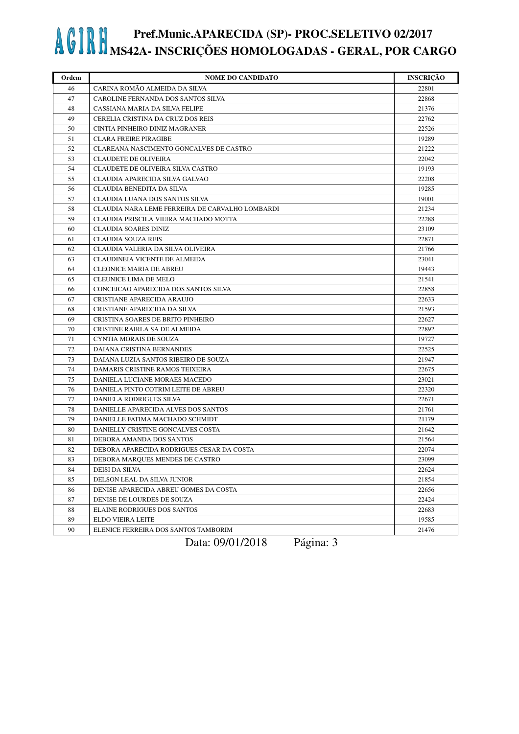# AGIRH Pref.Munic.APARECIDA (SP)- PROC.SELETIVO 02/2017
## MS42A- INSCRIÇÕES HOMOLOGADAS - GERAL, POR CARGO

| Ordem | NOME DO CANDIDATO | INSCRIÇÃO |
|---|---|---|
| 46 | CARINA ROMÃO ALMEIDA DA SILVA | 22801 |
| 47 | CAROLINE FERNANDA DOS SANTOS SILVA | 22868 |
| 48 | CASSIANA MARIA DA SILVA FELIPE | 21376 |
| 49 | CERELIA CRISTINA DA CRUZ DOS REIS | 22762 |
| 50 | CINTIA PINHEIRO DINIZ MAGRANER | 22526 |
| 51 | CLARA FREIRE PIRAGIBE | 19289 |
| 52 | CLAREANA NASCIMENTO GONCALVES DE CASTRO | 21222 |
| 53 | CLAUDETE DE OLIVEIRA | 22042 |
| 54 | CLAUDETE DE OLIVEIRA SILVA CASTRO | 19193 |
| 55 | CLAUDIA APARECIDA SILVA GALVAO | 22208 |
| 56 | CLAUDIA BENEDITA DA SILVA | 19285 |
| 57 | CLAUDIA LUANA DOS SANTOS SILVA | 19001 |
| 58 | CLAUDIA NARA LEME FERREIRA DE CARVALHO LOMBARDI | 21234 |
| 59 | CLAUDIA PRISCILA VIEIRA MACHADO MOTTA | 22288 |
| 60 | CLAUDIA SOARES DINIZ | 23109 |
| 61 | CLAUDIA SOUZA REIS | 22871 |
| 62 | CLAUDIA VALERIA DA SILVA OLIVEIRA | 21766 |
| 63 | CLAUDINEIA VICENTE DE ALMEIDA | 23041 |
| 64 | CLEONICE MARIA DE ABREU | 19443 |
| 65 | CLEUNICE LIMA DE MELO | 21541 |
| 66 | CONCEICAO APARECIDA DOS SANTOS SILVA | 22858 |
| 67 | CRISTIANE APARECIDA ARAUJO | 22633 |
| 68 | CRISTIANE APARECIDA DA SILVA | 21593 |
| 69 | CRISTINA SOARES DE BRITO PINHEIRO | 22627 |
| 70 | CRISTINE RAIRLA SA DE ALMEIDA | 22892 |
| 71 | CYNTIA MORAIS DE SOUZA | 19727 |
| 72 | DAIANA CRISTINA BERNANDES | 22525 |
| 73 | DAIANA LUZIA SANTOS RIBEIRO DE SOUZA | 21947 |
| 74 | DAMARIS CRISTINE RAMOS TEIXEIRA | 22675 |
| 75 | DANIELA LUCIANE MORAES MACEDO | 23021 |
| 76 | DANIELA PINTO COTRIM LEITE DE ABREU | 22320 |
| 77 | DANIELA RODRIGUES SILVA | 22671 |
| 78 | DANIELLE APARECIDA ALVES DOS SANTOS | 21761 |
| 79 | DANIELLE FATIMA MACHADO SCHMIDT | 21179 |
| 80 | DANIELLY CRISTINE GONCALVES COSTA | 21642 |
| 81 | DEBORA AMANDA DOS SANTOS | 21564 |
| 82 | DEBORA APARECIDA RODRIGUES CESAR DA COSTA | 22074 |
| 83 | DEBORA MARQUES MENDES DE CASTRO | 23099 |
| 84 | DEISI DA SILVA | 22624 |
| 85 | DELSON LEAL DA SILVA JUNIOR | 21854 |
| 86 | DENISE APARECIDA ABREU GOMES DA COSTA | 22656 |
| 87 | DENISE DE LOURDES DE SOUZA | 22424 |
| 88 | ELAINE RODRIGUES DOS SANTOS | 22683 |
| 89 | ELDO VIEIRA LEITE | 19585 |
| 90 | ELENICE FERREIRA DOS SANTOS TAMBORIM | 21476 |

Data: 09/01/2018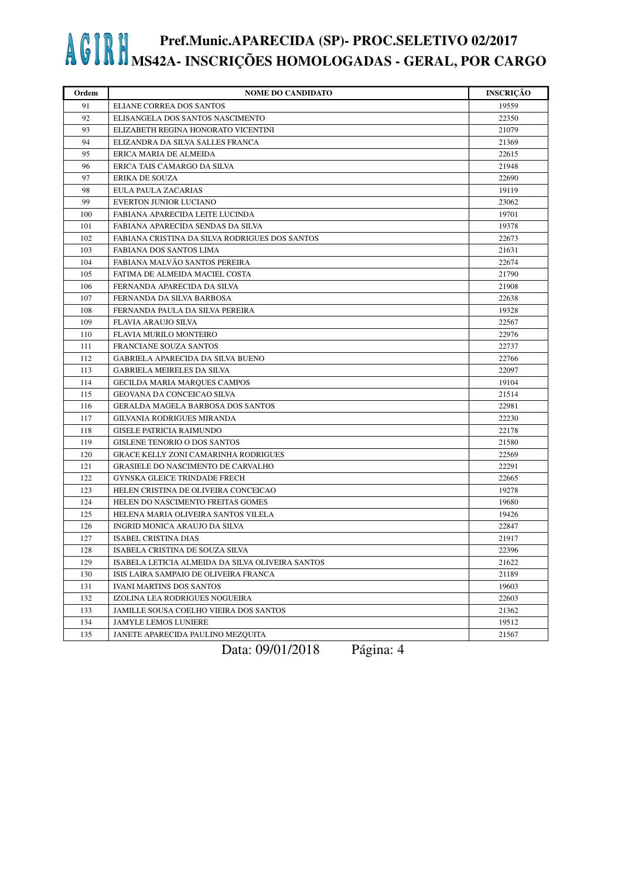# AGIRH Pref.Munic.APARECIDA (SP)- PROC.SELETIVO 02/2017
## MS42A- INSCRIÇÕES HOMOLOGADAS - GERAL, POR CARGO

| Ordem | NOME DO CANDIDATO | INSCRIÇÃO |
|---|---|---|
| 91 | ELIANE CORREA DOS SANTOS | 19559 |
| 92 | ELISANGELA DOS SANTOS NASCIMENTO | 22350 |
| 93 | ELIZABETH REGINA HONORATO VICENTINI | 21079 |
| 94 | ELIZANDRA DA SILVA SALLES FRANCA | 21369 |
| 95 | ERICA MARIA DE ALMEIDA | 22615 |
| 96 | ERICA TAIS CAMARGO DA SILVA | 21948 |
| 97 | ERIKA DE SOUZA | 22690 |
| 98 | EULA PAULA ZACARIAS | 19119 |
| 99 | EVERTON JUNIOR LUCIANO | 23062 |
| 100 | FABIANA APARECIDA LEITE LUCINDA | 19701 |
| 101 | FABIANA APARECIDA SENDAS DA SILVA | 19378 |
| 102 | FABIANA CRISTINA DA SILVA RODRIGUES DOS SANTOS | 22673 |
| 103 | FABIANA DOS SANTOS LIMA | 21631 |
| 104 | FABIANA MALVÃO SANTOS PEREIRA | 22674 |
| 105 | FATIMA DE ALMEIDA MACIEL COSTA | 21790 |
| 106 | FERNANDA APARECIDA DA SILVA | 21908 |
| 107 | FERNANDA DA SILVA BARBOSA | 22638 |
| 108 | FERNANDA PAULA DA SILVA PEREIRA | 19328 |
| 109 | FLAVIA ARAUJO SILVA | 22567 |
| 110 | FLAVIA MURILO MONTEIRO | 22976 |
| 111 | FRANCIANE SOUZA SANTOS | 22737 |
| 112 | GABRIELA APARECIDA DA SILVA BUENO | 22766 |
| 113 | GABRIELA MEIRELES DA SILVA | 22097 |
| 114 | GECILDA MARIA MARQUES CAMPOS | 19104 |
| 115 | GEOVANA DA CONCEICAO SILVA | 21514 |
| 116 | GERALDA MAGELA BARBOSA DOS SANTOS | 22981 |
| 117 | GILVANIA RODRIGUES MIRANDA | 22230 |
| 118 | GISELE PATRICIA RAIMUNDO | 22178 |
| 119 | GISLENE TENORIO O DOS SANTOS | 21580 |
| 120 | GRACE KELLY ZONI CAMARINHA RODRIGUES | 22569 |
| 121 | GRASIELE DO NASCIMENTO DE CARVALHO | 22291 |
| 122 | GYNSKA GLEICE TRINDADE FRECH | 22665 |
| 123 | HELEN CRISTINA DE OLIVEIRA CONCEICAO | 19278 |
| 124 | HELEN DO NASCIMENTO FREITAS GOMES | 19680 |
| 125 | HELENA MARIA OLIVEIRA SANTOS VILELA | 19426 |
| 126 | INGRID MONICA ARAUJO DA SILVA | 22847 |
| 127 | ISABEL CRISTINA DIAS | 21917 |
| 128 | ISABELA CRISTINA DE SOUZA SILVA | 22396 |
| 129 | ISABELA LETICIA ALMEIDA DA SILVA OLIVEIRA SANTOS | 21622 |
| 130 | ISIS LAIRA SAMPAIO DE OLIVEIRA FRANCA | 21189 |
| 131 | IVANI MARTINS DOS SANTOS | 19603 |
| 132 | IZOLINA LEA RODRIGUES NOGUEIRA | 22603 |
| 133 | JAMILLE SOUSA COELHO VIEIRA DOS SANTOS | 21362 |
| 134 | JAMYLE LEMOS LUNIERE | 19512 |
| 135 | JANETE APARECIDA PAULINO MEZQUITA | 21567 |

Data: 09/01/2018 Página: 4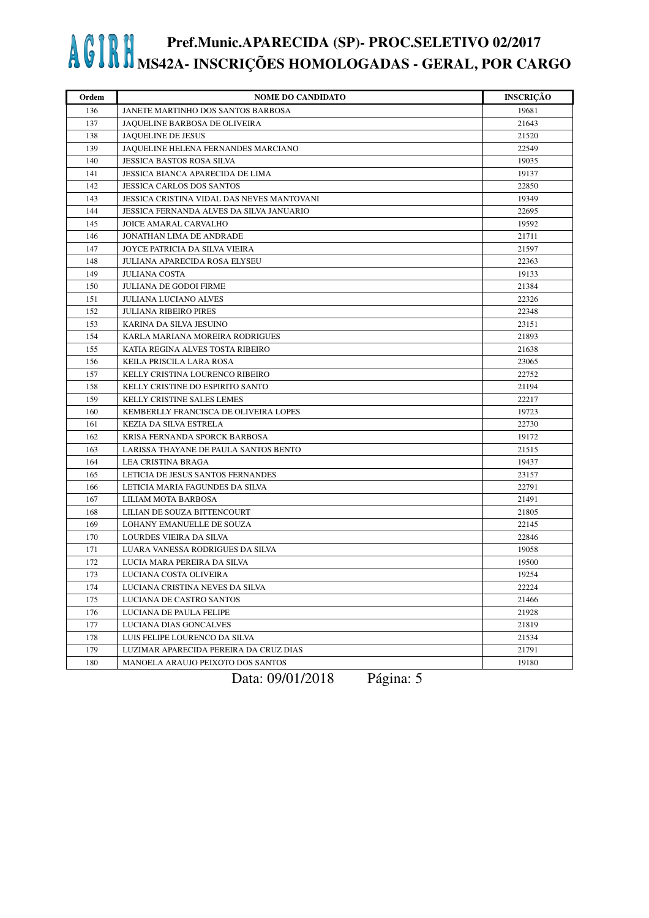# AGIRH Pref.Munic.APARECIDA (SP)- PROC.SELETIVO 02/2017
## MS42A- INSCRIÇÕES HOMOLOGADAS - GERAL, POR CARGO

| Ordem | NOME DO CANDIDATO | INSCRIÇÃO |
|---|---|---|
| 136 | JANETE MARTINHO DOS SANTOS BARBOSA | 19681 |
| 137 | JAQUELINE BARBOSA DE OLIVEIRA | 21643 |
| 138 | JAQUELINE DE JESUS | 21520 |
| 139 | JAQUELINE HELENA FERNANDES MARCIANO | 22549 |
| 140 | JESSICA BASTOS ROSA SILVA | 19035 |
| 141 | JESSICA BIANCA APARECIDA DE LIMA | 19137 |
| 142 | JESSICA CARLOS DOS SANTOS | 22850 |
| 143 | JESSICA CRISTINA VIDAL DAS NEVES MANTOVANI | 19349 |
| 144 | JESSICA FERNANDA ALVES DA SILVA JANUARIO | 22695 |
| 145 | JOICE AMARAL CARVALHO | 19592 |
| 146 | JONATHAN LIMA DE ANDRADE | 21711 |
| 147 | JOYCE PATRICIA DA SILVA VIEIRA | 21597 |
| 148 | JULIANA APARECIDA ROSA ELYSEU | 22363 |
| 149 | JULIANA COSTA | 19133 |
| 150 | JULIANA DE GODOI FIRME | 21384 |
| 151 | JULIANA LUCIANO ALVES | 22326 |
| 152 | JULIANA RIBEIRO PIRES | 22348 |
| 153 | KARINA DA SILVA JESUINO | 23151 |
| 154 | KARLA MARIANA MOREIRA RODRIGUES | 21893 |
| 155 | KATIA REGINA ALVES TOSTA RIBEIRO | 21638 |
| 156 | KEILA PRISCILA LARA ROSA | 23065 |
| 157 | KELLY CRISTINA LOURENCO RIBEIRO | 22752 |
| 158 | KELLY CRISTINE DO ESPIRITO SANTO | 21194 |
| 159 | KELLY CRISTINE SALES LEMES | 22217 |
| 160 | KEMBERLLY FRANCISCA DE OLIVEIRA LOPES | 19723 |
| 161 | KEZIA DA SILVA ESTRELA | 22730 |
| 162 | KRISA FERNANDA SPORCK BARBOSA | 19172 |
| 163 | LARISSA THAYANE DE PAULA SANTOS BENTO | 21515 |
| 164 | LEA CRISTINA BRAGA | 19437 |
| 165 | LETICIA DE JESUS SANTOS FERNANDES | 23157 |
| 166 | LETICIA MARIA FAGUNDES DA SILVA | 22791 |
| 167 | LILIAM MOTA BARBOSA | 21491 |
| 168 | LILIAN DE SOUZA BITTENCOURT | 21805 |
| 169 | LOHANY EMANUELLE DE SOUZA | 22145 |
| 170 | LOURDES VIEIRA DA SILVA | 22846 |
| 171 | LUARA VANESSA RODRIGUES DA SILVA | 19058 |
| 172 | LUCIA MARA PEREIRA DA SILVA | 19500 |
| 173 | LUCIANA COSTA OLIVEIRA | 19254 |
| 174 | LUCIANA CRISTINA NEVES DA SILVA | 22224 |
| 175 | LUCIANA DE CASTRO SANTOS | 21466 |
| 176 | LUCIANA DE PAULA FELIPE | 21928 |
| 177 | LUCIANA DIAS GONCALVES | 21819 |
| 178 | LUIS FELIPE LOURENCO DA SILVA | 21534 |
| 179 | LUZIMAR APARECIDA PEREIRA DA CRUZ DIAS | 21791 |
| 180 | MANOELA ARAUJO PEIXOTO DOS SANTOS | 19180 |

Data: 09/01/2018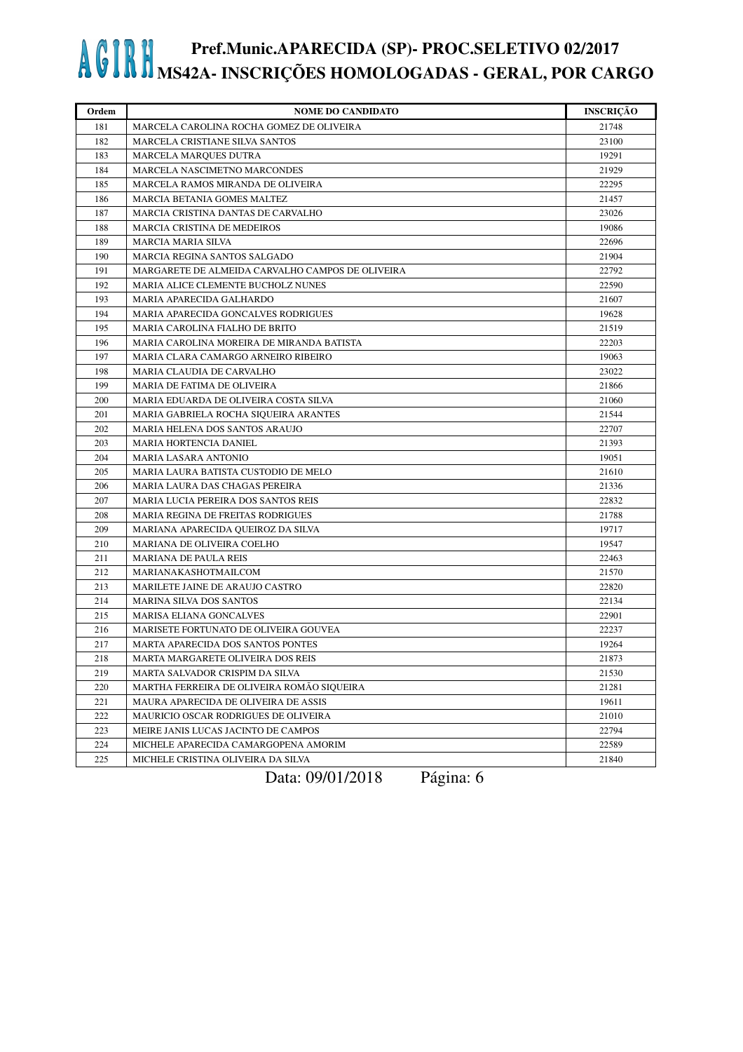# AGIRH Pref.Munic.APARECIDA (SP)- PROC.SELETIVO 02/2017
## MS42A- INSCRIÇÕES HOMOLOGADAS - GERAL, POR CARGO

| Ordem | NOME DO CANDIDATO | INSCRIÇÃO |
|---|---|---|
| 181 | MARCELA CAROLINA ROCHA GOMEZ DE OLIVEIRA | 21748 |
| 182 | MARCELA CRISTIANE SILVA SANTOS | 23100 |
| 183 | MARCELA MARQUES DUTRA | 19291 |
| 184 | MARCELA NASCIMETNO MARCONDES | 21929 |
| 185 | MARCELA RAMOS MIRANDA DE OLIVEIRA | 22295 |
| 186 | MARCIA BETANIA GOMES MALTEZ | 21457 |
| 187 | MARCIA CRISTINA DANTAS DE CARVALHO | 23026 |
| 188 | MARCIA CRISTINA DE MEDEIROS | 19086 |
| 189 | MARCIA MARIA SILVA | 22696 |
| 190 | MARCIA REGINA SANTOS SALGADO | 21904 |
| 191 | MARGARETE DE ALMEIDA CARVALHO CAMPOS DE OLIVEIRA | 22792 |
| 192 | MARIA ALICE CLEMENTE BUCHOLZ NUNES | 22590 |
| 193 | MARIA APARECIDA GALHARDO | 21607 |
| 194 | MARIA APARECIDA GONCALVES RODRIGUES | 19628 |
| 195 | MARIA CAROLINA FIALHO DE BRITO | 21519 |
| 196 | MARIA CAROLINA MOREIRA DE MIRANDA BATISTA | 22203 |
| 197 | MARIA CLARA CAMARGO ARNEIRO RIBEIRO | 19063 |
| 198 | MARIA CLAUDIA DE CARVALHO | 23022 |
| 199 | MARIA DE FATIMA DE OLIVEIRA | 21866 |
| 200 | MARIA EDUARDA DE OLIVEIRA COSTA SILVA | 21060 |
| 201 | MARIA GABRIELA ROCHA SIQUEIRA ARANTES | 21544 |
| 202 | MARIA HELENA DOS SANTOS ARAUJO | 22707 |
| 203 | MARIA HORTENCIA DANIEL | 21393 |
| 204 | MARIA LASARA ANTONIO | 19051 |
| 205 | MARIA LAURA BATISTA CUSTODIO DE MELO | 21610 |
| 206 | MARIA LAURA DAS CHAGAS PEREIRA | 21336 |
| 207 | MARIA LUCIA PEREIRA DOS SANTOS REIS | 22832 |
| 208 | MARIA REGINA DE FREITAS RODRIGUES | 21788 |
| 209 | MARIANA APARECIDA QUEIROZ DA SILVA | 19717 |
| 210 | MARIANA DE OLIVEIRA COELHO | 19547 |
| 211 | MARIANA DE PAULA REIS | 22463 |
| 212 | MARIANAKASHOTMAILCOM | 21570 |
| 213 | MARILETE JAINE DE ARAUJO CASTRO | 22820 |
| 214 | MARINA SILVA DOS SANTOS | 22134 |
| 215 | MARISA ELIANA GONCALVES | 22901 |
| 216 | MARISETE FORTUNATO DE OLIVEIRA GOUVEA | 22237 |
| 217 | MARTA APARECIDA DOS SANTOS PONTES | 19264 |
| 218 | MARTA MARGARETE OLIVEIRA DOS REIS | 21873 |
| 219 | MARTA SALVADOR CRISPIM DA SILVA | 21530 |
| 220 | MARTHA FERREIRA DE OLIVEIRA ROMÃO SIQUEIRA | 21281 |
| 221 | MAURA APARECIDA DE OLIVEIRA DE ASSIS | 19611 |
| 222 | MAURICIO OSCAR RODRIGUES DE OLIVEIRA | 21010 |
| 223 | MEIRE JANIS LUCAS JACINTO DE CAMPOS | 22794 |
| 224 | MICHELE APARECIDA CAMARGOPENA AMORIM | 22589 |
| 225 | MICHELE CRISTINA OLIVEIRA DA SILVA | 21840 |

Data: 09/01/2018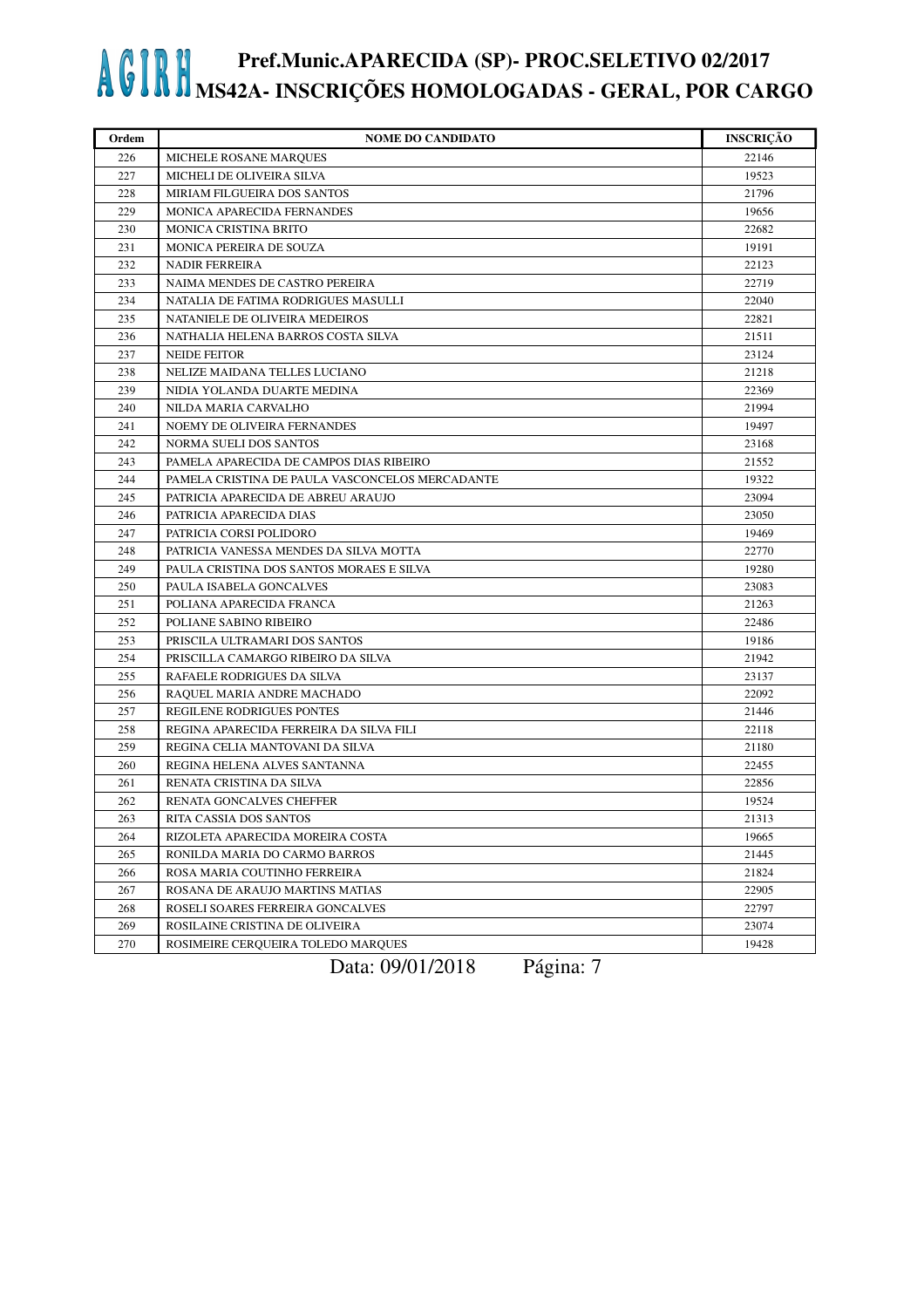# AGIRH Pref.Munic.APARECIDA (SP)- PROC.SELETIVO 02/2017
## MS42A- INSCRIÇÕES HOMOLOGADAS - GERAL, POR CARGO

| Ordem | NOME DO CANDIDATO | INSCRIÇÃO |
|---|---|---|
| 226 | MICHELE ROSANE MARQUES | 22146 |
| 227 | MICHELI DE OLIVEIRA SILVA | 19523 |
| 228 | MIRIAM FILGUEIRA DOS SANTOS | 21796 |
| 229 | MONICA APARECIDA FERNANDES | 19656 |
| 230 | MONICA CRISTINA BRITO | 22682 |
| 231 | MONICA PEREIRA DE SOUZA | 19191 |
| 232 | NADIR FERREIRA | 22123 |
| 233 | NAIMA MENDES DE CASTRO PEREIRA | 22719 |
| 234 | NATALIA DE FATIMA RODRIGUES MASULLI | 22040 |
| 235 | NATANIELE DE OLIVEIRA MEDEIROS | 22821 |
| 236 | NATHALIA HELENA BARROS COSTA SILVA | 21511 |
| 237 | NEIDE FEITOR | 23124 |
| 238 | NELIZE MAIDANA TELLES LUCIANO | 21218 |
| 239 | NIDIA YOLANDA DUARTE MEDINA | 22369 |
| 240 | NILDA MARIA CARVALHO | 21994 |
| 241 | NOEMY DE OLIVEIRA FERNANDES | 19497 |
| 242 | NORMA SUELI DOS SANTOS | 23168 |
| 243 | PAMELA APARECIDA DE CAMPOS DIAS RIBEIRO | 21552 |
| 244 | PAMELA CRISTINA DE PAULA VASCONCELOS MERCADANTE | 19322 |
| 245 | PATRICIA APARECIDA DE ABREU ARAUJO | 23094 |
| 246 | PATRICIA APARECIDA DIAS | 23050 |
| 247 | PATRICIA CORSI POLIDORO | 19469 |
| 248 | PATRICIA VANESSA MENDES DA SILVA MOTTA | 22770 |
| 249 | PAULA CRISTINA DOS SANTOS MORAES E SILVA | 19280 |
| 250 | PAULA ISABELA GONCALVES | 23083 |
| 251 | POLIANA APARECIDA FRANCA | 21263 |
| 252 | POLIANE SABINO RIBEIRO | 22486 |
| 253 | PRISCILA ULTRAMARI DOS SANTOS | 19186 |
| 254 | PRISCILLA CAMARGO RIBEIRO DA SILVA | 21942 |
| 255 | RAFAELE RODRIGUES DA SILVA | 23137 |
| 256 | RAQUEL MARIA ANDRE MACHADO | 22092 |
| 257 | REGILENE RODRIGUES PONTES | 21446 |
| 258 | REGINA APARECIDA FERREIRA DA SILVA FILI | 22118 |
| 259 | REGINA CELIA MANTOVANI DA SILVA | 21180 |
| 260 | REGINA HELENA ALVES SANTANNA | 22455 |
| 261 | RENATA CRISTINA DA SILVA | 22856 |
| 262 | RENATA GONCALVES CHEFFER | 19524 |
| 263 | RITA CASSIA DOS SANTOS | 21313 |
| 264 | RIZOLETA APARECIDA MOREIRA COSTA | 19665 |
| 265 | RONILDA MARIA DO CARMO BARROS | 21445 |
| 266 | ROSA MARIA COUTINHO FERREIRA | 21824 |
| 267 | ROSANA DE ARAUJO MARTINS MATIAS | 22905 |
| 268 | ROSELI SOARES FERREIRA GONCALVES | 22797 |
| 269 | ROSILAINE CRISTINA DE OLIVEIRA | 23074 |
| 270 | ROSIMEIRE CERQUEIRA TOLEDO MARQUES | 19428 |

Data: 09/01/2018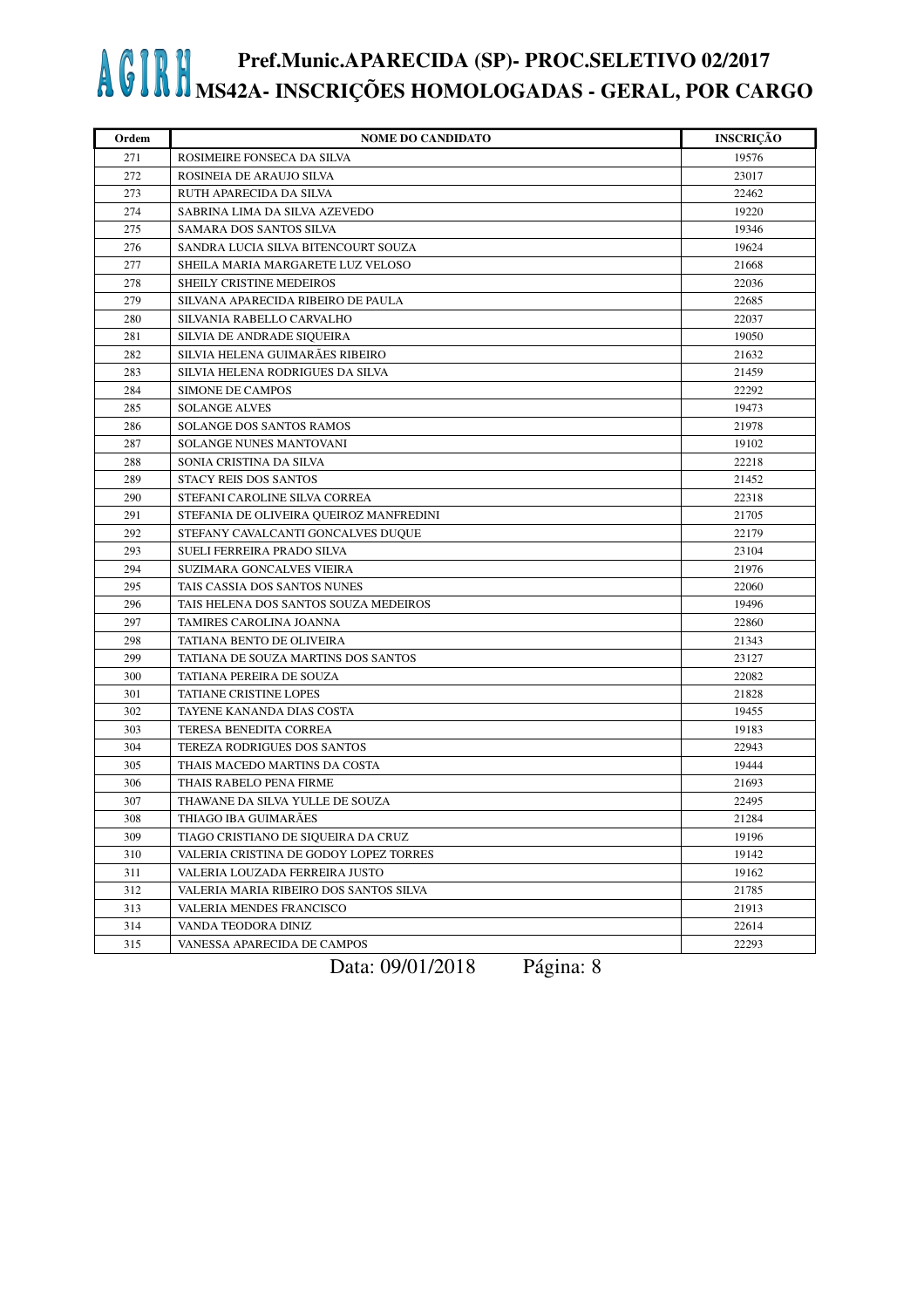# AGIRH Pref.Munic.APARECIDA (SP)- PROC.SELETIVO 02/2017
## MS42A- INSCRIÇÕES HOMOLOGADAS - GERAL, POR CARGO

| Ordem | NOME DO CANDIDATO | INSCRIÇÃO |
|---|---|---|
| 271 | ROSIMEIRE FONSECA DA SILVA | 19576 |
| 272 | ROSINEIA DE ARAUJO SILVA | 23017 |
| 273 | RUTH APARECIDA DA SILVA | 22462 |
| 274 | SABRINA LIMA DA SILVA AZEVEDO | 19220 |
| 275 | SAMARA DOS SANTOS SILVA | 19346 |
| 276 | SANDRA LUCIA SILVA BITENCOURT SOUZA | 19624 |
| 277 | SHEILA MARIA MARGARETE LUZ VELOSO | 21668 |
| 278 | SHEILY CRISTINE MEDEIROS | 22036 |
| 279 | SILVANA APARECIDA RIBEIRO DE PAULA | 22685 |
| 280 | SILVANIA RABELLO CARVALHO | 22037 |
| 281 | SILVIA DE ANDRADE SIQUEIRA | 19050 |
| 282 | SILVIA HELENA GUIMARÃES RIBEIRO | 21632 |
| 283 | SILVIA HELENA RODRIGUES DA SILVA | 21459 |
| 284 | SIMONE DE CAMPOS | 22292 |
| 285 | SOLANGE ALVES | 19473 |
| 286 | SOLANGE DOS SANTOS RAMOS | 21978 |
| 287 | SOLANGE NUNES MANTOVANI | 19102 |
| 288 | SONIA CRISTINA DA SILVA | 22218 |
| 289 | STACY REIS DOS SANTOS | 21452 |
| 290 | STEFANI CAROLINE SILVA CORREA | 22318 |
| 291 | STEFANIA DE OLIVEIRA QUEIROZ MANFREDINI | 21705 |
| 292 | STEFANY CAVALCANTI GONCALVES DUQUE | 22179 |
| 293 | SUELI FERREIRA PRADO SILVA | 23104 |
| 294 | SUZIMARA GONCALVES VIEIRA | 21976 |
| 295 | TAIS CASSIA DOS SANTOS NUNES | 22060 |
| 296 | TAIS HELENA DOS SANTOS SOUZA MEDEIROS | 19496 |
| 297 | TAMIRES CAROLINA JOANNA | 22860 |
| 298 | TATIANA BENTO DE OLIVEIRA | 21343 |
| 299 | TATIANA DE SOUZA MARTINS DOS SANTOS | 23127 |
| 300 | TATIANA PEREIRA DE SOUZA | 22082 |
| 301 | TATIANE CRISTINE LOPES | 21828 |
| 302 | TAYENE KANANDA DIAS COSTA | 19455 |
| 303 | TERESA BENEDITA CORREA | 19183 |
| 304 | TEREZA RODRIGUES DOS SANTOS | 22943 |
| 305 | THAIS MACEDO MARTINS DA COSTA | 19444 |
| 306 | THAIS RABELO PENA FIRME | 21693 |
| 307 | THAWANE DA SILVA YULLE DE SOUZA | 22495 |
| 308 | THIAGO IBA GUIMARÃES | 21284 |
| 309 | TIAGO CRISTIANO DE SIQUEIRA DA CRUZ | 19196 |
| 310 | VALERIA CRISTINA DE GODOY LOPEZ TORRES | 19142 |
| 311 | VALERIA LOUZADA FERREIRA JUSTO | 19162 |
| 312 | VALERIA MARIA RIBEIRO DOS SANTOS SILVA | 21785 |
| 313 | VALERIA MENDES FRANCISCO | 21913 |
| 314 | VANDA TEODORA DINIZ | 22614 |
| 315 | VANESSA APARECIDA DE CAMPOS | 22293 |

Data: 09/01/2018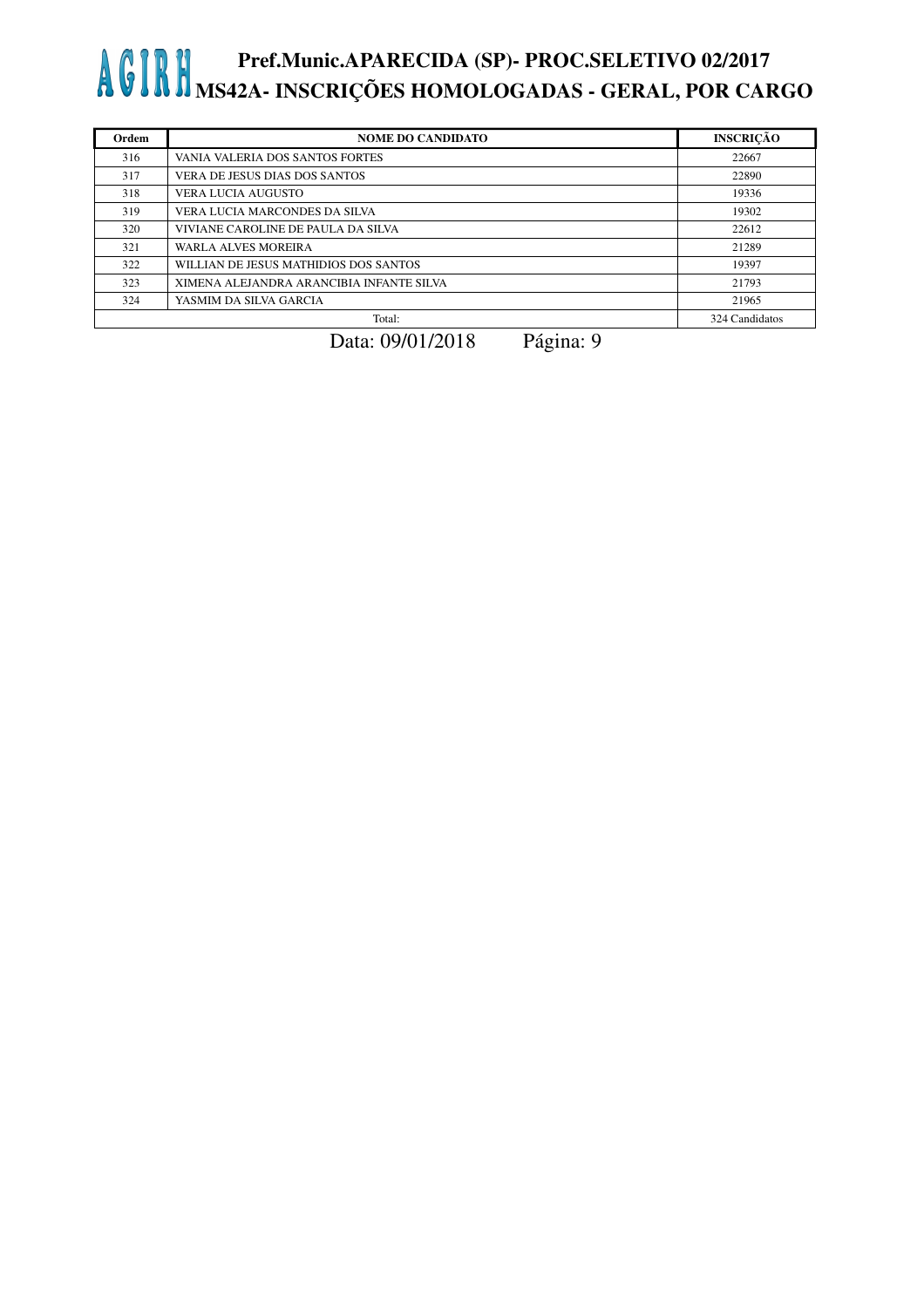| Ordem | NOME DO CANDIDATO | INSCRIÇÃO |
|---|---|---|
| 316 | VANIA VALERIA DOS SANTOS FORTES | 22667 |
| 317 | VERA DE JESUS DIAS DOS SANTOS | 22890 |
| 318 | VERA LUCIA AUGUSTO | 19336 |
| 319 | VERA LUCIA MARCONDES DA SILVA | 19302 |
| 320 | VIVIANE CAROLINE DE PAULA DA SILVA | 22612 |
| 321 | WARLA ALVES MOREIRA | 21289 |
| 322 | WILLIAN DE JESUS MATHIDIOS DOS SANTOS | 19397 |
| 323 | XIMENA ALEJANDRA ARANCIBIA INFANTE SILVA | 21793 |
| 324 | YASMIM DA SILVA GARCIA | 21965 |
| Total: | | 324 Candidatos |

Data: 09/01/2018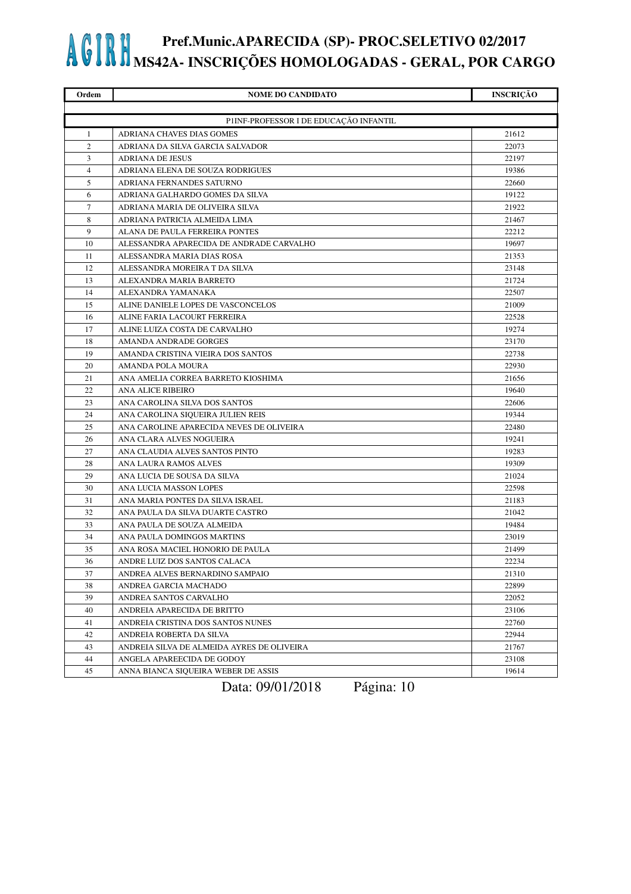# AGIRH Pref.Munic.APARECIDA (SP)- PROC.SELETIVO 02/2017

## MS42A- INSCRIÇÕES HOMOLOGADAS - GERAL, POR CARGO

| Ordem | NOME DO CANDIDATO | INSCRIÇÃO |
|---|---|---|
| | P1INF-PROFESSOR I DE EDUCAÇÃO INFANTIL | |
| 1 | ADRIANA CHAVES DIAS GOMES | 21612 |
| 2 | ADRIANA DA SILVA GARCIA SALVADOR | 22073 |
| 3 | ADRIANA DE JESUS | 22197 |
| 4 | ADRIANA ELENA DE SOUZA RODRIGUES | 19386 |
| 5 | ADRIANA FERNANDES SATURNO | 22660 |
| 6 | ADRIANA GALHARDO GOMES DA SILVA | 19122 |
| 7 | ADRIANA MARIA DE OLIVEIRA SILVA | 21922 |
| 8 | ADRIANA PATRICIA ALMEIDA LIMA | 21467 |
| 9 | ALANA DE PAULA FERREIRA PONTES | 22212 |
| 10 | ALESSANDRA APARECIDA DE ANDRADE CARVALHO | 19697 |
| 11 | ALESSANDRA MARIA DIAS ROSA | 21353 |
| 12 | ALESSANDRA MOREIRA T DA SILVA | 23148 |
| 13 | ALEXANDRA MARIA BARRETO | 21724 |
| 14 | ALEXANDRA YAMANAKA | 22507 |
| 15 | ALINE DANIELE LOPES DE VASCONCELOS | 21009 |
| 16 | ALINE FARIA LACOURT FERREIRA | 22528 |
| 17 | ALINE LUIZA COSTA DE CARVALHO | 19274 |
| 18 | AMANDA ANDRADE GORGES | 23170 |
| 19 | AMANDA CRISTINA VIEIRA DOS SANTOS | 22738 |
| 20 | AMANDA POLA MOURA | 22930 |
| 21 | ANA AMELIA CORREA BARRETO KIOSHIMA | 21656 |
| 22 | ANA ALICE RIBEIRO | 19640 |
| 23 | ANA CAROLINA SILVA DOS SANTOS | 22606 |
| 24 | ANA CAROLINA SIQUEIRA JULIEN REIS | 19344 |
| 25 | ANA CAROLINE APARECIDA NEVES DE OLIVEIRA | 22480 |
| 26 | ANA CLARA ALVES NOGUEIRA | 19241 |
| 27 | ANA CLAUDIA ALVES SANTOS PINTO | 19283 |
| 28 | ANA LAURA RAMOS ALVES | 19309 |
| 29 | ANA LUCIA DE SOUSA DA SILVA | 21024 |
| 30 | ANA LUCIA MASSON LOPES | 22598 |
| 31 | ANA MARIA PONTES DA SILVA ISRAEL | 21183 |
| 32 | ANA PAULA DA SILVA DUARTE CASTRO | 21042 |
| 33 | ANA PAULA DE SOUZA ALMEIDA | 19484 |
| 34 | ANA PAULA DOMINGOS MARTINS | 23019 |
| 35 | ANA ROSA MACIEL HONORIO DE PAULA | 21499 |
| 36 | ANDRE LUIZ DOS SANTOS CALACA | 22234 |
| 37 | ANDREA ALVES BERNARDINO SAMPAIO | 21310 |
| 38 | ANDREA GARCIA MACHADO | 22899 |
| 39 | ANDREA SANTOS CARVALHO | 22052 |
| 40 | ANDREIA APARECIDA DE BRITTO | 23106 |
| 41 | ANDREIA CRISTINA DOS SANTOS NUNES | 22760 |
| 42 | ANDREIA ROBERTA DA SILVA | 22944 |
| 43 | ANDREIA SILVA DE ALMEIDA AYRES DE OLIVEIRA | 21767 |
| 44 | ANGELA APAREECIDA DE GODOY | 23108 |
| 45 | ANNA BIANCA SIQUEIRA WEBER DE ASSIS | 19614 |

Data: 09/01/2018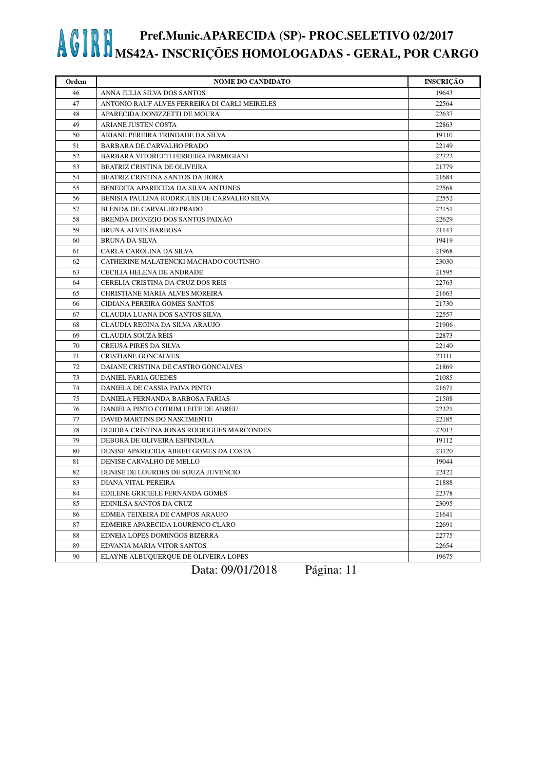# AGIRH Pref.Munic.APARECIDA (SP)- PROC.SELETIVO 02/2017
## MS42A- INSCRIÇÕES HOMOLOGADAS - GERAL, POR CARGO

| Ordem | NOME DO CANDIDATO | INSCRIÇÃO |
|---|---|---|
| 46 | ANNA JULIA SILVA DOS SANTOS | 19643 |
| 47 | ANTONIO RAUF ALVES FERREIRA DI CARLI MEIRELES | 22564 |
| 48 | APARECIDA DONIZZETTI DE MOURA | 22637 |
| 49 | ARIANE JUSTEN COSTA | 22863 |
| 50 | ARIANE PEREIRA TRINDADE DA SILVA | 19110 |
| 51 | BARBARA DE CARVALHO PRADO | 22149 |
| 52 | BARBARA VITORETTI FERREIRA PARMIGIANI | 22722 |
| 53 | BEATRIZ CRISTINA DE OLIVEIRA | 21779 |
| 54 | BEATRIZ CRISTINA SANTOS DA HORA | 21684 |
| 55 | BENEDITA APARECIDA DA SILVA ANTUNES | 22568 |
| 56 | BENISIA PAULINA RODRIGUES DE CARVALHO SILVA | 22552 |
| 57 | BLENDA DE CARVALHO PRADO | 22151 |
| 58 | BRENDA DIONIZIO DOS SANTOS PAIXÃO | 22629 |
| 59 | BRUNA ALVES BARBOSA | 21143 |
| 60 | BRUNA DA SILVA | 19419 |
| 61 | CARLA CAROLINA DA SILVA | 21968 |
| 62 | CATHERINE MALATENCKI MACHADO COUTINHO | 23030 |
| 63 | CECILIA HELENA DE ANDRADE | 21595 |
| 64 | CERELIA CRISTINA DA CRUZ DOS REIS | 22763 |
| 65 | CHRISTIANE MARIA ALVES MOREIRA | 21663 |
| 66 | CIDIANA PEREIRA GOMES SANTOS | 21730 |
| 67 | CLAUDIA LUANA DOS SANTOS SILVA | 22557 |
| 68 | CLAUDIA REGINA DA SILVA ARAUJO | 21906 |
| 69 | CLAUDIA SOUZA REIS | 22873 |
| 70 | CREUSA PIRES DA SILVA | 22140 |
| 71 | CRISTIANE GONCALVES | 23111 |
| 72 | DAIANE CRISTINA DE CASTRO GONCALVES | 21869 |
| 73 | DANIEL FARIA GUEDES | 21085 |
| 74 | DANIELA DE CASSIA PAIVA PINTO | 21671 |
| 75 | DANIELA FERNANDA BARBOSA FARIAS | 21508 |
| 76 | DANIELA PINTO COTRIM LEITE DE ABREU | 22321 |
| 77 | DAVID MARTINS DO NASCIMENTO | 22185 |
| 78 | DEBORA CRISTINA JONAS RODRIGUES MARCONDES | 22013 |
| 79 | DEBORA DE OLIVEIRA ESPINDOLA | 19112 |
| 80 | DENISE APARECIDA ABREU GOMES DA COSTA | 23120 |
| 81 | DENISE CARVALHO DE MELLO | 19044 |
| 82 | DENISE DE LOURDES DE SOUZA JUVENCIO | 22422 |
| 83 | DIANA VITAL PEREIRA | 21888 |
| 84 | EDILENE GRICIELE FERNANDA GOMES | 22378 |
| 85 | EDINILSA SANTOS DA CRUZ | 23095 |
| 86 | EDMEA TEIXEIRA DE CAMPOS ARAUJO | 21641 |
| 87 | EDMEIRE APARECIDA LOURENCO CLARO | 22691 |
| 88 | EDNEIA LOPES DOMINGOS BIZERRA | 22775 |
| 89 | EDVANIA MARIA VITOR SANTOS | 22654 |
| 90 | ELAYNE ALBUQUERQUE DE OLIVEIRA LOPES | 19675 |

Data: 09/01/2018 Página: 11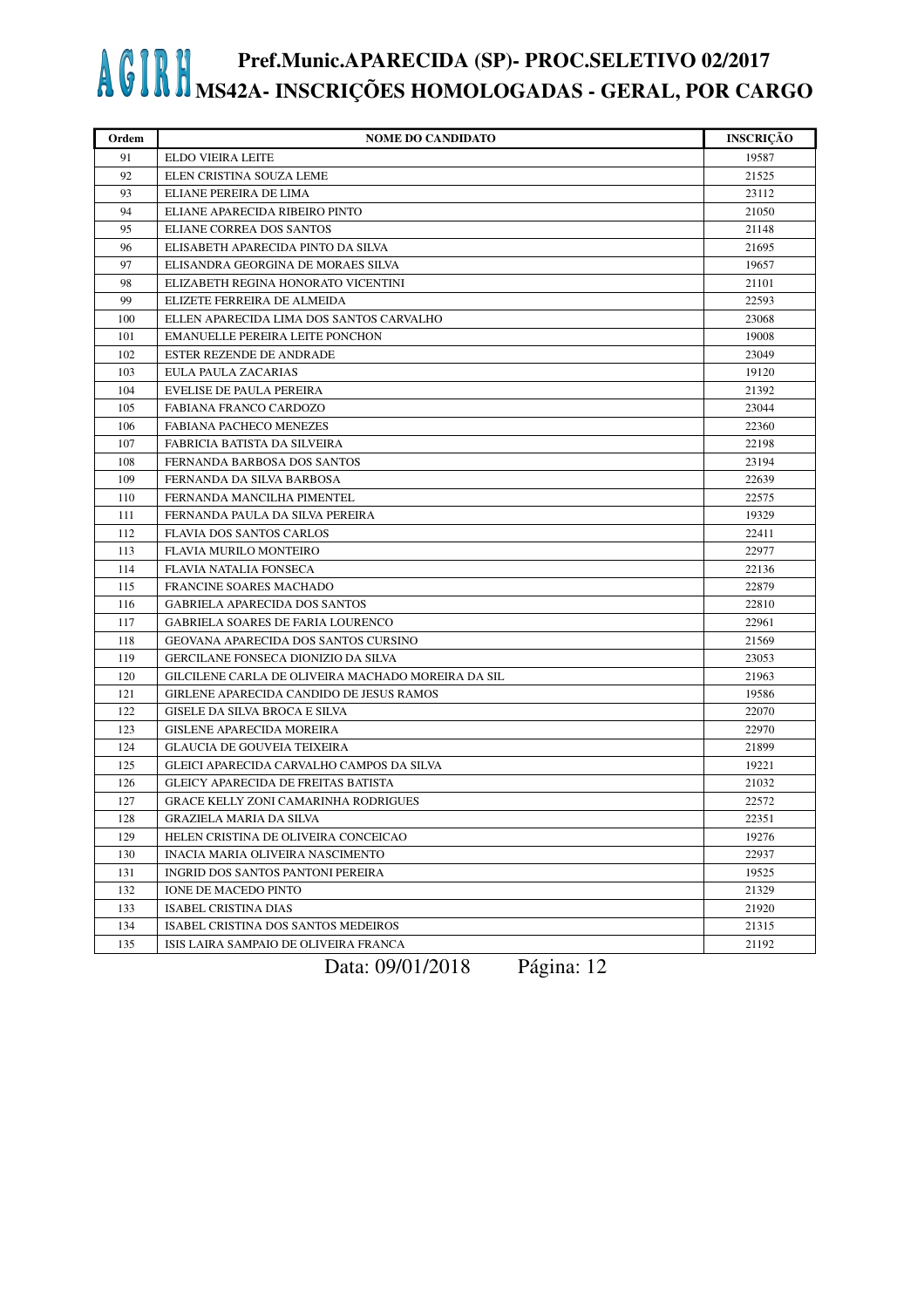# AGIRH Pref.Munic.APARECIDA (SP)- PROC.SELETIVO 02/2017
## MS42A- INSCRIÇÕES HOMOLOGADAS - GERAL, POR CARGO

| Ordem | NOME DO CANDIDATO | INSCRIÇÃO |
|---|---|---|
| 91 | ELDO VIEIRA LEITE | 19587 |
| 92 | ELEN CRISTINA SOUZA LEME | 21525 |
| 93 | ELIANE PEREIRA DE LIMA | 23112 |
| 94 | ELIANE APARECIDA RIBEIRO PINTO | 21050 |
| 95 | ELIANE CORREA DOS SANTOS | 21148 |
| 96 | ELISABETH APARECIDA PINTO DA SILVA | 21695 |
| 97 | ELISANDRA GEORGINA DE MORAES SILVA | 19657 |
| 98 | ELIZABETH REGINA HONORATO VICENTINI | 21101 |
| 99 | ELIZETE FERREIRA DE ALMEIDA | 22593 |
| 100 | ELLEN APARECIDA LIMA DOS SANTOS CARVALHO | 23068 |
| 101 | EMANUELLE PEREIRA LEITE PONCHON | 19008 |
| 102 | ESTER REZENDE DE ANDRADE | 23049 |
| 103 | EULA PAULA ZACARIAS | 19120 |
| 104 | EVELISE DE PAULA PEREIRA | 21392 |
| 105 | FABIANA FRANCO CARDOZO | 23044 |
| 106 | FABIANA PACHECO MENEZES | 22360 |
| 107 | FABRICIA BATISTA DA SILVEIRA | 22198 |
| 108 | FERNANDA BARBOSA DOS SANTOS | 23194 |
| 109 | FERNANDA DA SILVA BARBOSA | 22639 |
| 110 | FERNANDA MANCILHA PIMENTEL | 22575 |
| 111 | FERNANDA PAULA DA SILVA PEREIRA | 19329 |
| 112 | FLAVIA DOS SANTOS CARLOS | 22411 |
| 113 | FLAVIA MURILO MONTEIRO | 22977 |
| 114 | FLAVIA NATALIA FONSECA | 22136 |
| 115 | FRANCINE SOARES MACHADO | 22879 |
| 116 | GABRIELA APARECIDA DOS SANTOS | 22810 |
| 117 | GABRIELA SOARES DE FARIA LOURENCO | 22961 |
| 118 | GEOVANA APARECIDA DOS SANTOS CURSINO | 21569 |
| 119 | GERCILANE FONSECA DIONIZIO DA SILVA | 23053 |
| 120 | GILCILENE CARLA DE OLIVEIRA MACHADO MOREIRA DA SIL | 21963 |
| 121 | GIRLENE APARECIDA CANDIDO DE JESUS RAMOS | 19586 |
| 122 | GISELE DA SILVA BROCA E SILVA | 22070 |
| 123 | GISLENE APARECIDA MOREIRA | 22970 |
| 124 | GLAUCIA DE GOUVEIA TEIXEIRA | 21899 |
| 125 | GLEICI APARECIDA CARVALHO CAMPOS DA SILVA | 19221 |
| 126 | GLEICY APARECIDA DE FREITAS BATISTA | 21032 |
| 127 | GRACE KELLY ZONI CAMARINHA RODRIGUES | 22572 |
| 128 | GRAZIELA MARIA DA SILVA | 22351 |
| 129 | HELEN CRISTINA DE OLIVEIRA CONCEICAO | 19276 |
| 130 | INACIA MARIA OLIVEIRA NASCIMENTO | 22937 |
| 131 | INGRID DOS SANTOS PANTONI PEREIRA | 19525 |
| 132 | IONE DE MACEDO PINTO | 21329 |
| 133 | ISABEL CRISTINA DIAS | 21920 |
| 134 | ISABEL CRISTINA DOS SANTOS MEDEIROS | 21315 |
| 135 | ISIS LAIRA SAMPAIO DE OLIVEIRA FRANCA | 21192 |

Data: 09/01/2018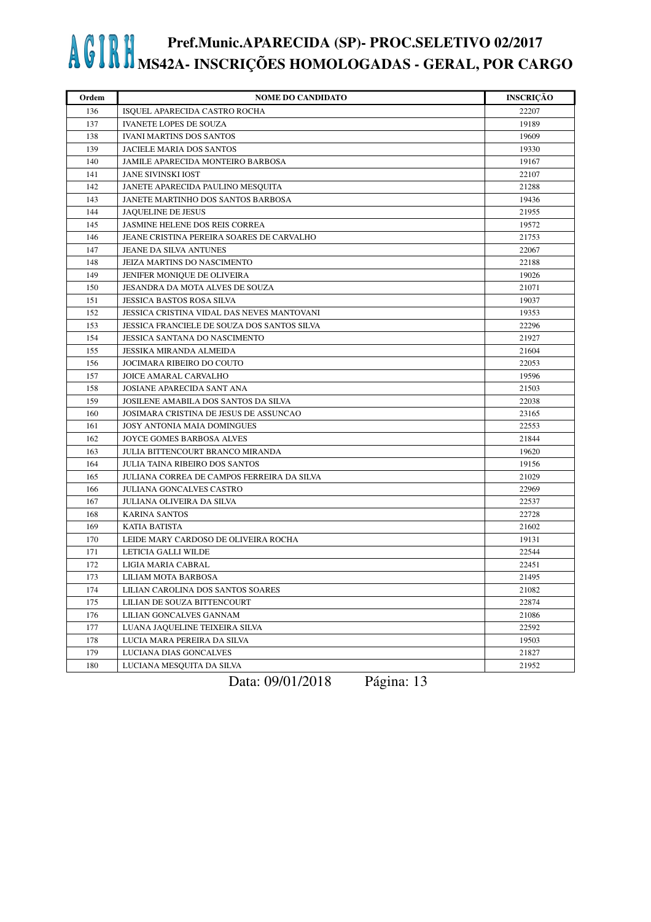# AGIRH Pref.Munic.APARECIDA (SP)- PROC.SELETIVO 02/2017
## MS42A- INSCRIÇÕES HOMOLOGADAS - GERAL, POR CARGO

| Ordem | NOME DO CANDIDATO | INSCRIÇÃO |
|---|---|---|
| 136 | ISQUEL APARECIDA CASTRO ROCHA | 22207 |
| 137 | IVANETE LOPES DE SOUZA | 19189 |
| 138 | IVANI MARTINS DOS SANTOS | 19609 |
| 139 | JACIELE MARIA DOS SANTOS | 19330 |
| 140 | JAMILE APARECIDA MONTEIRO BARBOSA | 19167 |
| 141 | JANE SIVINSKI IOST | 22107 |
| 142 | JANETE APARECIDA PAULINO MESQUITA | 21288 |
| 143 | JANETE MARTINHO DOS SANTOS BARBOSA | 19436 |
| 144 | JAQUELINE DE JESUS | 21955 |
| 145 | JASMINE HELENE DOS REIS CORREA | 19572 |
| 146 | JEANE CRISTINA PEREIRA SOARES DE CARVALHO | 21753 |
| 147 | JEANE DA SILVA ANTUNES | 22067 |
| 148 | JEIZA MARTINS DO NASCIMENTO | 22188 |
| 149 | JENIFER MONIQUE DE OLIVEIRA | 19026 |
| 150 | JESANDRA DA MOTA ALVES DE SOUZA | 21071 |
| 151 | JESSICA BASTOS ROSA SILVA | 19037 |
| 152 | JESSICA CRISTINA VIDAL DAS NEVES MANTOVANI | 19353 |
| 153 | JESSICA FRANCIELE DE SOUZA DOS SANTOS SILVA | 22296 |
| 154 | JESSICA SANTANA DO NASCIMENTO | 21927 |
| 155 | JESSIKA MIRANDA ALMEIDA | 21604 |
| 156 | JOCIMARA RIBEIRO DO COUTO | 22053 |
| 157 | JOICE AMARAL CARVALHO | 19596 |
| 158 | JOSIANE APARECIDA SANT ANA | 21503 |
| 159 | JOSILENE AMABILA DOS SANTOS DA SILVA | 22038 |
| 160 | JOSIMARA CRISTINA DE JESUS DE ASSUNCAO | 23165 |
| 161 | JOSY ANTONIA MAIA DOMINGUES | 22553 |
| 162 | JOYCE GOMES BARBOSA ALVES | 21844 |
| 163 | JULIA BITTENCOURT BRANCO MIRANDA | 19620 |
| 164 | JULIA TAINA RIBEIRO DOS SANTOS | 19156 |
| 165 | JULIANA CORREA DE CAMPOS FERREIRA DA SILVA | 21029 |
| 166 | JULIANA GONCALVES CASTRO | 22969 |
| 167 | JULIANA OLIVEIRA DA SILVA | 22537 |
| 168 | KARINA SANTOS | 22728 |
| 169 | KATIA BATISTA | 21602 |
| 170 | LEIDE MARY CARDOSO DE OLIVEIRA ROCHA | 19131 |
| 171 | LETICIA GALLI WILDE | 22544 |
| 172 | LIGIA MARIA CABRAL | 22451 |
| 173 | LILIAM MOTA BARBOSA | 21495 |
| 174 | LILIAN CAROLINA DOS SANTOS SOARES | 21082 |
| 175 | LILIAN DE SOUZA BITTENCOURT | 22874 |
| 176 | LILIAN GONCALVES GANNAM | 21086 |
| 177 | LUANA JAQUELINE TEIXEIRA SILVA | 22592 |
| 178 | LUCIA MARA PEREIRA DA SILVA | 19503 |
| 179 | LUCIANA DIAS GONCALVES | 21827 |
| 180 | LUCIANA MESQUITA DA SILVA | 21952 |

Data: 09/01/2018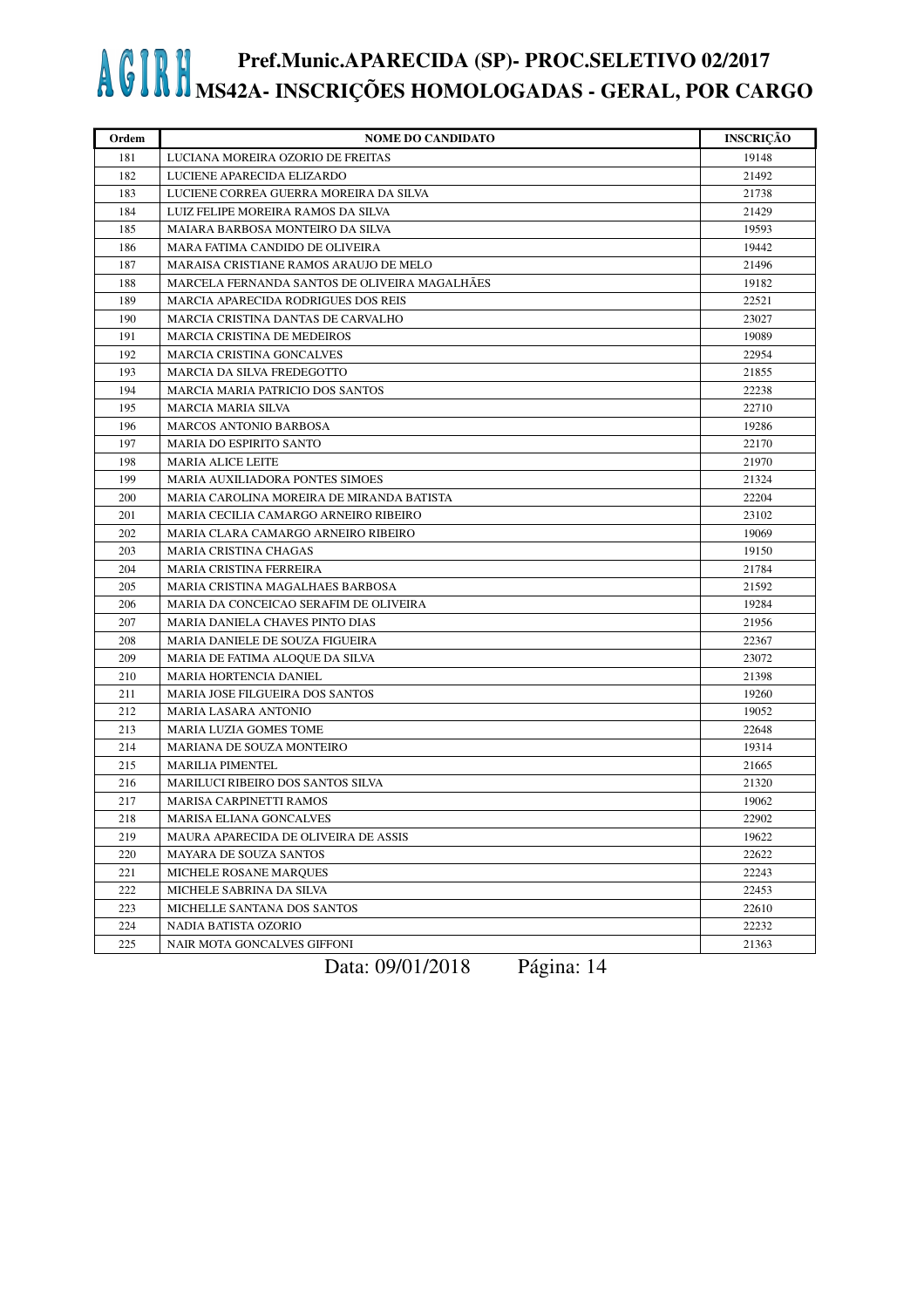# AGIRH Pref.Munic.APARECIDA (SP)- PROC.SELETIVO 02/2017
## MS42A- INSCRIÇÕES HOMOLOGADAS - GERAL, POR CARGO

| Ordem | NOME DO CANDIDATO | INSCRIÇÃO |
|---|---|---|
| 181 | LUCIANA MOREIRA OZORIO DE FREITAS | 19148 |
| 182 | LUCIENE APARECIDA ELIZARDO | 21492 |
| 183 | LUCIENE CORREA GUERRA MOREIRA DA SILVA | 21738 |
| 184 | LUIZ FELIPE MOREIRA RAMOS DA SILVA | 21429 |
| 185 | MAIARA BARBOSA MONTEIRO DA SILVA | 19593 |
| 186 | MARA FATIMA CANDIDO DE OLIVEIRA | 19442 |
| 187 | MARAISA CRISTIANE RAMOS ARAUJO DE MELO | 21496 |
| 188 | MARCELA FERNANDA SANTOS DE OLIVEIRA MAGALHÃES | 19182 |
| 189 | MARCIA APARECIDA RODRIGUES DOS REIS | 22521 |
| 190 | MARCIA CRISTINA DANTAS DE CARVALHO | 23027 |
| 191 | MARCIA CRISTINA DE MEDEIROS | 19089 |
| 192 | MARCIA CRISTINA GONCALVES | 22954 |
| 193 | MARCIA DA SILVA FREDEGOTTO | 21855 |
| 194 | MARCIA MARIA PATRICIO DOS SANTOS | 22238 |
| 195 | MARCIA MARIA SILVA | 22710 |
| 196 | MARCOS ANTONIO BARBOSA | 19286 |
| 197 | MARIA DO ESPIRITO SANTO | 22170 |
| 198 | MARIA ALICE LEITE | 21970 |
| 199 | MARIA AUXILIADORA PONTES SIMOES | 21324 |
| 200 | MARIA CAROLINA MOREIRA DE MIRANDA BATISTA | 22204 |
| 201 | MARIA CECILIA CAMARGO ARNEIRO RIBEIRO | 23102 |
| 202 | MARIA CLARA CAMARGO ARNEIRO RIBEIRO | 19069 |
| 203 | MARIA CRISTINA CHAGAS | 19150 |
| 204 | MARIA CRISTINA FERREIRA | 21784 |
| 205 | MARIA CRISTINA MAGALHAES BARBOSA | 21592 |
| 206 | MARIA DA CONCEICAO SERAFIM DE OLIVEIRA | 19284 |
| 207 | MARIA DANIELA CHAVES PINTO DIAS | 21956 |
| 208 | MARIA DANIELE DE SOUZA FIGUEIRA | 22367 |
| 209 | MARIA DE FATIMA ALOQUE DA SILVA | 23072 |
| 210 | MARIA HORTENCIA DANIEL | 21398 |
| 211 | MARIA JOSE FILGUEIRA DOS SANTOS | 19260 |
| 212 | MARIA LASARA ANTONIO | 19052 |
| 213 | MARIA LUZIA GOMES TOME | 22648 |
| 214 | MARIANA DE SOUZA MONTEIRO | 19314 |
| 215 | MARILIA PIMENTEL | 21665 |
| 216 | MARILUCI RIBEIRO DOS SANTOS SILVA | 21320 |
| 217 | MARISA CARPINETTI RAMOS | 19062 |
| 218 | MARISA ELIANA GONCALVES | 22902 |
| 219 | MAURA APARECIDA DE OLIVEIRA DE ASSIS | 19622 |
| 220 | MAYARA DE SOUZA SANTOS | 22622 |
| 221 | MICHELE ROSANE MARQUES | 22243 |
| 222 | MICHELE SABRINA DA SILVA | 22453 |
| 223 | MICHELLE SANTANA DOS SANTOS | 22610 |
| 224 | NADIA BATISTA OZORIO | 22232 |
| 225 | NAIR MOTA GONCALVES GIFFONI | 21363 |

Data: 09/01/2018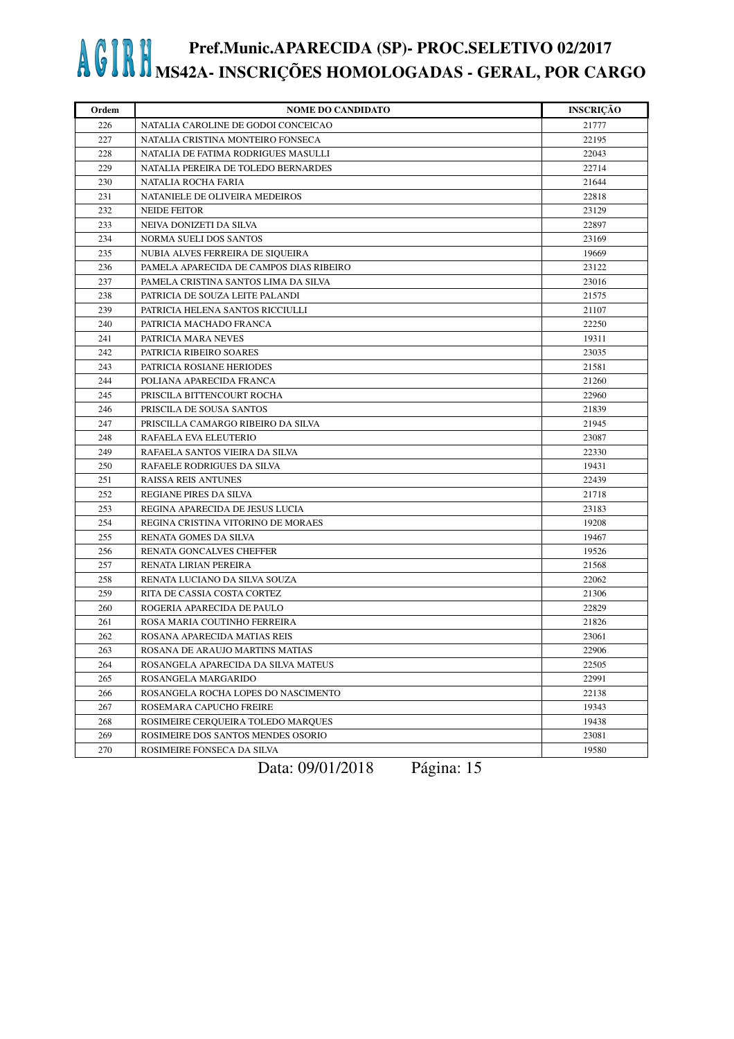# AGIRH Pref.Munic.APARECIDA (SP)- PROC.SELETIVO 02/2017
## MS42A- INSCRIÇÕES HOMOLOGADAS - GERAL, POR CARGO

| Ordem | NOME DO CANDIDATO | INSCRIÇÃO |
|---|---|---|
| 226 | NATALIA CAROLINE DE GODOI CONCEICAO | 21777 |
| 227 | NATALIA CRISTINA MONTEIRO FONSECA | 22195 |
| 228 | NATALIA DE FATIMA RODRIGUES MASULLI | 22043 |
| 229 | NATALIA PEREIRA DE TOLEDO BERNARDES | 22714 |
| 230 | NATALIA ROCHA FARIA | 21644 |
| 231 | NATANIELE DE OLIVEIRA MEDEIROS | 22818 |
| 232 | NEIDE FEITOR | 23129 |
| 233 | NEIVA DONIZETI DA SILVA | 22897 |
| 234 | NORMA SUELI DOS SANTOS | 23169 |
| 235 | NUBIA ALVES FERREIRA DE SIQUEIRA | 19669 |
| 236 | PAMELA APARECIDA DE CAMPOS DIAS RIBEIRO | 23122 |
| 237 | PAMELA CRISTINA SANTOS LIMA DA SILVA | 23016 |
| 238 | PATRICIA DE SOUZA LEITE PALANDI | 21575 |
| 239 | PATRICIA HELENA SANTOS RICCIULLI | 21107 |
| 240 | PATRICIA MACHADO FRANCA | 22250 |
| 241 | PATRICIA MARA NEVES | 19311 |
| 242 | PATRICIA RIBEIRO SOARES | 23035 |
| 243 | PATRICIA ROSIANE HERIODES | 21581 |
| 244 | POLIANA APARECIDA FRANCA | 21260 |
| 245 | PRISCILA BITTENCOURT ROCHA | 22960 |
| 246 | PRISCILA DE SOUSA SANTOS | 21839 |
| 247 | PRISCILLA CAMARGO RIBEIRO DA SILVA | 21945 |
| 248 | RAFAELA EVA ELEUTERIO | 23087 |
| 249 | RAFAELA SANTOS VIEIRA DA SILVA | 22330 |
| 250 | RAFAELE RODRIGUES DA SILVA | 19431 |
| 251 | RAISSA REIS ANTUNES | 22439 |
| 252 | REGIANE PIRES DA SILVA | 21718 |
| 253 | REGINA APARECIDA DE JESUS LUCIA | 23183 |
| 254 | REGINA CRISTINA VITORINO DE MORAES | 19208 |
| 255 | RENATA GOMES DA SILVA | 19467 |
| 256 | RENATA GONCALVES CHEFFER | 19526 |
| 257 | RENATA LIRIAN PEREIRA | 21568 |
| 258 | RENATA LUCIANO DA SILVA SOUZA | 22062 |
| 259 | RITA DE CASSIA COSTA CORTEZ | 21306 |
| 260 | ROGERIA APARECIDA DE PAULO | 22829 |
| 261 | ROSA MARIA COUTINHO FERREIRA | 21826 |
| 262 | ROSANA APARECIDA MATIAS REIS | 23061 |
| 263 | ROSANA DE ARAUJO MARTINS MATIAS | 22906 |
| 264 | ROSANGELA APARECIDA DA SILVA MATEUS | 22505 |
| 265 | ROSANGELA MARGARIDO | 22991 |
| 266 | ROSANGELA ROCHA LOPES DO NASCIMENTO | 22138 |
| 267 | ROSEMARA CAPUCHO FREIRE | 19343 |
| 268 | ROSIMEIRE CERQUEIRA TOLEDO MARQUES | 19438 |
| 269 | ROSIMEIRE DOS SANTOS MENDES OSORIO | 23081 |
| 270 | ROSIMEIRE FONSECA DA SILVA | 19580 |

Data: 09/01/2018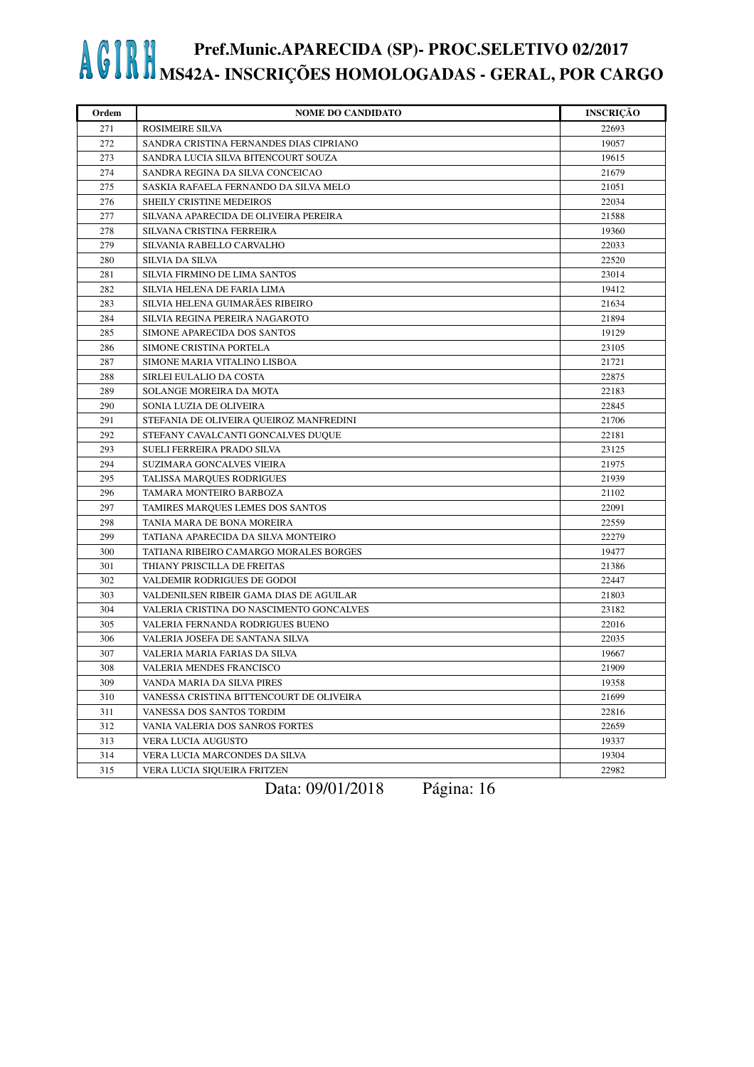# AGIRH Pref.Munic.APARECIDA (SP)- PROC.SELETIVO 02/2017
## MS42A- INSCRIÇÕES HOMOLOGADAS - GERAL, POR CARGO

| Ordem | NOME DO CANDIDATO | INSCRIÇÃO |
|---|---|---|
| 271 | ROSIMEIRE SILVA | 22693 |
| 272 | SANDRA CRISTINA FERNANDES DIAS CIPRIANO | 19057 |
| 273 | SANDRA LUCIA SILVA BITENCOURT SOUZA | 19615 |
| 274 | SANDRA REGINA DA SILVA CONCEICAO | 21679 |
| 275 | SASKIA RAFAELA FERNANDO DA SILVA MELO | 21051 |
| 276 | SHEILY CRISTINE MEDEIROS | 22034 |
| 277 | SILVANA APARECIDA DE OLIVEIRA PEREIRA | 21588 |
| 278 | SILVANA CRISTINA FERREIRA | 19360 |
| 279 | SILVANIA RABELLO CARVALHO | 22033 |
| 280 | SILVIA DA SILVA | 22520 |
| 281 | SILVIA FIRMINO DE LIMA SANTOS | 23014 |
| 282 | SILVIA HELENA DE FARIA LIMA | 19412 |
| 283 | SILVIA HELENA GUIMARÃES RIBEIRO | 21634 |
| 284 | SILVIA REGINA PEREIRA NAGAROTO | 21894 |
| 285 | SIMONE APARECIDA DOS SANTOS | 19129 |
| 286 | SIMONE CRISTINA PORTELA | 23105 |
| 287 | SIMONE MARIA VITALINO LISBOA | 21721 |
| 288 | SIRLEI EULALIO DA COSTA | 22875 |
| 289 | SOLANGE MOREIRA DA MOTA | 22183 |
| 290 | SONIA LUZIA DE OLIVEIRA | 22845 |
| 291 | STEFANIA DE OLIVEIRA QUEIROZ MANFREDINI | 21706 |
| 292 | STEFANY CAVALCANTI GONCALVES DUQUE | 22181 |
| 293 | SUELI FERREIRA PRADO SILVA | 23125 |
| 294 | SUZIMARA GONCALVES VIEIRA | 21975 |
| 295 | TALISSA MARQUES RODRIGUES | 21939 |
| 296 | TAMARA MONTEIRO BARBOZA | 21102 |
| 297 | TAMIRES MARQUES LEMES DOS SANTOS | 22091 |
| 298 | TANIA MARA DE BONA MOREIRA | 22559 |
| 299 | TATIANA APARECIDA DA SILVA MONTEIRO | 22279 |
| 300 | TATIANA RIBEIRO CAMARGO MORALES BORGES | 19477 |
| 301 | THIANY PRISCILLA DE FREITAS | 21386 |
| 302 | VALDEMIR RODRIGUES DE GODOI | 22447 |
| 303 | VALDENILSEN RIBEIR GAMA DIAS DE AGUILAR | 21803 |
| 304 | VALERIA CRISTINA DO NASCIMENTO GONCALVES | 23182 |
| 305 | VALERIA FERNANDA RODRIGUES BUENO | 22016 |
| 306 | VALERIA JOSEFA DE SANTANA SILVA | 22035 |
| 307 | VALERIA MARIA FARIAS DA SILVA | 19667 |
| 308 | VALERIA MENDES FRANCISCO | 21909 |
| 309 | VANDA MARIA DA SILVA PIRES | 19358 |
| 310 | VANESSA CRISTINA BITTENCOURT DE OLIVEIRA | 21699 |
| 311 | VANESSA DOS SANTOS TORDIM | 22816 |
| 312 | VANIA VALERIA DOS SANROS FORTES | 22659 |
| 313 | VERA LUCIA AUGUSTO | 19337 |
| 314 | VERA LUCIA MARCONDES DA SILVA | 19304 |
| 315 | VERA LUCIA SIQUEIRA FRITZEN | 22982 |

Data: 09/01/2018 Página: 16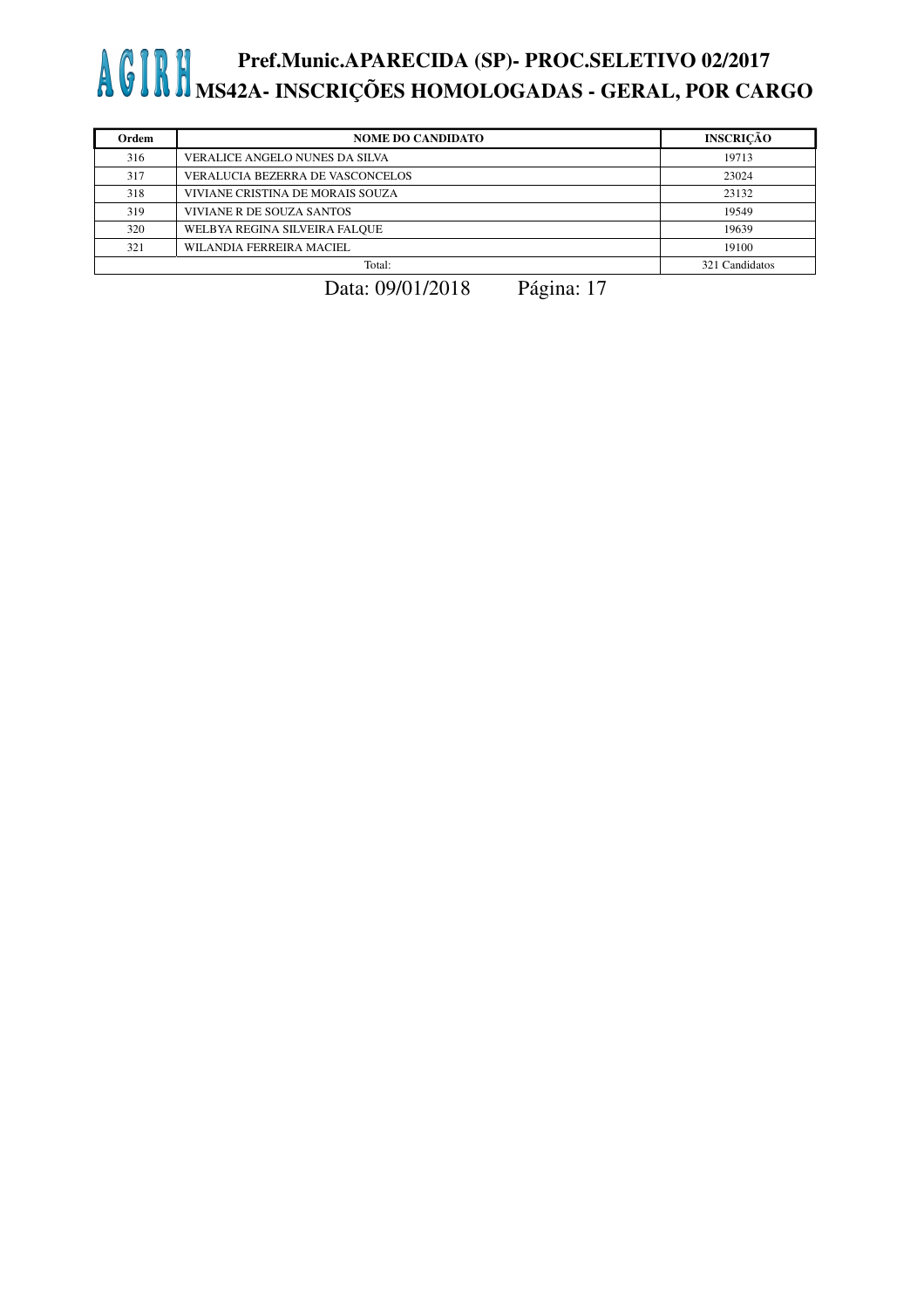| Ordem | NOME DO CANDIDATO | INSCRIÇÃO |
|---|---|---|
| 316 | VERALICE ANGELO NUNES DA SILVA | 19713 |
| 317 | VERALUCIA BEZERRA DE VASCONCELOS | 23024 |
| 318 | VIVIANE CRISTINA DE MORAIS SOUZA | 23132 |
| 319 | VIVIANE R DE SOUZA SANTOS | 19549 |
| 320 | WELBYA REGINA SILVEIRA FALQUE | 19639 |
| 321 | WILANDIA FERREIRA MACIEL | 19100 |
| | Total: | 321 Candidatos |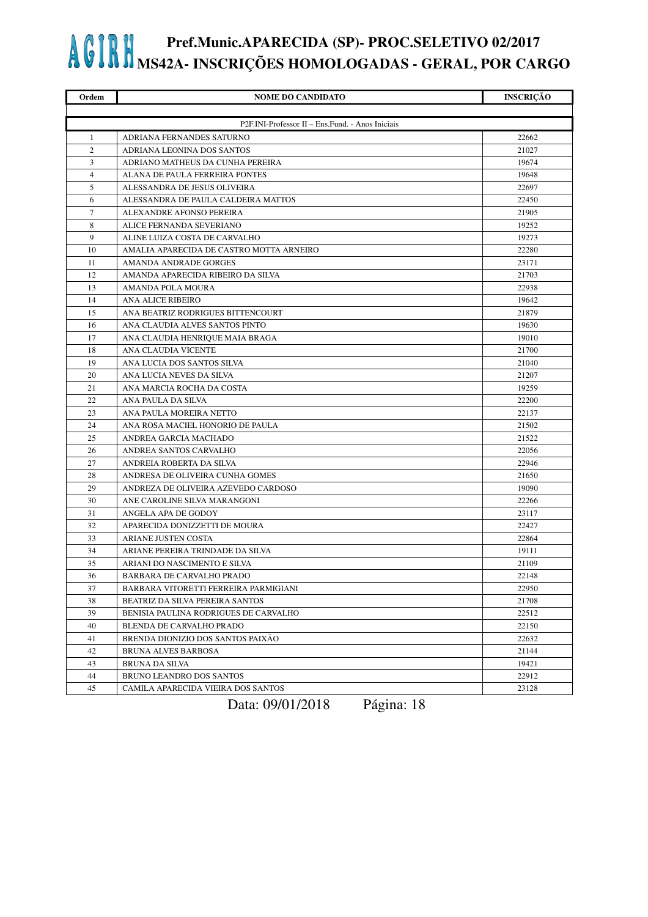# AGIRH Pref.Munic.APARECIDA (SP)- PROC.SELETIVO 02/2017
## MS42A- INSCRIÇÕES HOMOLOGADAS - GERAL, POR CARGO

| Ordem | NOME DO CANDIDATO | INSCRIÇÃO |
|---|---|---|
| | P2F.INI-Professor II – Ens.Fund. - Anos Iniciais | |
| 1 | ADRIANA FERNANDES SATURNO | 22662 |
| 2 | ADRIANA LEONINA DOS SANTOS | 21027 |
| 3 | ADRIANO MATHEUS DA CUNHA PEREIRA | 19674 |
| 4 | ALANA DE PAULA FERREIRA PONTES | 19648 |
| 5 | ALESSANDRA DE JESUS OLIVEIRA | 22697 |
| 6 | ALESSANDRA DE PAULA CALDEIRA MATTOS | 22450 |
| 7 | ALEXANDRE AFONSO PEREIRA | 21905 |
| 8 | ALICE FERNANDA SEVERIANO | 19252 |
| 9 | ALINE LUIZA COSTA DE CARVALHO | 19273 |
| 10 | AMALIA APARECIDA DE CASTRO MOTTA ARNEIRO | 22280 |
| 11 | AMANDA ANDRADE GORGES | 23171 |
| 12 | AMANDA APARECIDA RIBEIRO DA SILVA | 21703 |
| 13 | AMANDA POLA MOURA | 22938 |
| 14 | ANA ALICE RIBEIRO | 19642 |
| 15 | ANA BEATRIZ RODRIGUES BITTENCOURT | 21879 |
| 16 | ANA CLAUDIA ALVES SANTOS PINTO | 19630 |
| 17 | ANA CLAUDIA HENRIQUE MAIA BRAGA | 19010 |
| 18 | ANA CLAUDIA VICENTE | 21700 |
| 19 | ANA LUCIA DOS SANTOS SILVA | 21040 |
| 20 | ANA LUCIA NEVES DA SILVA | 21207 |
| 21 | ANA MARCIA ROCHA DA COSTA | 19259 |
| 22 | ANA PAULA DA SILVA | 22200 |
| 23 | ANA PAULA MOREIRA NETTO | 22137 |
| 24 | ANA ROSA MACIEL HONORIO DE PAULA | 21502 |
| 25 | ANDREA GARCIA MACHADO | 21522 |
| 26 | ANDREA SANTOS CARVALHO | 22056 |
| 27 | ANDREIA ROBERTA DA SILVA | 22946 |
| 28 | ANDRESA DE OLIVEIRA CUNHA GOMES | 21650 |
| 29 | ANDREZA DE OLIVEIRA AZEVEDO CARDOSO | 19090 |
| 30 | ANE CAROLINE SILVA MARANGONI | 22266 |
| 31 | ANGELA APA DE GODOY | 23117 |
| 32 | APARECIDA DONIZZETTI DE MOURA | 22427 |
| 33 | ARIANE JUSTEN COSTA | 22864 |
| 34 | ARIANE PEREIRA TRINDADE DA SILVA | 19111 |
| 35 | ARIANI DO NASCIMENTO E SILVA | 21109 |
| 36 | BARBARA DE CARVALHO PRADO | 22148 |
| 37 | BARBARA VITORETTI FERREIRA PARMIGIANI | 22950 |
| 38 | BEATRIZ DA SILVA PEREIRA SANTOS | 21708 |
| 39 | BENISIA PAULINA RODRIGUES DE CARVALHO | 22512 |
| 40 | BLENDA DE CARVALHO PRADO | 22150 |
| 41 | BRENDA DIONIZIO DOS SANTOS PAIXÃO | 22632 |
| 42 | BRUNA ALVES BARBOSA | 21144 |
| 43 | BRUNA DA SILVA | 19421 |
| 44 | BRUNO LEANDRO DOS SANTOS | 22912 |
| 45 | CAMILA APARECIDA VIEIRA DOS SANTOS | 23128 |

Data: 09/01/2018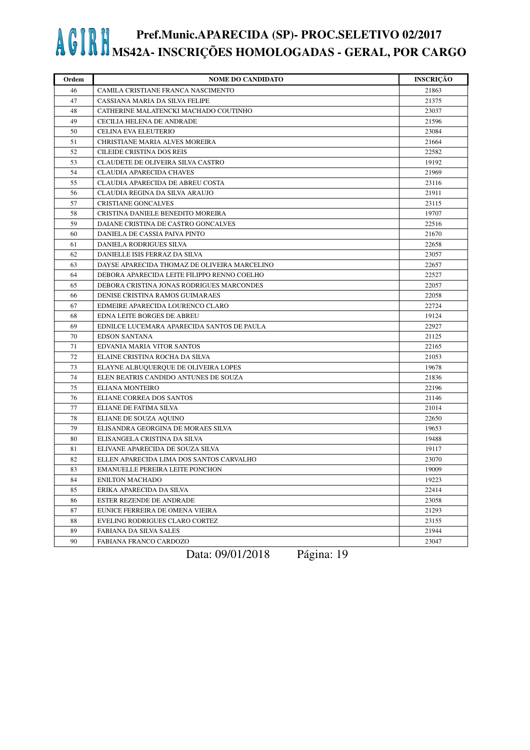# AGIRH Pref.Munic.APARECIDA (SP)- PROC.SELETIVO 02/2017
## MS42A- INSCRIÇÕES HOMOLOGADAS - GERAL, POR CARGO

| Ordem | NOME DO CANDIDATO | INSCRIÇÃO |
|---|---|---|
| 46 | CAMILA CRISTIANE FRANCA NASCIMENTO | 21863 |
| 47 | CASSIANA MARIA DA SILVA FELIPE | 21375 |
| 48 | CATHERINE MALATENCKI MACHADO COUTINHO | 23037 |
| 49 | CECILIA HELENA DE ANDRADE | 21596 |
| 50 | CELINA EVA ELEUTERIO | 23084 |
| 51 | CHRISTIANE MARIA ALVES MOREIRA | 21664 |
| 52 | CILEIDE CRISTINA DOS REIS | 22582 |
| 53 | CLAUDETE DE OLIVEIRA SILVA CASTRO | 19192 |
| 54 | CLAUDIA APARECIDA CHAVES | 21969 |
| 55 | CLAUDIA APARECIDA DE ABREU COSTA | 23116 |
| 56 | CLAUDIA REGINA DA SILVA ARAUJO | 21911 |
| 57 | CRISTIANE GONCALVES | 23115 |
| 58 | CRISTINA DANIELE BENEDITO MOREIRA | 19707 |
| 59 | DAIANE CRISTINA DE CASTRO GONCALVES | 22516 |
| 60 | DANIELA DE CASSIA PAIVA PINTO | 21670 |
| 61 | DANIELA RODRIGUES SILVA | 22658 |
| 62 | DANIELLE ISIS FERRAZ DA SILVA | 23057 |
| 63 | DAYSE APARECIDA THOMAZ DE OLIVEIRA MARCELINO | 22657 |
| 64 | DEBORA APARECIDA LEITE FILIPPO RENNO COELHO | 22527 |
| 65 | DEBORA CRISTINA JONAS RODRIGUES MARCONDES | 22057 |
| 66 | DENISE CRISTINA RAMOS GUIMARAES | 22058 |
| 67 | EDMEIRE APARECIDA LOURENCO CLARO | 22724 |
| 68 | EDNA LEITE BORGES DE ABREU | 19124 |
| 69 | EDNILCE LUCEMARA APARECIDA SANTOS DE PAULA | 22927 |
| 70 | EDSON SANTANA | 21125 |
| 71 | EDVANIA MARIA VITOR SANTOS | 22165 |
| 72 | ELAINE CRISTINA ROCHA DA SILVA | 21053 |
| 73 | ELAYNE ALBUQUERQUE DE OLIVEIRA LOPES | 19678 |
| 74 | ELEN BEATRIS CANDIDO ANTUNES DE SOUZA | 21836 |
| 75 | ELIANA MONTEIRO | 22196 |
| 76 | ELIANE CORREA DOS SANTOS | 21146 |
| 77 | ELIANE DE FATIMA SILVA | 21014 |
| 78 | ELIANE DE SOUZA AQUINO | 22650 |
| 79 | ELISANDRA GEORGINA DE MORAES SILVA | 19653 |
| 80 | ELISANGELA CRISTINA DA SILVA | 19488 |
| 81 | ELIVANE APARECIDA DE SOUZA SILVA | 19117 |
| 82 | ELLEN APARECIDA LIMA DOS SANTOS CARVALHO | 23070 |
| 83 | EMANUELLE PEREIRA LEITE PONCHON | 19009 |
| 84 | ENILTON MACHADO | 19223 |
| 85 | ERIKA APARECIDA DA SILVA | 22414 |
| 86 | ESTER REZENDE DE ANDRADE | 23058 |
| 87 | EUNICE FERREIRA DE OMENA VIEIRA | 21293 |
| 88 | EVELING RODRIGUES CLARO CORTEZ | 23155 |
| 89 | FABIANA DA SILVA SALES | 21944 |
| 90 | FABIANA FRANCO CARDOZO | 23047 |

Data: 09/01/2018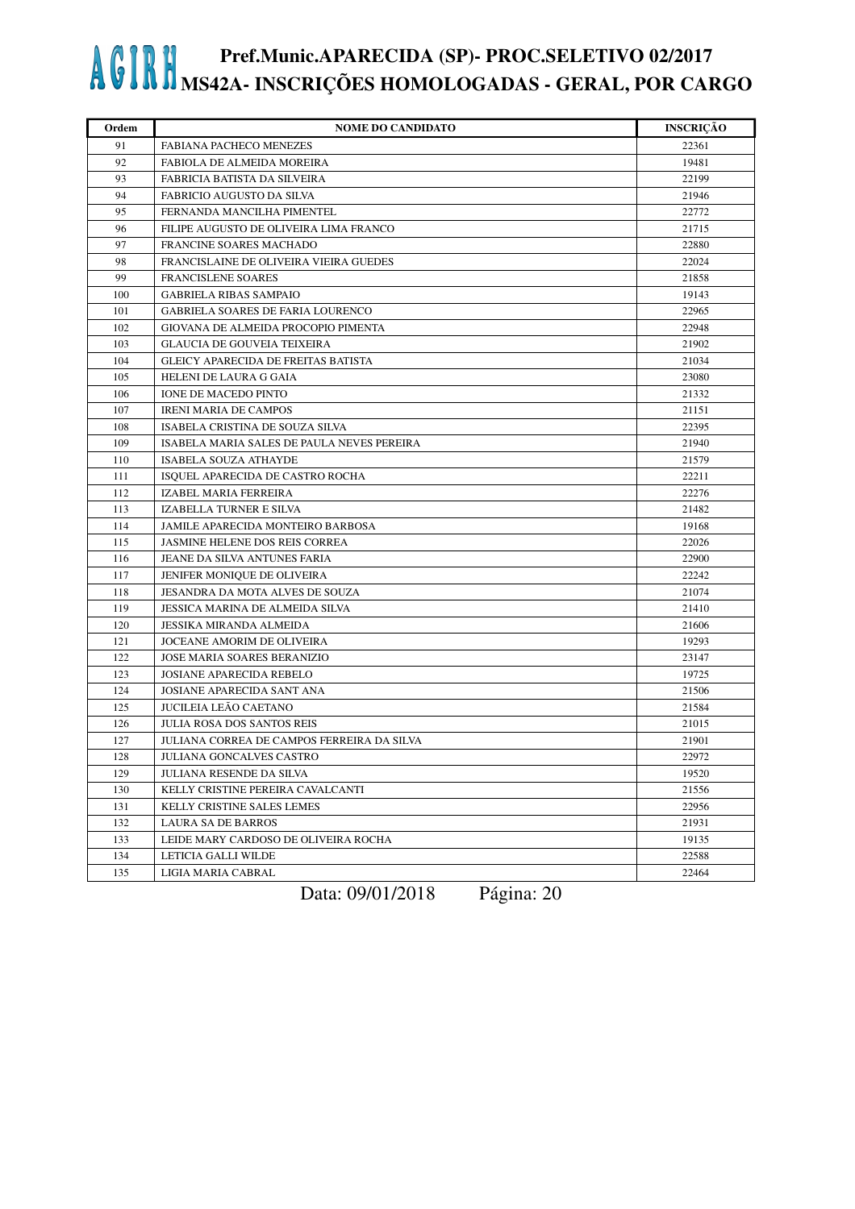# AGIRH Pref.Munic.APARECIDA (SP)- PROC.SELETIVO 02/2017
## MS42A- INSCRIÇÕES HOMOLOGADAS - GERAL, POR CARGO

| Ordem | NOME DO CANDIDATO | INSCRIÇÃO |
|---|---|---|
| 91 | FABIANA PACHECO MENEZES | 22361 |
| 92 | FABIOLA DE ALMEIDA MOREIRA | 19481 |
| 93 | FABRICIA BATISTA DA SILVEIRA | 22199 |
| 94 | FABRICIO AUGUSTO DA SILVA | 21946 |
| 95 | FERNANDA MANCILHA PIMENTEL | 22772 |
| 96 | FILIPE AUGUSTO DE OLIVEIRA LIMA FRANCO | 21715 |
| 97 | FRANCINE SOARES MACHADO | 22880 |
| 98 | FRANCISLAINE DE OLIVEIRA VIEIRA GUEDES | 22024 |
| 99 | FRANCISLENE SOARES | 21858 |
| 100 | GABRIELA RIBAS SAMPAIO | 19143 |
| 101 | GABRIELA SOARES DE FARIA LOURENCO | 22965 |
| 102 | GIOVANA DE ALMEIDA PROCOPIO PIMENTA | 22948 |
| 103 | GLAUCIA DE GOUVEIA TEIXEIRA | 21902 |
| 104 | GLEICY APARECIDA DE FREITAS BATISTA | 21034 |
| 105 | HELENI DE LAURA G GAIA | 23080 |
| 106 | IONE DE MACEDO PINTO | 21332 |
| 107 | IRENI MARIA DE CAMPOS | 21151 |
| 108 | ISABELA CRISTINA DE SOUZA SILVA | 22395 |
| 109 | ISABELA MARIA SALES DE PAULA NEVES PEREIRA | 21940 |
| 110 | ISABELA SOUZA ATHAYDE | 21579 |
| 111 | ISQUEL APARECIDA DE CASTRO ROCHA | 22211 |
| 112 | IZABEL MARIA FERREIRA | 22276 |
| 113 | IZABELLA TURNER E SILVA | 21482 |
| 114 | JAMILE APARECIDA MONTEIRO BARBOSA | 19168 |
| 115 | JASMINE HELENE DOS REIS CORREA | 22026 |
| 116 | JEANE DA SILVA ANTUNES FARIA | 22900 |
| 117 | JENIFER MONIQUE DE OLIVEIRA | 22242 |
| 118 | JESANDRA DA MOTA ALVES DE SOUZA | 21074 |
| 119 | JESSICA MARINA DE ALMEIDA SILVA | 21410 |
| 120 | JESSIKA MIRANDA ALMEIDA | 21606 |
| 121 | JOCEANE AMORIM DE OLIVEIRA | 19293 |
| 122 | JOSE MARIA SOARES BERANIZIO | 23147 |
| 123 | JOSIANE APARECIDA REBELO | 19725 |
| 124 | JOSIANE APARECIDA SANT ANA | 21506 |
| 125 | JUCILEIA LEÃO CAETANO | 21584 |
| 126 | JULIA ROSA DOS SANTOS REIS | 21015 |
| 127 | JULIANA CORREA DE CAMPOS FERREIRA DA SILVA | 21901 |
| 128 | JULIANA GONCALVES CASTRO | 22972 |
| 129 | JULIANA RESENDE DA SILVA | 19520 |
| 130 | KELLY CRISTINE PEREIRA CAVALCANTI | 21556 |
| 131 | KELLY CRISTINE SALES LEMES | 22956 |
| 132 | LAURA SA DE BARROS | 21931 |
| 133 | LEIDE MARY CARDOSO DE OLIVEIRA ROCHA | 19135 |
| 134 | LETICIA GALLI WILDE | 22588 |
| 135 | LIGIA MARIA CABRAL | 22464 |

Data: 09/01/2018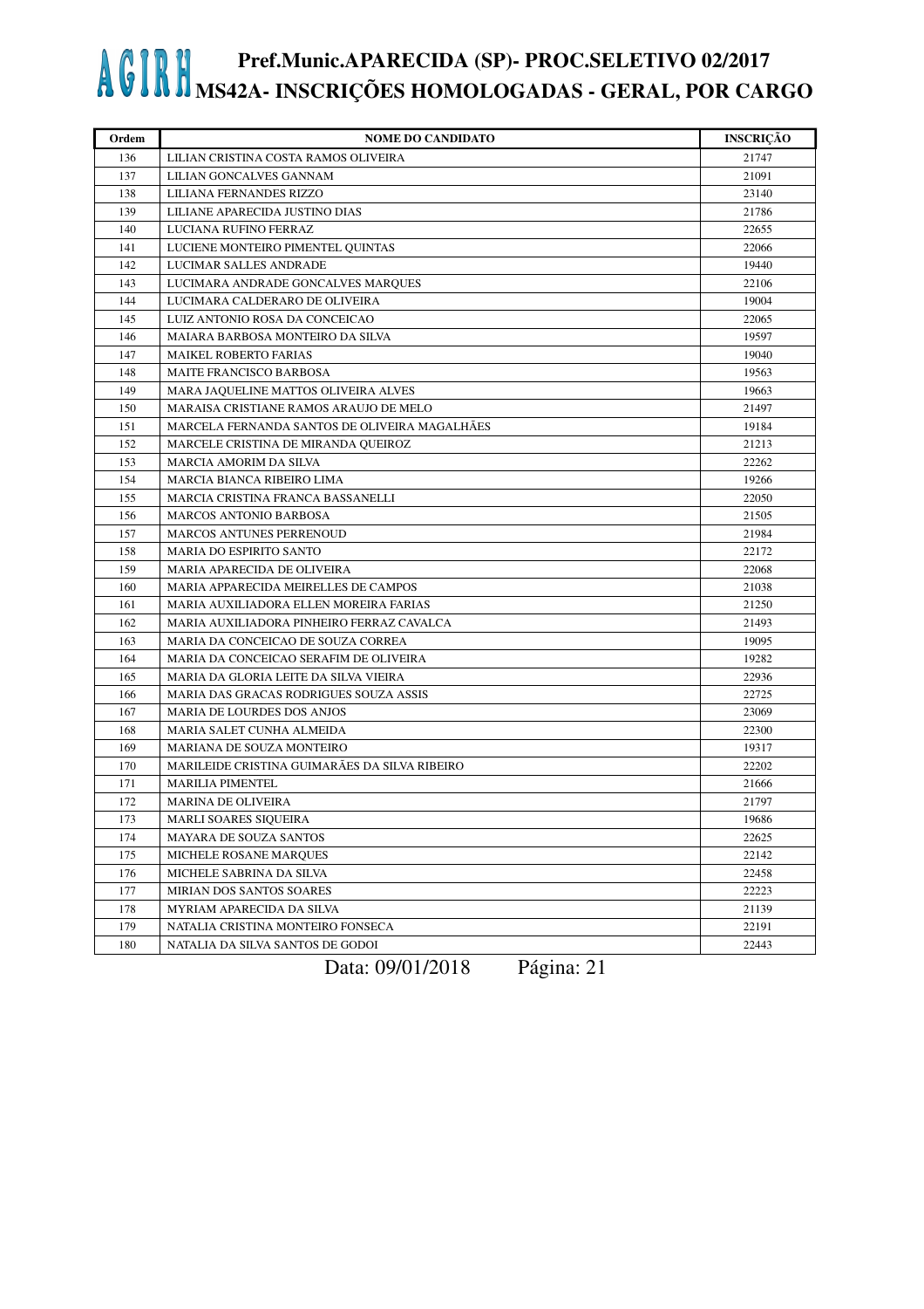# AGIRH Pref.Munic.APARECIDA (SP)- PROC.SELETIVO 02/2017
## MS42A- INSCRIÇÕES HOMOLOGADAS - GERAL, POR CARGO

| Ordem | NOME DO CANDIDATO | INSCRIÇÃO |
|---|---|---|
| 136 | LILIAN CRISTINA COSTA RAMOS OLIVEIRA | 21747 |
| 137 | LILIAN GONCALVES GANNAM | 21091 |
| 138 | LILIANA FERNANDES RIZZO | 23140 |
| 139 | LILIANE APARECIDA JUSTINO DIAS | 21786 |
| 140 | LUCIANA RUFINO FERRAZ | 22655 |
| 141 | LUCIENE MONTEIRO PIMENTEL QUINTAS | 22066 |
| 142 | LUCIMAR SALLES ANDRADE | 19440 |
| 143 | LUCIMARA ANDRADE GONCALVES MARQUES | 22106 |
| 144 | LUCIMARA CALDERARO DE OLIVEIRA | 19004 |
| 145 | LUIZ ANTONIO ROSA DA CONCEICAO | 22065 |
| 146 | MAIARA BARBOSA MONTEIRO DA SILVA | 19597 |
| 147 | MAIKEL ROBERTO FARIAS | 19040 |
| 148 | MAITE FRANCISCO BARBOSA | 19563 |
| 149 | MARA JAQUELINE MATTOS OLIVEIRA ALVES | 19663 |
| 150 | MARAISA CRISTIANE RAMOS ARAUJO DE MELO | 21497 |
| 151 | MARCELA FERNANDA SANTOS DE OLIVEIRA MAGALHÃES | 19184 |
| 152 | MARCELE CRISTINA DE MIRANDA QUEIROZ | 21213 |
| 153 | MARCIA AMORIM DA SILVA | 22262 |
| 154 | MARCIA BIANCA RIBEIRO LIMA | 19266 |
| 155 | MARCIA CRISTINA FRANCA BASSANELLI | 22050 |
| 156 | MARCOS ANTONIO BARBOSA | 21505 |
| 157 | MARCOS ANTUNES PERRENOUD | 21984 |
| 158 | MARIA DO ESPIRITO SANTO | 22172 |
| 159 | MARIA APARECIDA DE OLIVEIRA | 22068 |
| 160 | MARIA APPARECIDA MEIRELLES DE CAMPOS | 21038 |
| 161 | MARIA AUXILIADORA ELLEN MOREIRA FARIAS | 21250 |
| 162 | MARIA AUXILIADORA PINHEIRO FERRAZ CAVALCA | 21493 |
| 163 | MARIA DA CONCEICAO DE SOUZA CORREA | 19095 |
| 164 | MARIA DA CONCEICAO SERAFIM DE OLIVEIRA | 19282 |
| 165 | MARIA DA GLORIA LEITE DA SILVA VIEIRA | 22936 |
| 166 | MARIA DAS GRACAS RODRIGUES SOUZA ASSIS | 22725 |
| 167 | MARIA DE LOURDES DOS ANJOS | 23069 |
| 168 | MARIA SALET CUNHA ALMEIDA | 22300 |
| 169 | MARIANA DE SOUZA MONTEIRO | 19317 |
| 170 | MARILEIDE CRISTINA GUIMARÃES DA SILVA RIBEIRO | 22202 |
| 171 | MARILIA PIMENTEL | 21666 |
| 172 | MARINA DE OLIVEIRA | 21797 |
| 173 | MARLI SOARES SIQUEIRA | 19686 |
| 174 | MAYARA DE SOUZA SANTOS | 22625 |
| 175 | MICHELE ROSANE MARQUES | 22142 |
| 176 | MICHELE SABRINA DA SILVA | 22458 |
| 177 | MIRIAN DOS SANTOS SOARES | 22223 |
| 178 | MYRIAM APARECIDA DA SILVA | 21139 |
| 179 | NATALIA CRISTINA MONTEIRO FONSECA | 22191 |
| 180 | NATALIA DA SILVA SANTOS DE GODOI | 22443 |

Data: 09/01/2018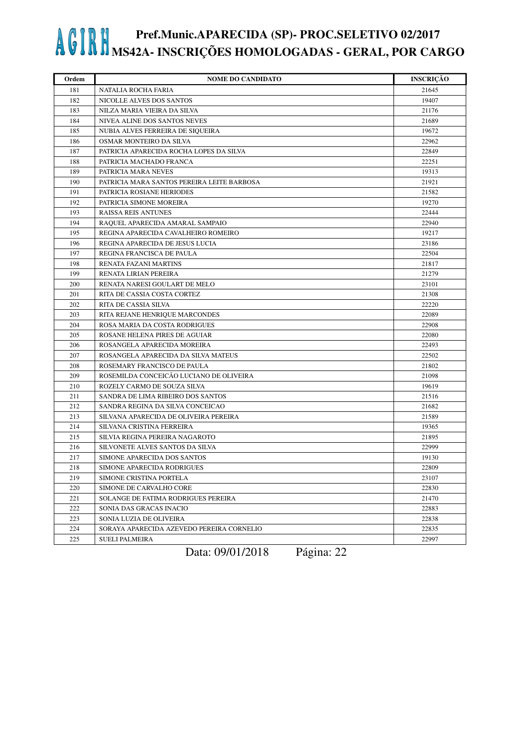# AGIRH Pref.Munic.APARECIDA (SP)- PROC.SELETIVO 02/2017
## MS42A- INSCRIÇÕES HOMOLOGADAS - GERAL, POR CARGO

| Ordem | NOME DO CANDIDATO | INSCRIÇÃO |
|---|---|---|
| 181 | NATALIA ROCHA FARIA | 21645 |
| 182 | NICOLLE ALVES DOS SANTOS | 19407 |
| 183 | NILZA MARIA VIEIRA DA SILVA | 21176 |
| 184 | NIVEA ALINE DOS SANTOS NEVES | 21689 |
| 185 | NUBIA ALVES FERREIRA DE SIQUEIRA | 19672 |
| 186 | OSMAR MONTEIRO DA SILVA | 22962 |
| 187 | PATRICIA APARECIDA ROCHA LOPES DA SILVA | 22849 |
| 188 | PATRICIA MACHADO FRANCA | 22251 |
| 189 | PATRICIA MARA NEVES | 19313 |
| 190 | PATRICIA MARA SANTOS PEREIRA LEITE BARBOSA | 21921 |
| 191 | PATRICIA ROSIANE HERIODES | 21582 |
| 192 | PATRICIA SIMONE MOREIRA | 19270 |
| 193 | RAISSA REIS ANTUNES | 22444 |
| 194 | RAQUEL APARECIDA AMARAL SAMPAIO | 22940 |
| 195 | REGINA APARECIDA CAVALHEIRO ROMEIRO | 19217 |
| 196 | REGINA APARECIDA DE JESUS LUCIA | 23186 |
| 197 | REGINA FRANCISCA DE PAULA | 22504 |
| 198 | RENATA FAZANI MARTINS | 21817 |
| 199 | RENATA LIRIAN PEREIRA | 21279 |
| 200 | RENATA NARESI GOULART DE MELO | 23101 |
| 201 | RITA DE CASSIA COSTA CORTEZ | 21308 |
| 202 | RITA DE CASSIA SILVA | 22220 |
| 203 | RITA REJANE HENRIQUE MARCONDES | 22089 |
| 204 | ROSA MARIA DA COSTA RODRIGUES | 22908 |
| 205 | ROSANE HELENA PIRES DE AGUIAR | 22080 |
| 206 | ROSANGELA APARECIDA MOREIRA | 22493 |
| 207 | ROSANGELA APARECIDA DA SILVA MATEUS | 22502 |
| 208 | ROSEMARY FRANCISCO DE PAULA | 21802 |
| 209 | ROSEMILDA CONCEICÃO LUCIANO DE OLIVEIRA | 21098 |
| 210 | ROZELY CARMO DE SOUZA SILVA | 19619 |
| 211 | SANDRA DE LIMA RIBEIRO DOS SANTOS | 21516 |
| 212 | SANDRA REGINA DA SILVA CONCEICAO | 21682 |
| 213 | SILVANA APARECIDA DE OLIVEIRA PEREIRA | 21589 |
| 214 | SILVANA CRISTINA FERREIRA | 19365 |
| 215 | SILVIA REGINA PEREIRA NAGAROTO | 21895 |
| 216 | SILVONETE ALVES SANTOS DA SILVA | 22999 |
| 217 | SIMONE APARECIDA DOS SANTOS | 19130 |
| 218 | SIMONE APARECIDA RODRIGUES | 22809 |
| 219 | SIMONE CRISTINA PORTELA | 23107 |
| 220 | SIMONE DE CARVALHO CORE | 22830 |
| 221 | SOLANGE DE FATIMA RODRIGUES PEREIRA | 21470 |
| 222 | SONIA DAS GRACAS INACIO | 22883 |
| 223 | SONIA LUZIA DE OLIVEIRA | 22838 |
| 224 | SORAYA APARECIDA AZEVEDO PEREIRA CORNELIO | 22835 |
| 225 | SUELI PALMEIRA | 22997 |

Data: 09/01/2018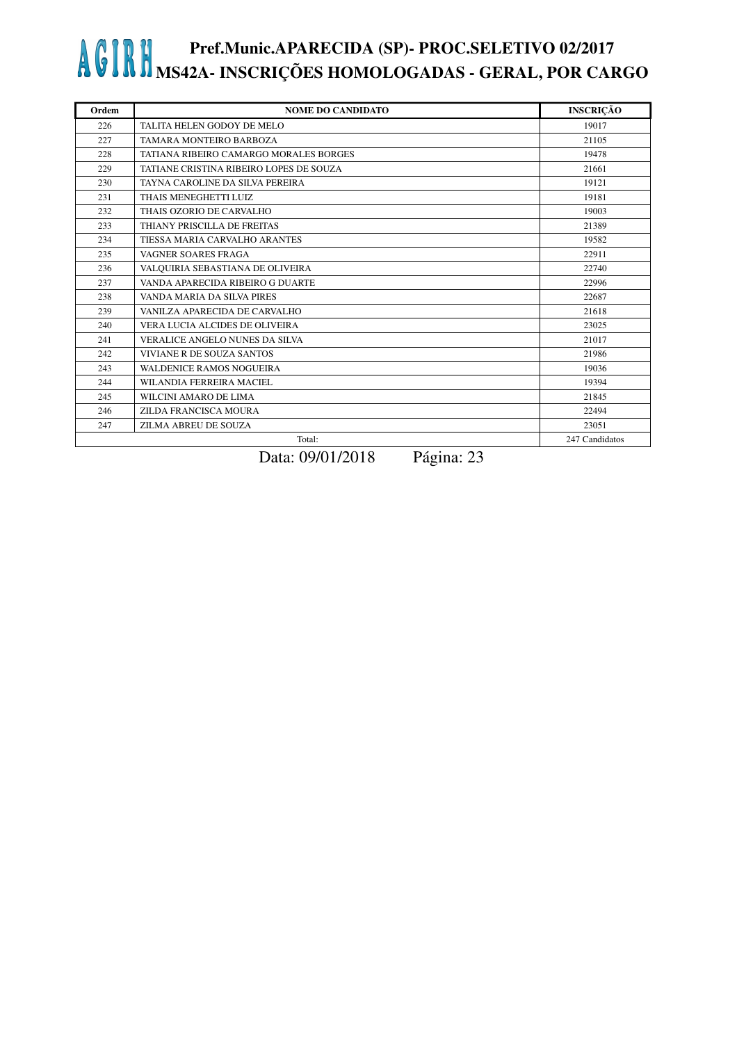# AGIRH Pref.Munic.APARECIDA (SP)- PROC.SELETIVO 02/2017
## MS42A- INSCRIÇÕES HOMOLOGADAS - GERAL, POR CARGO

| Ordem | NOME DO CANDIDATO | INSCRIÇÃO |
|---|---|---|
| 226 | TALITA HELEN GODOY DE MELO | 19017 |
| 227 | TAMARA MONTEIRO BARBOZA | 21105 |
| 228 | TATIANA RIBEIRO CAMARGO MORALES BORGES | 19478 |
| 229 | TATIANE CRISTINA RIBEIRO LOPES DE SOUZA | 21661 |
| 230 | TAYNA CAROLINE DA SILVA PEREIRA | 19121 |
| 231 | THAIS MENEGHETTI LUIZ | 19181 |
| 232 | THAIS OZORIO DE CARVALHO | 19003 |
| 233 | THIANY PRISCILLA DE FREITAS | 21389 |
| 234 | TIESSA MARIA CARVALHO ARANTES | 19582 |
| 235 | VAGNER SOARES FRAGA | 22911 |
| 236 | VALQUIRIA SEBASTIANA DE OLIVEIRA | 22740 |
| 237 | VANDA APARECIDA RIBEIRO G DUARTE | 22996 |
| 238 | VANDA MARIA DA SILVA PIRES | 22687 |
| 239 | VANILZA APARECIDA DE CARVALHO | 21618 |
| 240 | VERA LUCIA ALCIDES DE OLIVEIRA | 23025 |
| 241 | VERALICE ANGELO NUNES DA SILVA | 21017 |
| 242 | VIVIANE R DE SOUZA SANTOS | 21986 |
| 243 | WALDENICE RAMOS NOGUEIRA | 19036 |
| 244 | WILANDIA FERREIRA MACIEL | 19394 |
| 245 | WILCINI AMARO DE LIMA | 21845 |
| 246 | ZILDA FRANCISCA MOURA | 22494 |
| 247 | ZILMA ABREU DE SOUZA | 23051 |
| | Total: | 247 Candidatos |

Data: 09/01/2018 Página: 23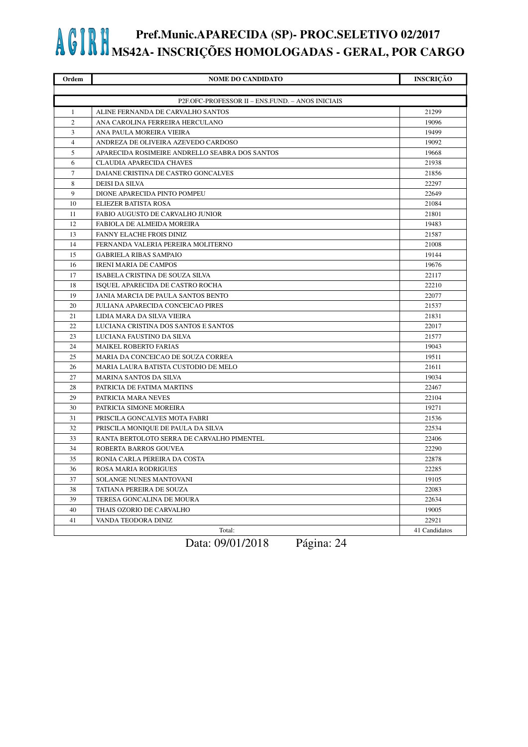# AGIRH Pref.Munic.APARECIDA (SP)- PROC.SELETIVO 02/2017
## MS42A- INSCRIÇÕES HOMOLOGADAS - GERAL, POR CARGO

| Ordem | NOME DO CANDIDATO | INSCRIÇÃO |
|---|---|---|
| | P2F.OFC-PROFESSOR II – ENS.FUND. – ANOS INICIAIS | |
| 1 | ALINE FERNANDA DE CARVALHO SANTOS | 21299 |
| 2 | ANA CAROLINA FERREIRA HERCULANO | 19096 |
| 3 | ANA PAULA MOREIRA VIEIRA | 19499 |
| 4 | ANDREZA DE OLIVEIRA AZEVEDO CARDOSO | 19092 |
| 5 | APARECIDA ROSIMEIRE ANDRELLO SEABRA DOS SANTOS | 19668 |
| 6 | CLAUDIA APARECIDA CHAVES | 21938 |
| 7 | DAIANE CRISTINA DE CASTRO GONCALVES | 21856 |
| 8 | DEISI DA SILVA | 22297 |
| 9 | DIONE APARECIDA PINTO POMPEU | 22649 |
| 10 | ELIEZER BATISTA ROSA | 21084 |
| 11 | FABIO AUGUSTO DE CARVALHO JUNIOR | 21801 |
| 12 | FABIOLA DE ALMEIDA MOREIRA | 19483 |
| 13 | FANNY ELACHE FROIS DINIZ | 21587 |
| 14 | FERNANDA VALERIA PEREIRA MOLITERNO | 21008 |
| 15 | GABRIELA RIBAS SAMPAIO | 19144 |
| 16 | IRENI MARIA DE CAMPOS | 19676 |
| 17 | ISABELA CRISTINA DE SOUZA SILVA | 22117 |
| 18 | ISQUEL APARECIDA DE CASTRO ROCHA | 22210 |
| 19 | JANIA MARCIA DE PAULA SANTOS BENTO | 22077 |
| 20 | JULIANA APARECIDA CONCEICAO PIRES | 21537 |
| 21 | LIDIA MARA DA SILVA VIEIRA | 21831 |
| 22 | LUCIANA CRISTINA DOS SANTOS E SANTOS | 22017 |
| 23 | LUCIANA FAUSTINO DA SILVA | 21577 |
| 24 | MAIKEL ROBERTO FARIAS | 19043 |
| 25 | MARIA DA CONCEICAO DE SOUZA CORREA | 19511 |
| 26 | MARIA LAURA BATISTA CUSTODIO DE MELO | 21611 |
| 27 | MARINA SANTOS DA SILVA | 19034 |
| 28 | PATRICIA DE FATIMA MARTINS | 22467 |
| 29 | PATRICIA MARA NEVES | 22104 |
| 30 | PATRICIA SIMONE MOREIRA | 19271 |
| 31 | PRISCILA GONCALVES MOTA FABRI | 21536 |
| 32 | PRISCILA MONIQUE DE PAULA DA SILVA | 22534 |
| 33 | RANTA BERTOLOTO SERRA DE CARVALHO PIMENTEL | 22406 |
| 34 | ROBERTA BARROS GOUVEA | 22290 |
| 35 | RONIA CARLA PEREIRA DA COSTA | 22878 |
| 36 | ROSA MARIA RODRIGUES | 22285 |
| 37 | SOLANGE NUNES MANTOVANI | 19105 |
| 38 | TATIANA PEREIRA DE SOUZA | 22083 |
| 39 | TERESA GONCALINA DE MOURA | 22634 |
| 40 | THAIS OZORIO DE CARVALHO | 19005 |
| 41 | VANDA TEODORA DINIZ | 22921 |
| | Total: | 41 Candidatos |

Data: 09/01/2018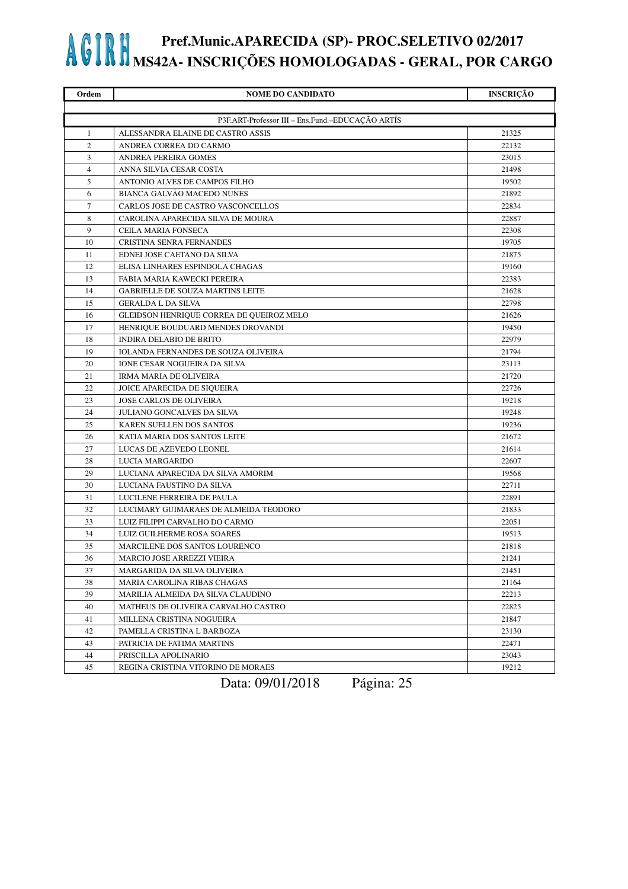# Pref.Munic.APARECIDA (SP)- PROC.SELETIVO 02/2017
## MS42A- INSCRIÇÕES HOMOLOGADAS - GERAL, POR CARGO

| Ordem | NOME DO CANDIDATO | INSCRIÇÃO |
|---|---|---|
| | P3F.ART-Professor III – Ens.Fund.–EDUCAÇÃO ARTÍS | |
| 1 | ALESSANDRA ELAINE DE CASTRO ASSIS | 21325 |
| 2 | ANDREA CORREA DO CARMO | 22132 |
| 3 | ANDREA PEREIRA GOMES | 23015 |
| 4 | ANNA SILVIA CESAR COSTA | 21498 |
| 5 | ANTONIO ALVES DE CAMPOS FILHO | 19502 |
| 6 | BIANCA GALVÃO MACEDO NUNES | 21892 |
| 7 | CARLOS JOSE DE CASTRO VASCONCELLOS | 22834 |
| 8 | CAROLINA APARECIDA SILVA DE MOURA | 22887 |
| 9 | CEILA MARIA FONSECA | 22308 |
| 10 | CRISTINA SENRA FERNANDES | 19705 |
| 11 | EDNEI JOSE CAETANO DA SILVA | 21875 |
| 12 | ELISA LINHARES ESPINDOLA CHAGAS | 19160 |
| 13 | FABIA MARIA KAWECKI PEREIRA | 22383 |
| 14 | GABRIELLE DE SOUZA MARTINS LEITE | 21628 |
| 15 | GERALDA L DA SILVA | 22798 |
| 16 | GLEIDSON HENRIQUE CORREA DE QUEIROZ MELO | 21626 |
| 17 | HENRIQUE BOUDUARD MENDES DROVANDI | 19450 |
| 18 | INDIRA DELABIO DE BRITO | 22979 |
| 19 | IOLANDA FERNANDES DE SOUZA OLIVEIRA | 21794 |
| 20 | IONE CESAR NOGUEIRA DA SILVA | 23113 |
| 21 | IRMA MARIA DE OLIVEIRA | 21720 |
| 22 | JOICE APARECIDA DE SIQUEIRA | 22726 |
| 23 | JOSE CARLOS DE OLIVEIRA | 19218 |
| 24 | JULIANO GONCALVES DA SILVA | 19248 |
| 25 | KAREN SUELLEN DOS SANTOS | 19236 |
| 26 | KATIA MARIA DOS SANTOS LEITE | 21672 |
| 27 | LUCAS DE AZEVEDO LEONEL | 21614 |
| 28 | LUCIA MARGARIDO | 22607 |
| 29 | LUCIANA APARECIDA DA SILVA AMORIM | 19568 |
| 30 | LUCIANA FAUSTINO DA SILVA | 22711 |
| 31 | LUCILENE FERREIRA DE PAULA | 22891 |
| 32 | LUCIMARY GUIMARAES DE ALMEIDA TEODORO | 21833 |
| 33 | LUIZ FILIPPI CARVALHO DO CARMO | 22051 |
| 34 | LUIZ GUILHERME ROSA SOARES | 19513 |
| 35 | MARCILENE DOS SANTOS LOURENCO | 21818 |
| 36 | MARCIO JOSE ARREZZI VIEIRA | 21241 |
| 37 | MARGARIDA DA SILVA OLIVEIRA | 21451 |
| 38 | MARIA CAROLINA RIBAS CHAGAS | 21164 |
| 39 | MARILIA ALMEIDA DA SILVA CLAUDINO | 22213 |
| 40 | MATHEUS DE OLIVEIRA CARVALHO CASTRO | 22825 |
| 41 | MILLENA CRISTINA NOGUEIRA | 21847 |
| 42 | PAMELLA CRISTINA L BARBOZA | 23130 |
| 43 | PATRICIA DE FATIMA MARTINS | 22471 |
| 44 | PRISCILLA APOLINARIO | 23043 |
| 45 | REGINA CRISTINA VITORINO DE MORAES | 19212 |

Data: 09/01/2018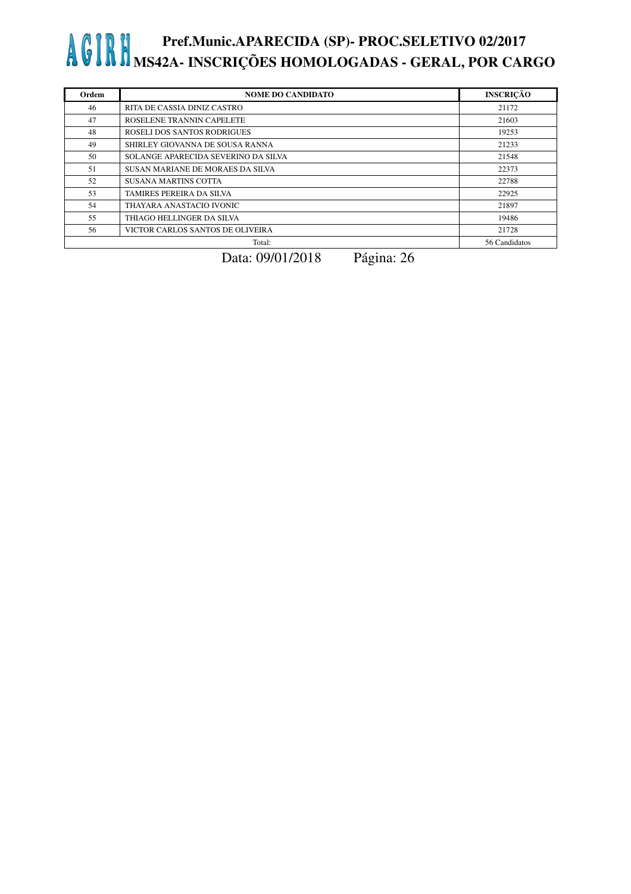# AGIRH Pref.Munic.APARECIDA (SP)- PROC.SELETIVO 02/2017
## MS42A- INSCRIÇÕES HOMOLOGADAS - GERAL, POR CARGO

| Ordem | NOME DO CANDIDATO | INSCRIÇÃO |
|---|---|---|
| 46 | RITA DE CASSIA DINIZ CASTRO | 21172 |
| 47 | ROSELENE TRANNIN CAPELETE | 21603 |
| 48 | ROSELI DOS SANTOS RODRIGUES | 19253 |
| 49 | SHIRLEY GIOVANNA DE SOUSA RANNA | 21233 |
| 50 | SOLANGE APARECIDA SEVERINO DA SILVA | 21548 |
| 51 | SUSAN MARIANE DE MORAES DA SILVA | 22373 |
| 52 | SUSANA MARTINS COTTA | 22788 |
| 53 | TAMIRES PEREIRA DA SILVA | 22925 |
| 54 | THAYARA ANASTACIO IVONIC | 21897 |
| 55 | THIAGO HELLINGER DA SILVA | 19486 |
| 56 | VICTOR CARLOS SANTOS DE OLIVEIRA | 21728 |
| | Total: | 56 Candidatos |

Data: 09/01/2018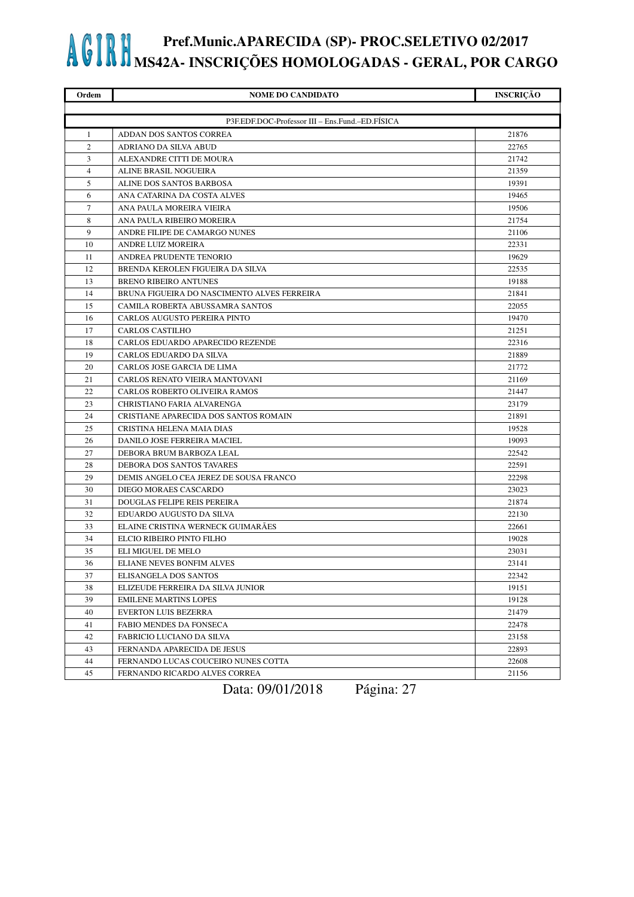# AGIRH Pref.Munic.APARECIDA (SP)- PROC.SELETIVO 02/2017
## MS42A- INSCRIÇÕES HOMOLOGADAS - GERAL, POR CARGO

| Ordem | NOME DO CANDIDATO | INSCRIÇÃO |
|---|---|---|
| | P3F.EDF.DOC-Professor III – Ens.Fund.–ED.FÍSICA | |
| 1 | ADDAN DOS SANTOS CORREA | 21876 |
| 2 | ADRIANO DA SILVA ABUD | 22765 |
| 3 | ALEXANDRE CITTI DE MOURA | 21742 |
| 4 | ALINE BRASIL NOGUEIRA | 21359 |
| 5 | ALINE DOS SANTOS BARBOSA | 19391 |
| 6 | ANA CATARINA DA COSTA ALVES | 19465 |
| 7 | ANA PAULA MOREIRA VIEIRA | 19506 |
| 8 | ANA PAULA RIBEIRO MOREIRA | 21754 |
| 9 | ANDRE FILIPE DE CAMARGO NUNES | 21106 |
| 10 | ANDRE LUIZ MOREIRA | 22331 |
| 11 | ANDREA PRUDENTE TENORIO | 19629 |
| 12 | BRENDA KEROLEN FIGUEIRA DA SILVA | 22535 |
| 13 | BRENO RIBEIRO ANTUNES | 19188 |
| 14 | BRUNA FIGUEIRA DO NASCIMENTO ALVES FERREIRA | 21841 |
| 15 | CAMILA ROBERTA ABUSSAMRA SANTOS | 22055 |
| 16 | CARLOS AUGUSTO PEREIRA PINTO | 19470 |
| 17 | CARLOS CASTILHO | 21251 |
| 18 | CARLOS EDUARDO APARECIDO REZENDE | 22316 |
| 19 | CARLOS EDUARDO DA SILVA | 21889 |
| 20 | CARLOS JOSE GARCIA DE LIMA | 21772 |
| 21 | CARLOS RENATO VIEIRA MANTOVANI | 21169 |
| 22 | CARLOS ROBERTO OLIVEIRA RAMOS | 21447 |
| 23 | CHRISTIANO FARIA ALVARENGA | 23179 |
| 24 | CRISTIANE APARECIDA DOS SANTOS ROMAIN | 21891 |
| 25 | CRISTINA HELENA MAIA DIAS | 19528 |
| 26 | DANILO JOSE FERREIRA MACIEL | 19093 |
| 27 | DEBORA BRUM BARBOZA LEAL | 22542 |
| 28 | DEBORA DOS SANTOS TAVARES | 22591 |
| 29 | DEMIS ANGELO CEA JEREZ DE SOUSA FRANCO | 22298 |
| 30 | DIEGO MORAES CASCARDO | 23023 |
| 31 | DOUGLAS FELIPE REIS PEREIRA | 21874 |
| 32 | EDUARDO AUGUSTO DA SILVA | 22130 |
| 33 | ELAINE CRISTINA WERNECK GUIMARÃES | 22661 |
| 34 | ELCIO RIBEIRO PINTO FILHO | 19028 |
| 35 | ELI MIGUEL DE MELO | 23031 |
| 36 | ELIANE NEVES BONFIM ALVES | 23141 |
| 37 | ELISANGELA DOS SANTOS | 22342 |
| 38 | ELIZEUDE FERREIRA DA SILVA JUNIOR | 19151 |
| 39 | EMILENE MARTINS LOPES | 19128 |
| 40 | EVERTON LUIS BEZERRA | 21479 |
| 41 | FABIO MENDES DA FONSECA | 22478 |
| 42 | FABRICIO LUCIANO DA SILVA | 23158 |
| 43 | FERNANDA APARECIDA DE JESUS | 22893 |
| 44 | FERNANDO LUCAS COUCEIRO NUNES COTTA | 22608 |
| 45 | FERNANDO RICARDO ALVES CORREA | 21156 |

Data: 09/01/2018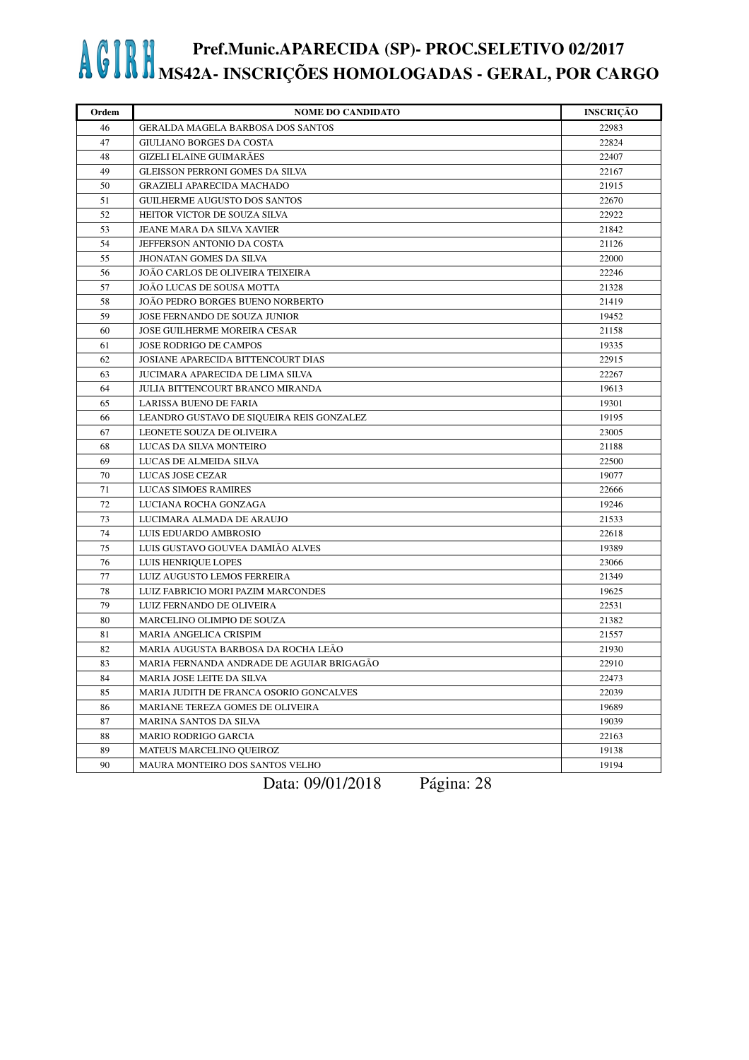# AGIRH Pref.Munic.APARECIDA (SP)- PROC.SELETIVO 02/2017
## MS42A- INSCRIÇÕES HOMOLOGADAS - GERAL, POR CARGO

| Ordem | NOME DO CANDIDATO | INSCRIÇÃO |
|---|---|---|
| 46 | GERALDA MAGELA BARBOSA DOS SANTOS | 22983 |
| 47 | GIULIANO BORGES DA COSTA | 22824 |
| 48 | GIZELI ELAINE GUIMARÃES | 22407 |
| 49 | GLEISSON PERRONI GOMES DA SILVA | 22167 |
| 50 | GRAZIELI APARECIDA MACHADO | 21915 |
| 51 | GUILHERME AUGUSTO DOS SANTOS | 22670 |
| 52 | HEITOR VICTOR DE SOUZA SILVA | 22922 |
| 53 | JEANE MARA DA SILVA XAVIER | 21842 |
| 54 | JEFFERSON ANTONIO DA COSTA | 21126 |
| 55 | JHONATAN GOMES DA SILVA | 22000 |
| 56 | JOÃO CARLOS DE OLIVEIRA TEIXEIRA | 22246 |
| 57 | JOÃO LUCAS DE SOUSA MOTTA | 21328 |
| 58 | JOÃO PEDRO BORGES BUENO NORBERTO | 21419 |
| 59 | JOSE FERNANDO DE SOUZA JUNIOR | 19452 |
| 60 | JOSE GUILHERME MOREIRA CESAR | 21158 |
| 61 | JOSE RODRIGO DE CAMPOS | 19335 |
| 62 | JOSIANE APARECIDA BITTENCOURT DIAS | 22915 |
| 63 | JUCIMARA APARECIDA DE LIMA SILVA | 22267 |
| 64 | JULIA BITTENCOURT BRANCO MIRANDA | 19613 |
| 65 | LARISSA BUENO DE FARIA | 19301 |
| 66 | LEANDRO GUSTAVO DE SIQUEIRA REIS GONZALEZ | 19195 |
| 67 | LEONETE SOUZA DE OLIVEIRA | 23005 |
| 68 | LUCAS DA SILVA MONTEIRO | 21188 |
| 69 | LUCAS DE ALMEIDA SILVA | 22500 |
| 70 | LUCAS JOSE CEZAR | 19077 |
| 71 | LUCAS SIMOES RAMIRES | 22666 |
| 72 | LUCIANA ROCHA GONZAGA | 19246 |
| 73 | LUCIMARA ALMADA DE ARAUJO | 21533 |
| 74 | LUIS EDUARDO AMBROSIO | 22618 |
| 75 | LUIS GUSTAVO GOUVEA DAMIÃO ALVES | 19389 |
| 76 | LUIS HENRIQUE LOPES | 23066 |
| 77 | LUIZ AUGUSTO LEMOS FERREIRA | 21349 |
| 78 | LUIZ FABRICIO MORI PAZIM MARCONDES | 19625 |
| 79 | LUIZ FERNANDO DE OLIVEIRA | 22531 |
| 80 | MARCELINO OLIMPIO DE SOUZA | 21382 |
| 81 | MARIA ANGELICA CRISPIM | 21557 |
| 82 | MARIA AUGUSTA BARBOSA DA ROCHA LEÃO | 21930 |
| 83 | MARIA FERNANDA ANDRADE DE AGUIAR BRIGAGÃO | 22910 |
| 84 | MARIA JOSE LEITE DA SILVA | 22473 |
| 85 | MARIA JUDITH DE FRANCA OSORIO GONCALVES | 22039 |
| 86 | MARIANE TEREZA GOMES DE OLIVEIRA | 19689 |
| 87 | MARINA SANTOS DA SILVA | 19039 |
| 88 | MARIO RODRIGO GARCIA | 22163 |
| 89 | MATEUS MARCELINO QUEIROZ | 19138 |
| 90 | MAURA MONTEIRO DOS SANTOS VELHO | 19194 |

Data: 09/01/2018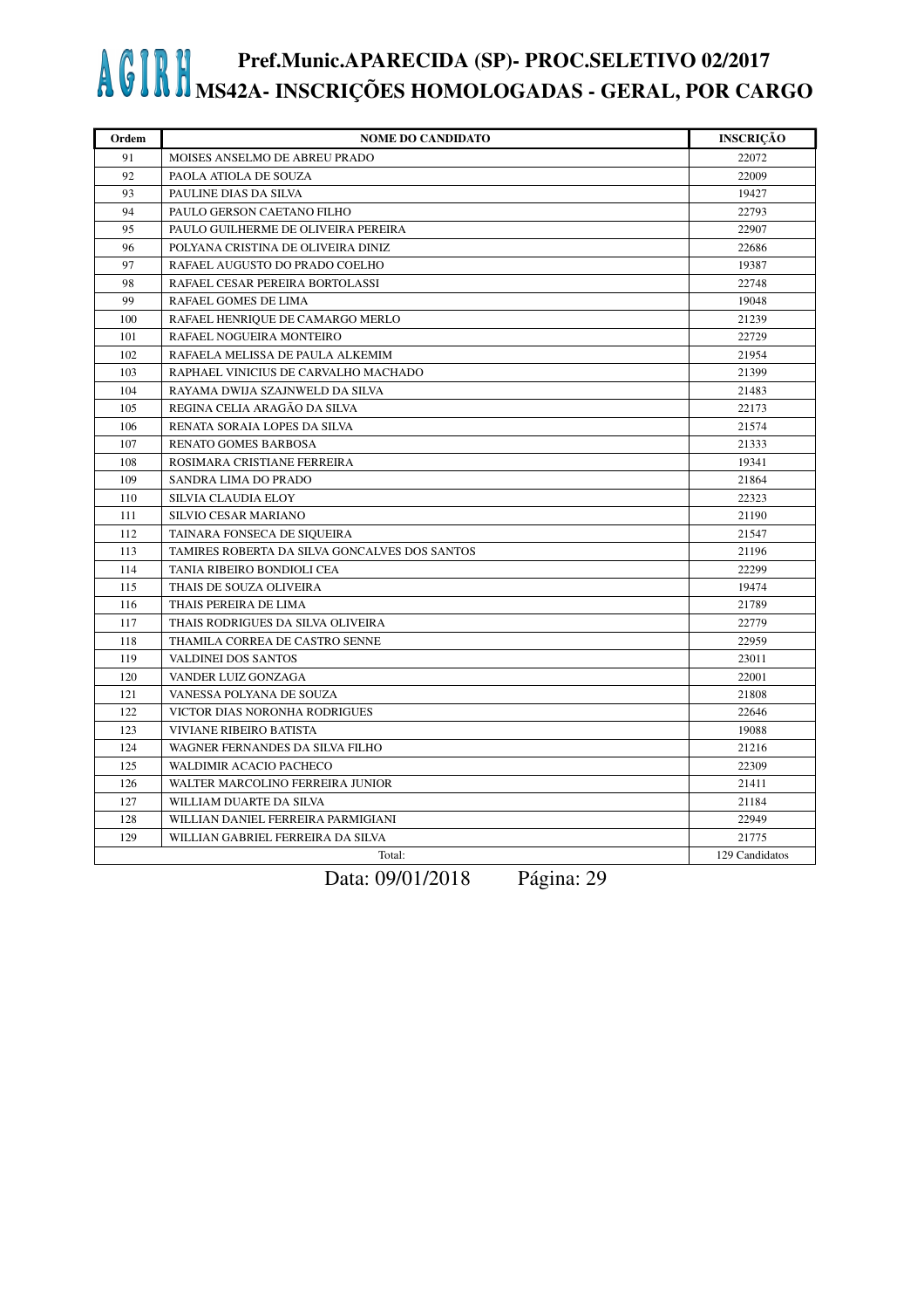# AGIRH Pref.Munic.APARECIDA (SP)- PROC.SELETIVO 02/2017
## MS42A- INSCRIÇÕES HOMOLOGADAS - GERAL, POR CARGO

| Ordem | NOME DO CANDIDATO | INSCRIÇÃO |
|---|---|---|
| 91 | MOISES ANSELMO DE ABREU PRADO | 22072 |
| 92 | PAOLA ATIOLA DE SOUZA | 22009 |
| 93 | PAULINE DIAS DA SILVA | 19427 |
| 94 | PAULO GERSON CAETANO FILHO | 22793 |
| 95 | PAULO GUILHERME DE OLIVEIRA PEREIRA | 22907 |
| 96 | POLYANA CRISTINA DE OLIVEIRA DINIZ | 22686 |
| 97 | RAFAEL AUGUSTO DO PRADO COELHO | 19387 |
| 98 | RAFAEL CESAR PEREIRA BORTOLASSI | 22748 |
| 99 | RAFAEL GOMES DE LIMA | 19048 |
| 100 | RAFAEL HENRIQUE DE CAMARGO MERLO | 21239 |
| 101 | RAFAEL NOGUEIRA MONTEIRO | 22729 |
| 102 | RAFAELA MELISSA DE PAULA ALKEMIM | 21954 |
| 103 | RAPHAEL VINICIUS DE CARVALHO MACHADO | 21399 |
| 104 | RAYAMA DWIJA SZAJNWELD DA SILVA | 21483 |
| 105 | REGINA CELIA ARAGÃO DA SILVA | 22173 |
| 106 | RENATA SORAIA LOPES DA SILVA | 21574 |
| 107 | RENATO GOMES BARBOSA | 21333 |
| 108 | ROSIMARA CRISTIANE FERREIRA | 19341 |
| 109 | SANDRA LIMA DO PRADO | 21864 |
| 110 | SILVIA CLAUDIA ELOY | 22323 |
| 111 | SILVIO CESAR MARIANO | 21190 |
| 112 | TAINARA FONSECA DE SIQUEIRA | 21547 |
| 113 | TAMIRES ROBERTA DA SILVA GONCALVES DOS SANTOS | 21196 |
| 114 | TANIA RIBEIRO BONDIOLI CEA | 22299 |
| 115 | THAIS DE SOUZA OLIVEIRA | 19474 |
| 116 | THAIS PEREIRA DE LIMA | 21789 |
| 117 | THAIS RODRIGUES DA SILVA OLIVEIRA | 22779 |
| 118 | THAMILA CORREA DE CASTRO SENNE | 22959 |
| 119 | VALDINEI DOS SANTOS | 23011 |
| 120 | VANDER LUIZ GONZAGA | 22001 |
| 121 | VANESSA POLYANA DE SOUZA | 21808 |
| 122 | VICTOR DIAS NORONHA RODRIGUES | 22646 |
| 123 | VIVIANE RIBEIRO BATISTA | 19088 |
| 124 | WAGNER FERNANDES DA SILVA FILHO | 21216 |
| 125 | WALDIMIR ACACIO PACHECO | 22309 |
| 126 | WALTER MARCOLINO FERREIRA JUNIOR | 21411 |
| 127 | WILLIAM DUARTE DA SILVA | 21184 |
| 128 | WILLIAN DANIEL FERREIRA PARMIGIANI | 22949 |
| 129 | WILLIAN GABRIEL FERREIRA DA SILVA | 21775 |
| | Total: | 129 Candidatos |

Data: 09/01/2018 Página: 29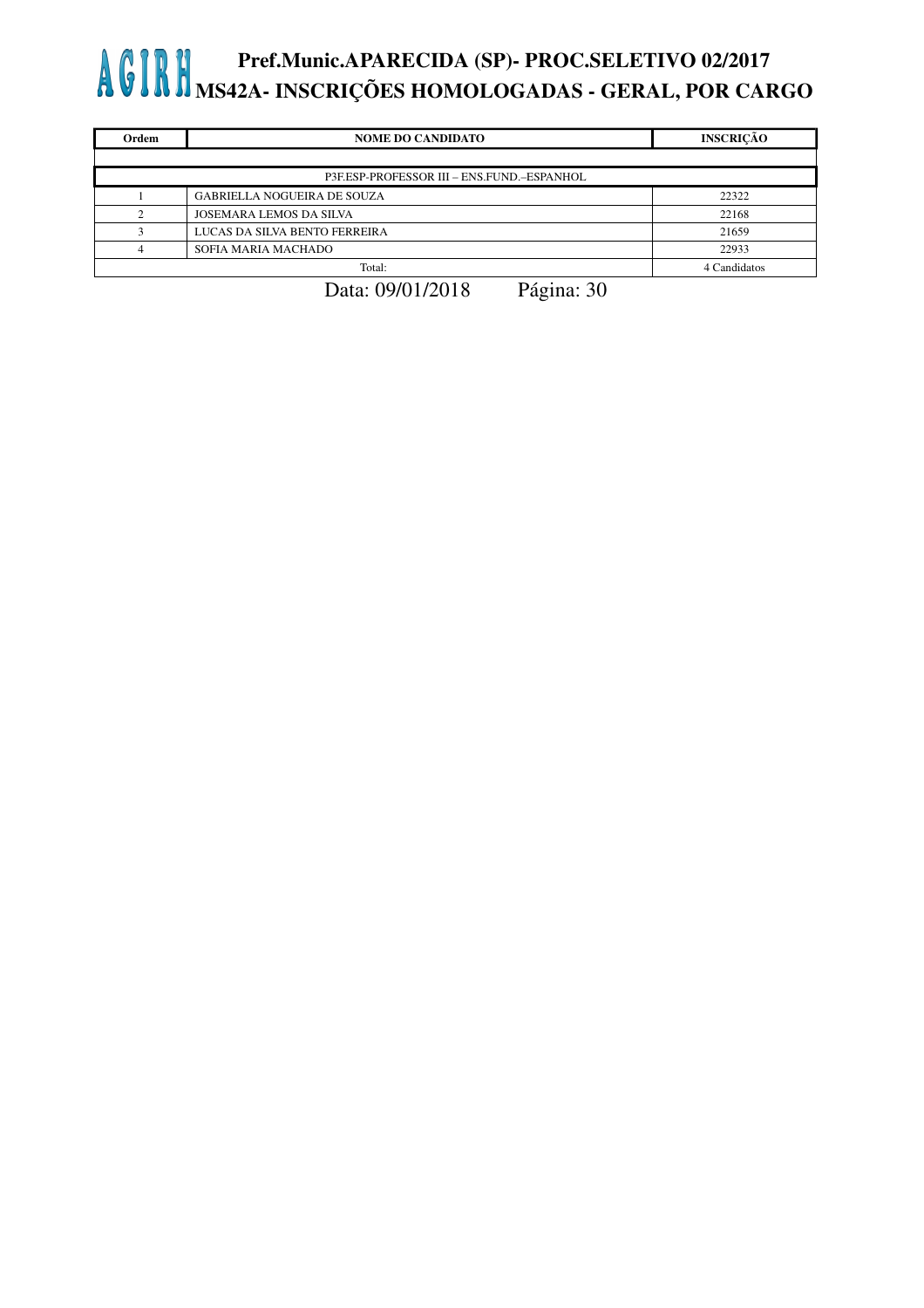# AGIRH Pref.Munic.APARECIDA (SP)- PROC.SELETIVO 02/2017
## MS42A- INSCRIÇÕES HOMOLOGADAS - GERAL, POR CARGO

| Ordem | NOME DO CANDIDATO | INSCRIÇÃO |
|---|---|---|
| P3F.ESP-PROFESSOR III – ENS.FUND.–ESPANHOL | | |
| 1 | GABRIELLA NOGUEIRA DE SOUZA | 22322 |
| 2 | JOSEMARA LEMOS DA SILVA | 22168 |
| 3 | LUCAS DA SILVA BENTO FERREIRA | 21659 |
| 4 | SOFIA MARIA MACHADO | 22933 |
| Total: | | 4 Candidatos |

Data: 09/01/2018 Página: 30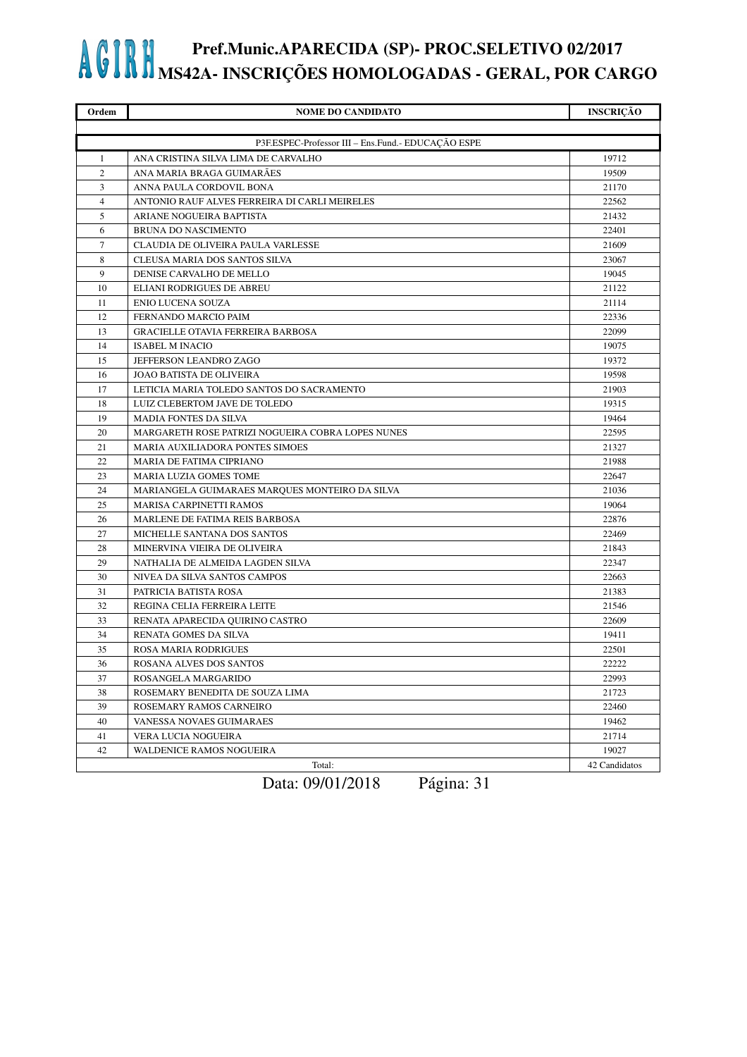# AGIRH Pref.Munic.APARECIDA (SP)- PROC.SELETIVO 02/2017
## MS42A- INSCRIÇÕES HOMOLOGADAS - GERAL, POR CARGO

| Ordem | NOME DO CANDIDATO | INSCRIÇÃO |
|---|---|---|
| | P3F.ESPEC-Professor III – Ens.Fund.- EDUCAÇÃO ESPE | |
| 1 | ANA CRISTINA SILVA LIMA DE CARVALHO | 19712 |
| 2 | ANA MARIA BRAGA GUIMARÃES | 19509 |
| 3 | ANNA PAULA CORDOVIL BONA | 21170 |
| 4 | ANTONIO RAUF ALVES FERREIRA DI CARLI MEIRELES | 22562 |
| 5 | ARIANE NOGUEIRA BAPTISTA | 21432 |
| 6 | BRUNA DO NASCIMENTO | 22401 |
| 7 | CLAUDIA DE OLIVEIRA PAULA VARLESSE | 21609 |
| 8 | CLEUSA MARIA DOS SANTOS SILVA | 23067 |
| 9 | DENISE CARVALHO DE MELLO | 19045 |
| 10 | ELIANI RODRIGUES DE ABREU | 21122 |
| 11 | ENIO LUCENA SOUZA | 21114 |
| 12 | FERNANDO MARCIO PAIM | 22336 |
| 13 | GRACIELLE OTAVIA FERREIRA BARBOSA | 22099 |
| 14 | ISABEL M INACIO | 19075 |
| 15 | JEFFERSON LEANDRO ZAGO | 19372 |
| 16 | JOAO BATISTA DE OLIVEIRA | 19598 |
| 17 | LETICIA MARIA TOLEDO SANTOS DO SACRAMENTO | 21903 |
| 18 | LUIZ CLEBERTOM JAVE DE TOLEDO | 19315 |
| 19 | MADIA FONTES DA SILVA | 19464 |
| 20 | MARGARETH ROSE PATRIZI NOGUEIRA COBRA LOPES NUNES | 22595 |
| 21 | MARIA AUXILIADORA PONTES SIMOES | 21327 |
| 22 | MARIA DE FATIMA CIPRIANO | 21988 |
| 23 | MARIA LUZIA GOMES TOME | 22647 |
| 24 | MARIANGELA GUIMARAES MARQUES MONTEIRO DA SILVA | 21036 |
| 25 | MARISA CARPINETTI RAMOS | 19064 |
| 26 | MARLENE DE FATIMA REIS BARBOSA | 22876 |
| 27 | MICHELLE SANTANA DOS SANTOS | 22469 |
| 28 | MINERVINA VIEIRA DE OLIVEIRA | 21843 |
| 29 | NATHALIA DE ALMEIDA LAGDEN SILVA | 22347 |
| 30 | NIVEA DA SILVA SANTOS CAMPOS | 22663 |
| 31 | PATRICIA BATISTA ROSA | 21383 |
| 32 | REGINA CELIA FERREIRA LEITE | 21546 |
| 33 | RENATA APARECIDA QUIRINO CASTRO | 22609 |
| 34 | RENATA GOMES DA SILVA | 19411 |
| 35 | ROSA MARIA RODRIGUES | 22501 |
| 36 | ROSANA ALVES DOS SANTOS | 22222 |
| 37 | ROSANGELA MARGARIDO | 22993 |
| 38 | ROSEMARY BENEDITA DE SOUZA LIMA | 21723 |
| 39 | ROSEMARY RAMOS CARNEIRO | 22460 |
| 40 | VANESSA NOVAES GUIMARAES | 19462 |
| 41 | VERA LUCIA NOGUEIRA | 21714 |
| 42 | WALDENICE RAMOS NOGUEIRA | 19027 |
| | Total: | 42 Candidatos |

Data: 09/01/2018 Página: 31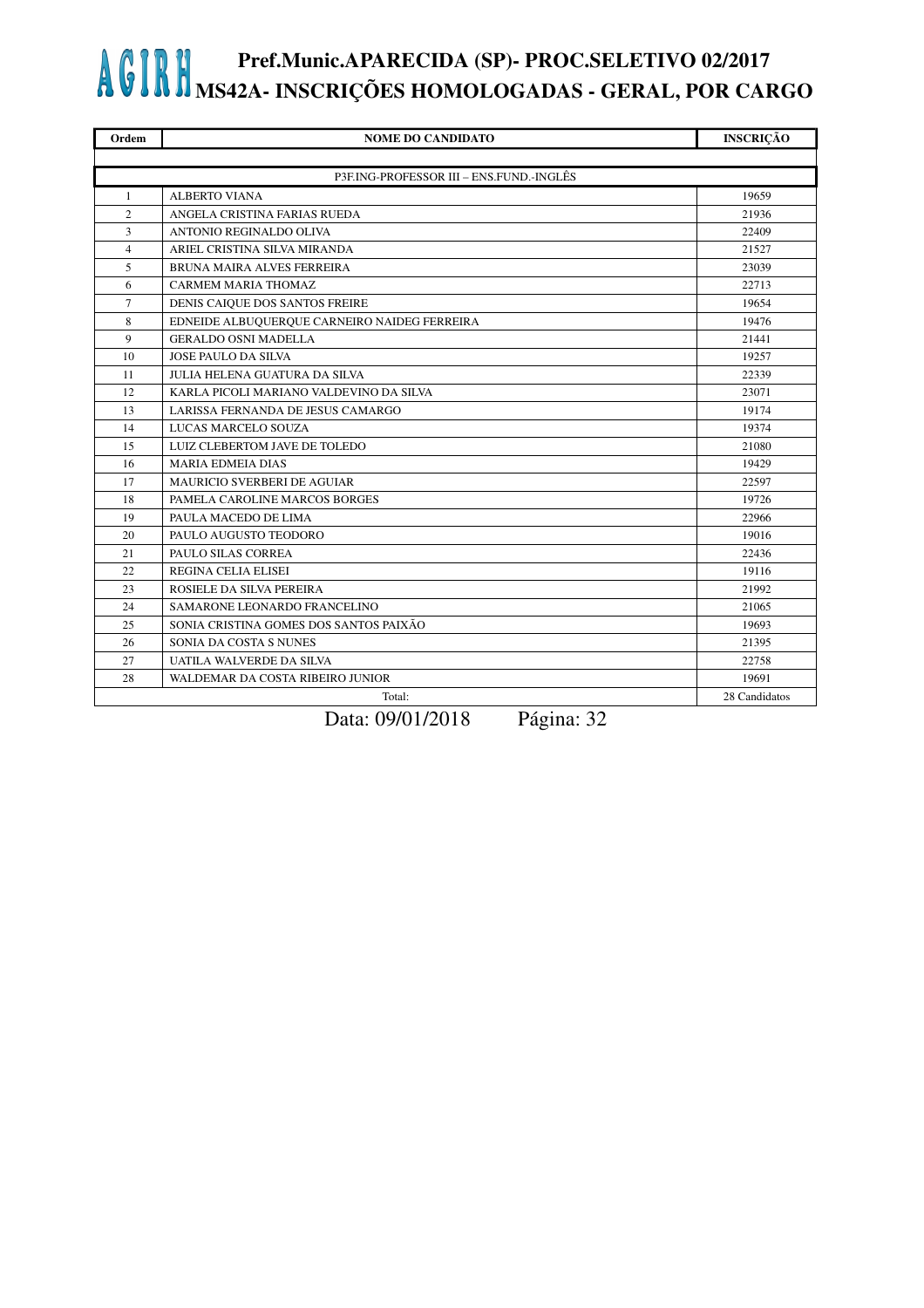# AGIRH Pref.Munic.APARECIDA (SP)- PROC.SELETIVO 02/2017
## MS42A- INSCRIÇÕES HOMOLOGADAS - GERAL, POR CARGO

| Ordem | NOME DO CANDIDATO | INSCRIÇÃO |
|---|---|---|
| | P3F.ING-PROFESSOR III – ENS.FUND.-INGLÊS | |
| 1 | ALBERTO VIANA | 19659 |
| 2 | ANGELA CRISTINA FARIAS RUEDA | 21936 |
| 3 | ANTONIO REGINALDO OLIVA | 22409 |
| 4 | ARIEL CRISTINA SILVA MIRANDA | 21527 |
| 5 | BRUNA MAIRA ALVES FERREIRA | 23039 |
| 6 | CARMEM MARIA THOMAZ | 22713 |
| 7 | DENIS CAIQUE DOS SANTOS FREIRE | 19654 |
| 8 | EDNEIDE ALBUQUERQUE CARNEIRO NAIDEG FERREIRA | 19476 |
| 9 | GERALDO OSNI MADELLA | 21441 |
| 10 | JOSE PAULO DA SILVA | 19257 |
| 11 | JULIA HELENA GUATURA DA SILVA | 22339 |
| 12 | KARLA PICOLI MARIANO VALDEVINO DA SILVA | 23071 |
| 13 | LARISSA FERNANDA DE JESUS CAMARGO | 19174 |
| 14 | LUCAS MARCELO SOUZA | 19374 |
| 15 | LUIZ CLEBERTOM JAVE DE TOLEDO | 21080 |
| 16 | MARIA EDMEIA DIAS | 19429 |
| 17 | MAURICIO SVERBERI DE AGUIAR | 22597 |
| 18 | PAMELA CAROLINE MARCOS BORGES | 19726 |
| 19 | PAULA MACEDO DE LIMA | 22966 |
| 20 | PAULO AUGUSTO TEODORO | 19016 |
| 21 | PAULO SILAS CORREA | 22436 |
| 22 | REGINA CELIA ELISEI | 19116 |
| 23 | ROSIELE DA SILVA PEREIRA | 21992 |
| 24 | SAMARONE LEONARDO FRANCELINO | 21065 |
| 25 | SONIA CRISTINA GOMES DOS SANTOS PAIXÃO | 19693 |
| 26 | SONIA DA COSTA S NUNES | 21395 |
| 27 | UATILA WALVERDE DA SILVA | 22758 |
| 28 | WALDEMAR DA COSTA RIBEIRO JUNIOR | 19691 |
| | Total: | 28 Candidatos |

Data: 09/01/2018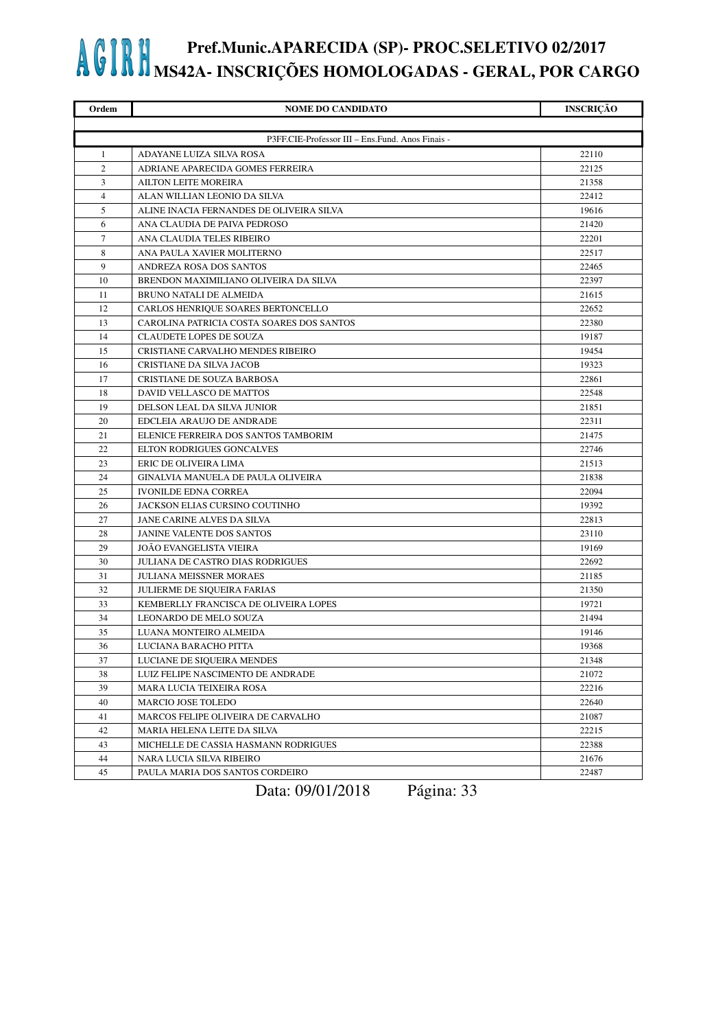# AGIRH Pref.Munic.APARECIDA (SP)- PROC.SELETIVO 02/2017
## MS42A- INSCRIÇÕES HOMOLOGADAS - GERAL, POR CARGO

| Ordem | NOME DO CANDIDATO | INSCRIÇÃO |
|---|---|---|
| | P3FF.CIE-Professor III – Ens.Fund. Anos Finais - | |
| 1 | ADAYANE LUIZA SILVA ROSA | 22110 |
| 2 | ADRIANE APARECIDA GOMES FERREIRA | 22125 |
| 3 | AILTON LEITE MOREIRA | 21358 |
| 4 | ALAN WILLIAN LEONIO DA SILVA | 22412 |
| 5 | ALINE INACIA FERNANDES DE OLIVEIRA SILVA | 19616 |
| 6 | ANA CLAUDIA DE PAIVA PEDROSO | 21420 |
| 7 | ANA CLAUDIA TELES RIBEIRO | 22201 |
| 8 | ANA PAULA XAVIER MOLITERNO | 22517 |
| 9 | ANDREZA ROSA DOS SANTOS | 22465 |
| 10 | BRENDON MAXIMILIANO OLIVEIRA DA SILVA | 22397 |
| 11 | BRUNO NATALI DE ALMEIDA | 21615 |
| 12 | CARLOS HENRIQUE SOARES BERTONCELLO | 22652 |
| 13 | CAROLINA PATRICIA COSTA SOARES DOS SANTOS | 22380 |
| 14 | CLAUDETE LOPES DE SOUZA | 19187 |
| 15 | CRISTIANE CARVALHO MENDES RIBEIRO | 19454 |
| 16 | CRISTIANE DA SILVA JACOB | 19323 |
| 17 | CRISTIANE DE SOUZA BARBOSA | 22861 |
| 18 | DAVID VELLASCO DE MATTOS | 22548 |
| 19 | DELSON LEAL DA SILVA JUNIOR | 21851 |
| 20 | EDCLEIA ARAUJO DE ANDRADE | 22311 |
| 21 | ELENICE FERREIRA DOS SANTOS TAMBORIM | 21475 |
| 22 | ELTON RODRIGUES GONCALVES | 22746 |
| 23 | ERIC DE OLIVEIRA LIMA | 21513 |
| 24 | GINALVIA MANUELA DE PAULA OLIVEIRA | 21838 |
| 25 | IVONILDE EDNA CORREA | 22094 |
| 26 | JACKSON ELIAS CURSINO COUTINHO | 19392 |
| 27 | JANE CARINE ALVES DA SILVA | 22813 |
| 28 | JANINE VALENTE DOS SANTOS | 23110 |
| 29 | JOÃO EVANGELISTA VIEIRA | 19169 |
| 30 | JULIANA DE CASTRO DIAS RODRIGUES | 22692 |
| 31 | JULIANA MEISSNER MORAES | 21185 |
| 32 | JULIERME DE SIQUEIRA FARIAS | 21350 |
| 33 | KEMBERLLY FRANCISCA DE OLIVEIRA LOPES | 19721 |
| 34 | LEONARDO DE MELO SOUZA | 21494 |
| 35 | LUANA MONTEIRO ALMEIDA | 19146 |
| 36 | LUCIANA BARACHO PITTA | 19368 |
| 37 | LUCIANE DE SIQUEIRA MENDES | 21348 |
| 38 | LUIZ FELIPE NASCIMENTO DE ANDRADE | 21072 |
| 39 | MARA LUCIA TEIXEIRA ROSA | 22216 |
| 40 | MARCIO JOSE TOLEDO | 22640 |
| 41 | MARCOS FELIPE OLIVEIRA DE CARVALHO | 21087 |
| 42 | MARIA HELENA LEITE DA SILVA | 22215 |
| 43 | MICHELLE DE CASSIA HASMANN RODRIGUES | 22388 |
| 44 | NARA LUCIA SILVA RIBEIRO | 21676 |
| 45 | PAULA MARIA DOS SANTOS CORDEIRO | 22487 |

Data: 09/01/2018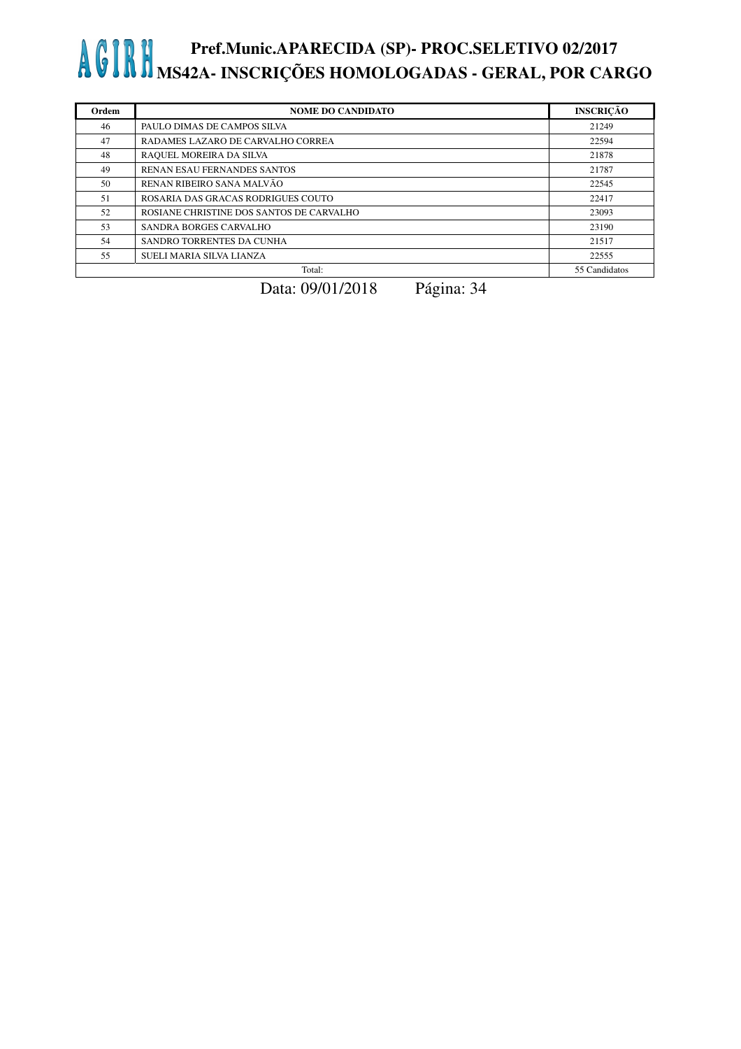# AGIRH Pref.Munic.APARECIDA (SP)- PROC.SELETIVO 02/2017
## MS42A- INSCRIÇÕES HOMOLOGADAS - GERAL, POR CARGO

| Ordem | NOME DO CANDIDATO | INSCRIÇÃO |
|---|---|---|
| 46 | PAULO DIMAS DE CAMPOS SILVA | 21249 |
| 47 | RADAMES LAZARO DE CARVALHO CORREA | 22594 |
| 48 | RAQUEL MOREIRA DA SILVA | 21878 |
| 49 | RENAN ESAU FERNANDES SANTOS | 21787 |
| 50 | RENAN RIBEIRO SANA MALVÃO | 22545 |
| 51 | ROSARIA DAS GRACAS RODRIGUES COUTO | 22417 |
| 52 | ROSIANE CHRISTINE DOS SANTOS DE CARVALHO | 23093 |
| 53 | SANDRA BORGES CARVALHO | 23190 |
| 54 | SANDRO TORRENTES DA CUNHA | 21517 |
| 55 | SUELI MARIA SILVA LIANZA | 22555 |
| | Total: | 55 Candidatos |

Data: 09/01/2018 Página: 34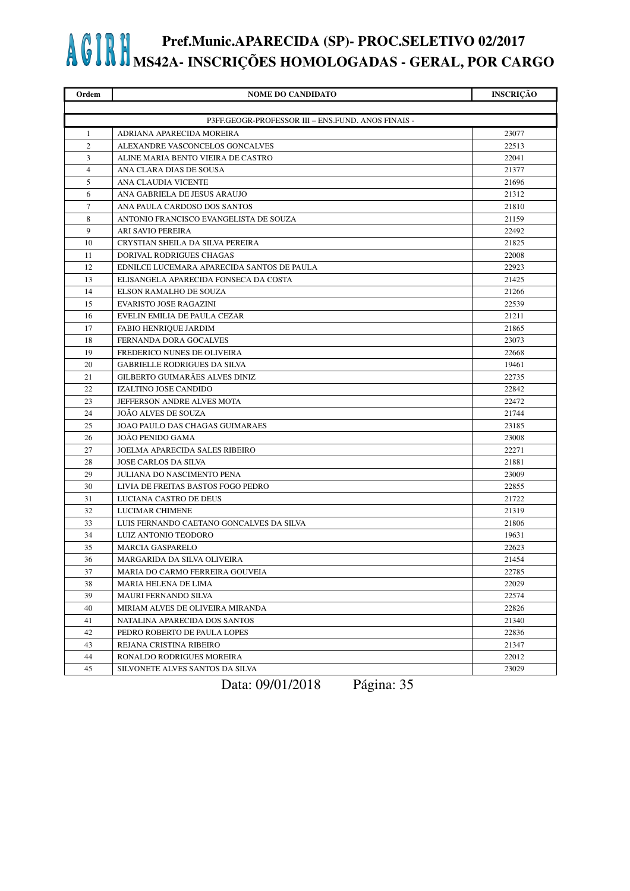# Pref.Munic.APARECIDA (SP)- PROC.SELETIVO 02/2017
## MS42A- INSCRIÇÕES HOMOLOGADAS - GERAL, POR CARGO

| Ordem | NOME DO CANDIDATO | INSCRIÇÃO |
|---|---|---|
| | P3FF.GEOGR-PROFESSOR III – ENS.FUND. ANOS FINAIS - | |
| 1 | ADRIANA APARECIDA MOREIRA | 23077 |
| 2 | ALEXANDRE VASCONCELOS GONCALVES | 22513 |
| 3 | ALINE MARIA BENTO VIEIRA DE CASTRO | 22041 |
| 4 | ANA CLARA DIAS DE SOUSA | 21377 |
| 5 | ANA CLAUDIA VICENTE | 21696 |
| 6 | ANA GABRIELA DE JESUS ARAUJO | 21312 |
| 7 | ANA PAULA CARDOSO DOS SANTOS | 21810 |
| 8 | ANTONIO FRANCISCO EVANGELISTA DE SOUZA | 21159 |
| 9 | ARI SAVIO PEREIRA | 22492 |
| 10 | CRYSTIAN SHEILA DA SILVA PEREIRA | 21825 |
| 11 | DORIVAL RODRIGUES CHAGAS | 22008 |
| 12 | EDNILCE LUCEMARA APARECIDA SANTOS DE PAULA | 22923 |
| 13 | ELISANGELA APARECIDA FONSECA DA COSTA | 21425 |
| 14 | ELSON RAMALHO DE SOUZA | 21266 |
| 15 | EVARISTO JOSE RAGAZINI | 22539 |
| 16 | EVELIN EMILIA DE PAULA CEZAR | 21211 |
| 17 | FABIO HENRIQUE JARDIM | 21865 |
| 18 | FERNANDA DORA GOCALVES | 23073 |
| 19 | FREDERICO NUNES DE OLIVEIRA | 22668 |
| 20 | GABRIELLE RODRIGUES DA SILVA | 19461 |
| 21 | GILBERTO GUIMARÃES ALVES DINIZ | 22735 |
| 22 | IZALTINO JOSE CANDIDO | 22842 |
| 23 | JEFFERSON ANDRE ALVES MOTA | 22472 |
| 24 | JOÃO ALVES DE SOUZA | 21744 |
| 25 | JOAO PAULO DAS CHAGAS GUIMARAES | 23185 |
| 26 | JOÃO PENIDO GAMA | 23008 |
| 27 | JOELMA APARECIDA SALES RIBEIRO | 22271 |
| 28 | JOSE CARLOS DA SILVA | 21881 |
| 29 | JULIANA DO NASCIMENTO PENA | 23009 |
| 30 | LIVIA DE FREITAS BASTOS FOGO PEDRO | 22855 |
| 31 | LUCIANA CASTRO DE DEUS | 21722 |
| 32 | LUCIMAR CHIMENE | 21319 |
| 33 | LUIS FERNANDO CAETANO GONCALVES DA SILVA | 21806 |
| 34 | LUIZ ANTONIO TEODORO | 19631 |
| 35 | MARCIA GASPARELO | 22623 |
| 36 | MARGARIDA DA SILVA OLIVEIRA | 21454 |
| 37 | MARIA DO CARMO FERREIRA GOUVEIA | 22785 |
| 38 | MARIA HELENA DE LIMA | 22029 |
| 39 | MAURI FERNANDO SILVA | 22574 |
| 40 | MIRIAM ALVES DE OLIVEIRA MIRANDA | 22826 |
| 41 | NATALINA APARECIDA DOS SANTOS | 21340 |
| 42 | PEDRO ROBERTO DE PAULA LOPES | 22836 |
| 43 | REJANA CRISTINA RIBEIRO | 21347 |
| 44 | RONALDO RODRIGUES MOREIRA | 22012 |
| 45 | SILVONETE ALVES SANTOS DA SILVA | 23029 |

Data: 09/01/2018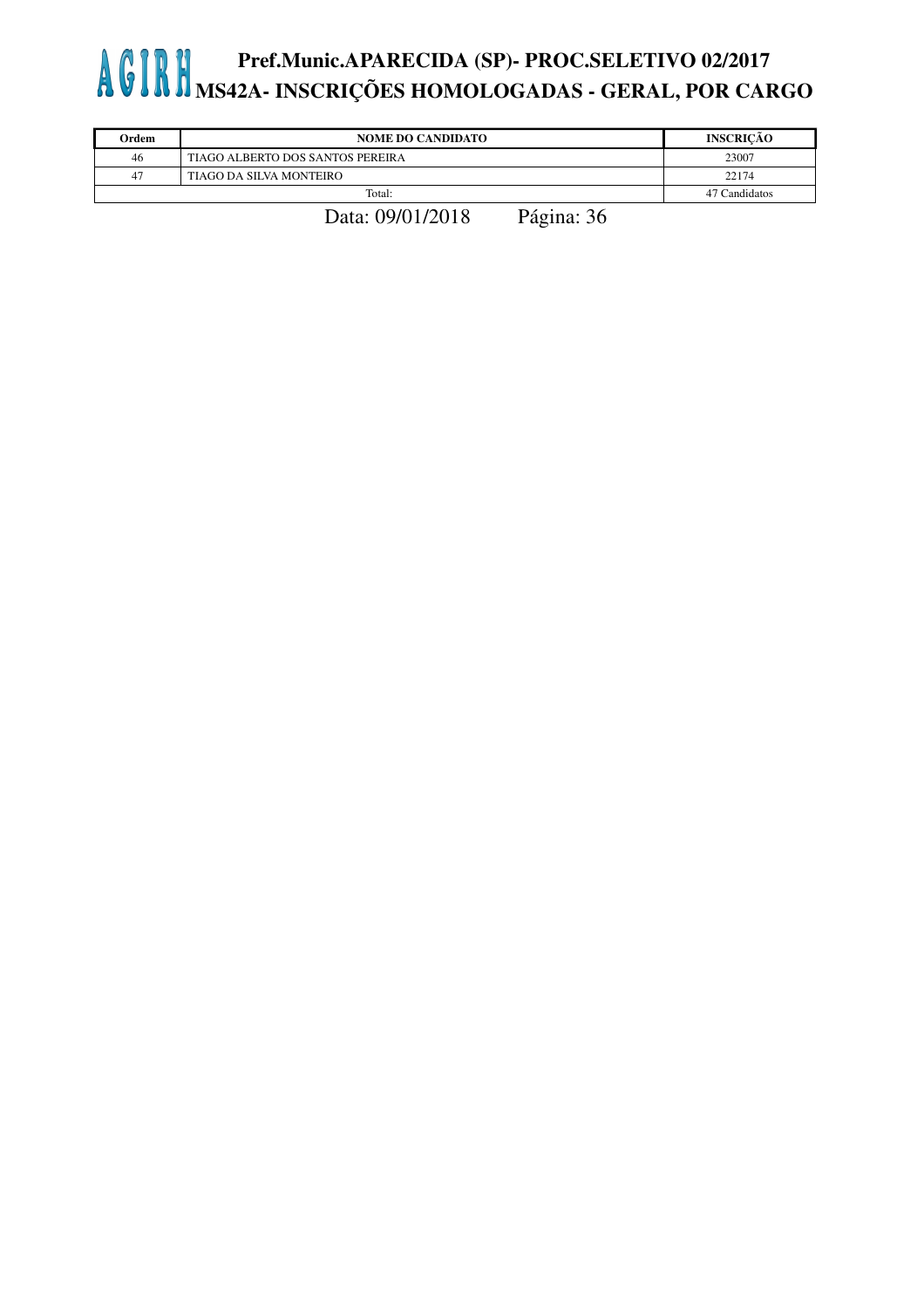| Ordem | NOME DO CANDIDATO | INSCRIÇÃO |
| --- | --- | --- |
| 46 | TIAGO ALBERTO DOS SANTOS PEREIRA | 23007 |
| 47 | TIAGO DA SILVA MONTEIRO | 22174 |
| Total: | | 47 Candidatos |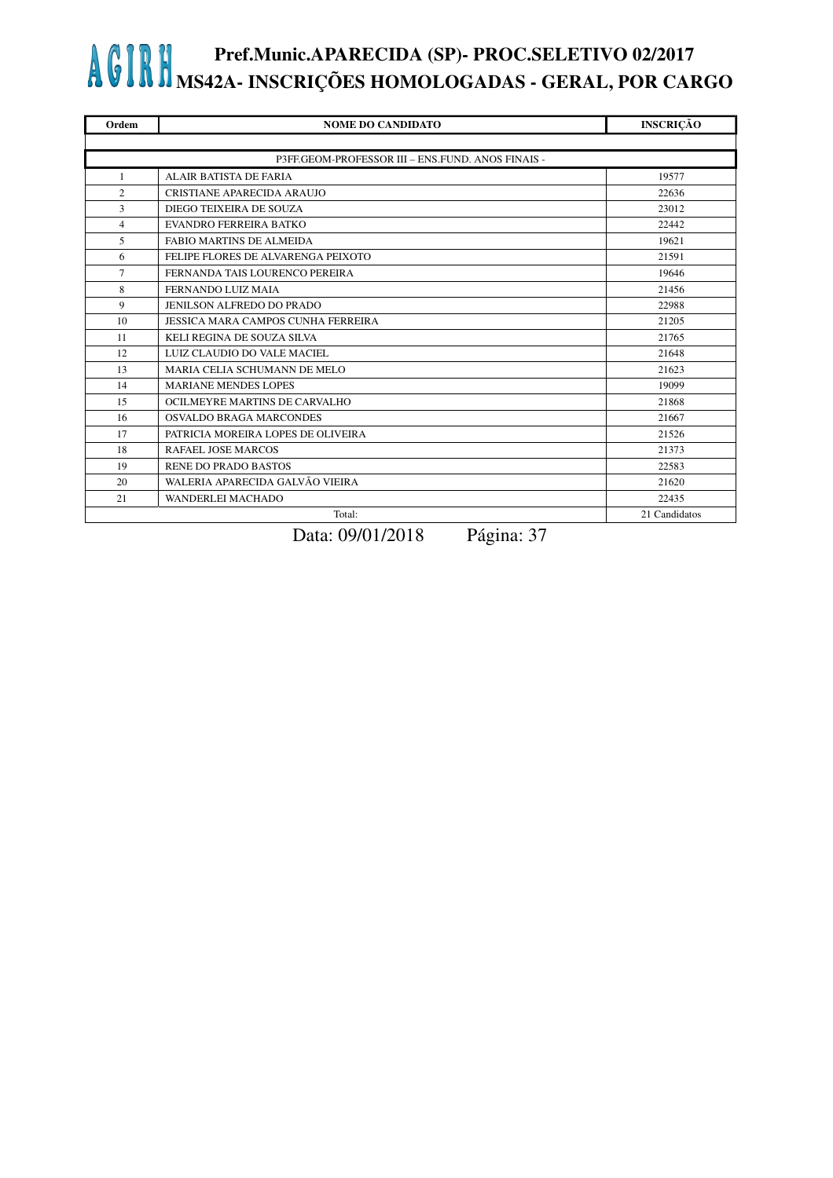# AGIRH Pref.Munic.APARECIDA (SP)- PROC.SELETIVO 02/2017
## MS42A- INSCRIÇÕES HOMOLOGADAS - GERAL, POR CARGO

| Ordem | NOME DO CANDIDATO | INSCRIÇÃO |
|---|---|---|
| | P3FF.GEOM-PROFESSOR III – ENS.FUND. ANOS FINAIS - | |
| 1 | ALAIR BATISTA DE FARIA | 19577 |
| 2 | CRISTIANE APARECIDA ARAUJO | 22636 |
| 3 | DIEGO TEIXEIRA DE SOUZA | 23012 |
| 4 | EVANDRO FERREIRA BATKO | 22442 |
| 5 | FABIO MARTINS DE ALMEIDA | 19621 |
| 6 | FELIPE FLORES DE ALVARENGA PEIXOTO | 21591 |
| 7 | FERNANDA TAIS LOURENCO PEREIRA | 19646 |
| 8 | FERNANDO LUIZ MAIA | 21456 |
| 9 | JENILSON ALFREDO DO PRADO | 22988 |
| 10 | JESSICA MARA CAMPOS CUNHA FERREIRA | 21205 |
| 11 | KELI REGINA DE SOUZA SILVA | 21765 |
| 12 | LUIZ CLAUDIO DO VALE MACIEL | 21648 |
| 13 | MARIA CELIA SCHUMANN DE MELO | 21623 |
| 14 | MARIANE MENDES LOPES | 19099 |
| 15 | OCILMEYRE MARTINS DE CARVALHO | 21868 |
| 16 | OSVALDO BRAGA MARCONDES | 21667 |
| 17 | PATRICIA MOREIRA LOPES DE OLIVEIRA | 21526 |
| 18 | RAFAEL JOSE MARCOS | 21373 |
| 19 | RENE DO PRADO BASTOS | 22583 |
| 20 | WALERIA APARECIDA GALVÃO VIEIRA | 21620 |
| 21 | WANDERLEI MACHADO | 22435 |
| | Total: | 21 Candidatos |

Data: 09/01/2018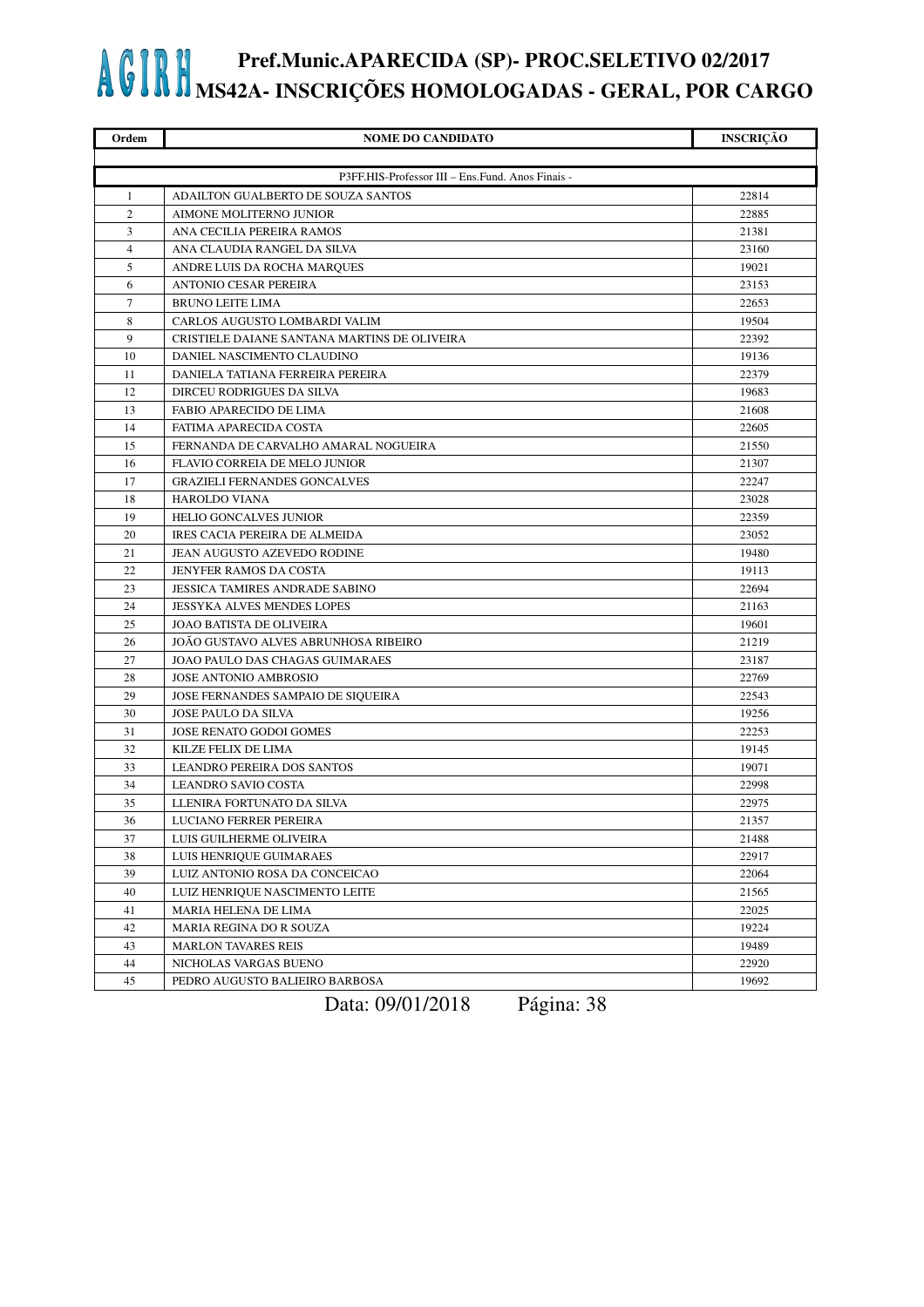# AGIRH Pref.Munic.APARECIDA (SP)- PROC.SELETIVO 02/2017

## MS42A- INSCRIÇÕES HOMOLOGADAS - GERAL, POR CARGO

| Ordem | NOME DO CANDIDATO | INSCRIÇÃO |
|---|---|---|
| | P3FF.HIS-Professor III – Ens.Fund. Anos Finais - | |
| 1 | ADAILTON GUALBERTO DE SOUZA SANTOS | 22814 |
| 2 | AIMONE MOLITERNO JUNIOR | 22885 |
| 3 | ANA CECILIA PEREIRA RAMOS | 21381 |
| 4 | ANA CLAUDIA RANGEL DA SILVA | 23160 |
| 5 | ANDRE LUIS DA ROCHA MARQUES | 19021 |
| 6 | ANTONIO CESAR PEREIRA | 23153 |
| 7 | BRUNO LEITE LIMA | 22653 |
| 8 | CARLOS AUGUSTO LOMBARDI VALIM | 19504 |
| 9 | CRISTIELE DAIANE SANTANA MARTINS DE OLIVEIRA | 22392 |
| 10 | DANIEL NASCIMENTO CLAUDINO | 19136 |
| 11 | DANIELA TATIANA FERREIRA PEREIRA | 22379 |
| 12 | DIRCEU RODRIGUES DA SILVA | 19683 |
| 13 | FABIO APARECIDO DE LIMA | 21608 |
| 14 | FATIMA APARECIDA COSTA | 22605 |
| 15 | FERNANDA DE CARVALHO AMARAL NOGUEIRA | 21550 |
| 16 | FLAVIO CORREIA DE MELO JUNIOR | 21307 |
| 17 | GRAZIELI FERNANDES GONCALVES | 22247 |
| 18 | HAROLDO VIANA | 23028 |
| 19 | HELIO GONCALVES JUNIOR | 22359 |
| 20 | IRES CACIA PEREIRA DE ALMEIDA | 23052 |
| 21 | JEAN AUGUSTO AZEVEDO RODINE | 19480 |
| 22 | JENYFER RAMOS DA COSTA | 19113 |
| 23 | JESSICA TAMIRES ANDRADE SABINO | 22694 |
| 24 | JESSYKA ALVES MENDES LOPES | 21163 |
| 25 | JOAO BATISTA DE OLIVEIRA | 19601 |
| 26 | JOÃO GUSTAVO ALVES ABRUNHOSA RIBEIRO | 21219 |
| 27 | JOAO PAULO DAS CHAGAS GUIMARAES | 23187 |
| 28 | JOSE ANTONIO AMBROSIO | 22769 |
| 29 | JOSE FERNANDES SAMPAIO DE SIQUEIRA | 22543 |
| 30 | JOSE PAULO DA SILVA | 19256 |
| 31 | JOSE RENATO GODOI GOMES | 22253 |
| 32 | KILZE FELIX DE LIMA | 19145 |
| 33 | LEANDRO PEREIRA DOS SANTOS | 19071 |
| 34 | LEANDRO SAVIO COSTA | 22998 |
| 35 | LLENIRA FORTUNATO DA SILVA | 22975 |
| 36 | LUCIANO FERRER PEREIRA | 21357 |
| 37 | LUIS GUILHERME OLIVEIRA | 21488 |
| 38 | LUIS HENRIQUE GUIMARAES | 22917 |
| 39 | LUIZ ANTONIO ROSA DA CONCEICAO | 22064 |
| 40 | LUIZ HENRIQUE NASCIMENTO LEITE | 21565 |
| 41 | MARIA HELENA DE LIMA | 22025 |
| 42 | MARIA REGINA DO R SOUZA | 19224 |
| 43 | MARLON TAVARES REIS | 19489 |
| 44 | NICHOLAS VARGAS BUENO | 22920 |
| 45 | PEDRO AUGUSTO BALIEIRO BARBOSA | 19692 |

Data: 09/01/2018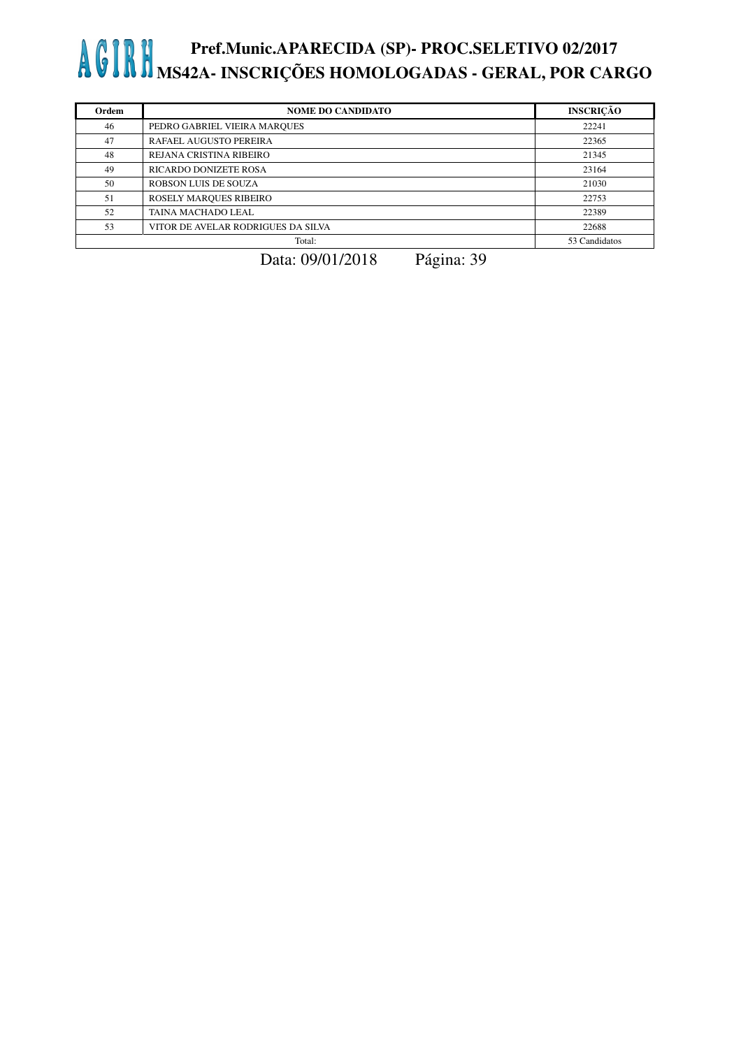| Ordem | NOME DO CANDIDATO | INSCRIÇÃO |
|---|---|---|
| 46 | PEDRO GABRIEL VIEIRA MARQUES | 22241 |
| 47 | RAFAEL AUGUSTO PEREIRA | 22365 |
| 48 | REJANA CRISTINA RIBEIRO | 21345 |
| 49 | RICARDO DONIZETE ROSA | 23164 |
| 50 | ROBSON LUIS DE SOUZA | 21030 |
| 51 | ROSELY MARQUES RIBEIRO | 22753 |
| 52 | TAINA MACHADO LEAL | 22389 |
| 53 | VITOR DE AVELAR RODRIGUES DA SILVA | 22688 |
| | Total: | 53 Candidatos |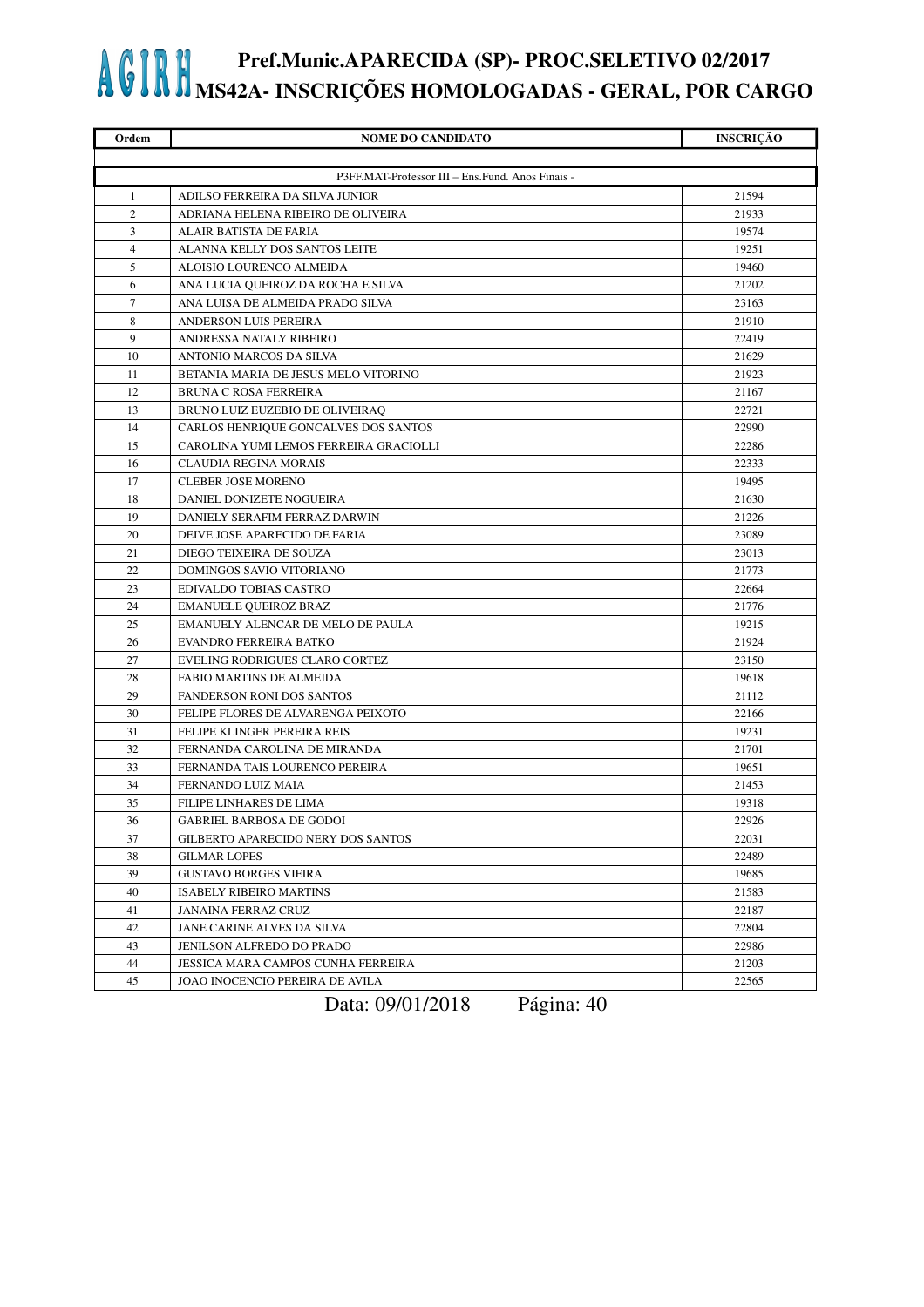# AGIRH Pref.Munic.APARECIDA (SP)- PROC.SELETIVO 02/2017
## MS42A- INSCRIÇÕES HOMOLOGADAS - GERAL, POR CARGO

| Ordem | NOME DO CANDIDATO | INSCRIÇÃO |
|---|---|---|
| | P3FF.MAT-Professor III – Ens.Fund. Anos Finais - | |
| 1 | ADILSO FERREIRA DA SILVA JUNIOR | 21594 |
| 2 | ADRIANA HELENA RIBEIRO DE OLIVEIRA | 21933 |
| 3 | ALAIR BATISTA DE FARIA | 19574 |
| 4 | ALANNA KELLY DOS SANTOS LEITE | 19251 |
| 5 | ALOISIO LOURENCO ALMEIDA | 19460 |
| 6 | ANA LUCIA QUEIROZ DA ROCHA E SILVA | 21202 |
| 7 | ANA LUISA DE ALMEIDA PRADO SILVA | 23163 |
| 8 | ANDERSON LUIS PEREIRA | 21910 |
| 9 | ANDRESSA NATALY RIBEIRO | 22419 |
| 10 | ANTONIO MARCOS DA SILVA | 21629 |
| 11 | BETANIA MARIA DE JESUS MELO VITORINO | 21923 |
| 12 | BRUNA C ROSA FERREIRA | 21167 |
| 13 | BRUNO LUIZ EUZEBIO DE OLIVEIRAQ | 22721 |
| 14 | CARLOS HENRIQUE GONCALVES DOS SANTOS | 22990 |
| 15 | CAROLINA YUMI LEMOS FERREIRA GRACIOLLI | 22286 |
| 16 | CLAUDIA REGINA MORAIS | 22333 |
| 17 | CLEBER JOSE MORENO | 19495 |
| 18 | DANIEL DONIZETE NOGUEIRA | 21630 |
| 19 | DANIELY SERAFIM FERRAZ DARWIN | 21226 |
| 20 | DEIVE JOSE APARECIDO DE FARIA | 23089 |
| 21 | DIEGO TEIXEIRA DE SOUZA | 23013 |
| 22 | DOMINGOS SAVIO VITORIANO | 21773 |
| 23 | EDIVALDO TOBIAS CASTRO | 22664 |
| 24 | EMANUELE QUEIROZ BRAZ | 21776 |
| 25 | EMANUELY ALENCAR DE MELO DE PAULA | 19215 |
| 26 | EVANDRO FERREIRA BATKO | 21924 |
| 27 | EVELING RODRIGUES CLARO CORTEZ | 23150 |
| 28 | FABIO MARTINS DE ALMEIDA | 19618 |
| 29 | FANDERSON RONI DOS SANTOS | 21112 |
| 30 | FELIPE FLORES DE ALVARENGA PEIXOTO | 22166 |
| 31 | FELIPE KLINGER PEREIRA REIS | 19231 |
| 32 | FERNANDA CAROLINA DE MIRANDA | 21701 |
| 33 | FERNANDA TAIS LOURENCO PEREIRA | 19651 |
| 34 | FERNANDO LUIZ MAIA | 21453 |
| 35 | FILIPE LINHARES DE LIMA | 19318 |
| 36 | GABRIEL BARBOSA DE GODOI | 22926 |
| 37 | GILBERTO APARECIDO NERY DOS SANTOS | 22031 |
| 38 | GILMAR LOPES | 22489 |
| 39 | GUSTAVO BORGES VIEIRA | 19685 |
| 40 | ISABELY RIBEIRO MARTINS | 21583 |
| 41 | JANAINA FERRAZ CRUZ | 22187 |
| 42 | JANE CARINE ALVES DA SILVA | 22804 |
| 43 | JENILSON ALFREDO DO PRADO | 22986 |
| 44 | JESSICA MARA CAMPOS CUNHA FERREIRA | 21203 |
| 45 | JOAO INOCENCIO PEREIRA DE AVILA | 22565 |

Data: 09/01/2018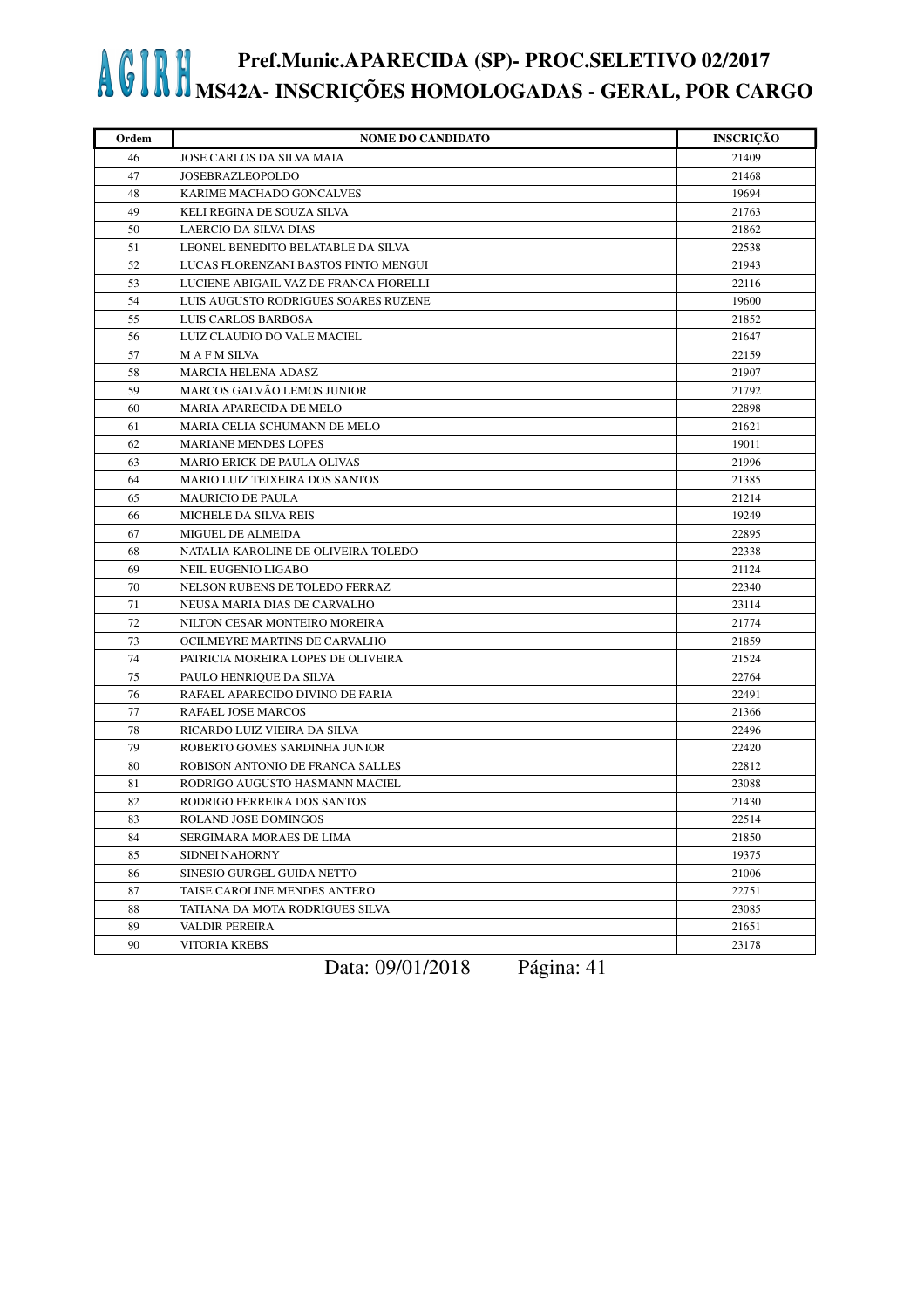# AGIRH Pref.Munic.APARECIDA (SP)- PROC.SELETIVO 02/2017
## MS42A- INSCRIÇÕES HOMOLOGADAS - GERAL, POR CARGO

| Ordem | NOME DO CANDIDATO | INSCRIÇÃO |
|---|---|---|
| 46 | JOSE CARLOS DA SILVA MAIA | 21409 |
| 47 | JOSEBRAZLEOPOLDO | 21468 |
| 48 | KARIME MACHADO GONCALVES | 19694 |
| 49 | KELI REGINA DE SOUZA SILVA | 21763 |
| 50 | LAERCIO DA SILVA DIAS | 21862 |
| 51 | LEONEL BENEDITO BELATABLE DA SILVA | 22538 |
| 52 | LUCAS FLORENZANI BASTOS PINTO MENGUI | 21943 |
| 53 | LUCIENE ABIGAIL VAZ DE FRANCA FIORELLI | 22116 |
| 54 | LUIS AUGUSTO RODRIGUES SOARES RUZENE | 19600 |
| 55 | LUIS CARLOS BARBOSA | 21852 |
| 56 | LUIZ CLAUDIO DO VALE MACIEL | 21647 |
| 57 | M A F M SILVA | 22159 |
| 58 | MARCIA HELENA ADASZ | 21907 |
| 59 | MARCOS GALVÃO LEMOS JUNIOR | 21792 |
| 60 | MARIA APARECIDA DE MELO | 22898 |
| 61 | MARIA CELIA SCHUMANN DE MELO | 21621 |
| 62 | MARIANE MENDES LOPES | 19011 |
| 63 | MARIO ERICK DE PAULA OLIVAS | 21996 |
| 64 | MARIO LUIZ TEIXEIRA DOS SANTOS | 21385 |
| 65 | MAURICIO DE PAULA | 21214 |
| 66 | MICHELE DA SILVA REIS | 19249 |
| 67 | MIGUEL DE ALMEIDA | 22895 |
| 68 | NATALIA KAROLINE DE OLIVEIRA TOLEDO | 22338 |
| 69 | NEIL EUGENIO LIGABO | 21124 |
| 70 | NELSON RUBENS DE TOLEDO FERRAZ | 22340 |
| 71 | NEUSA MARIA DIAS DE CARVALHO | 23114 |
| 72 | NILTON CESAR MONTEIRO MOREIRA | 21774 |
| 73 | OCILMEYRE MARTINS DE CARVALHO | 21859 |
| 74 | PATRICIA MOREIRA LOPES DE OLIVEIRA | 21524 |
| 75 | PAULO HENRIQUE DA SILVA | 22764 |
| 76 | RAFAEL APARECIDO DIVINO DE FARIA | 22491 |
| 77 | RAFAEL JOSE MARCOS | 21366 |
| 78 | RICARDO LUIZ VIEIRA DA SILVA | 22496 |
| 79 | ROBERTO GOMES SARDINHA JUNIOR | 22420 |
| 80 | ROBISON ANTONIO DE FRANCA SALLES | 22812 |
| 81 | RODRIGO AUGUSTO HASMANN MACIEL | 23088 |
| 82 | RODRIGO FERREIRA DOS SANTOS | 21430 |
| 83 | ROLAND JOSE DOMINGOS | 22514 |
| 84 | SERGIMARA MORAES DE LIMA | 21850 |
| 85 | SIDNEI NAHORNY | 19375 |
| 86 | SINESIO GURGEL GUIDA NETTO | 21006 |
| 87 | TAISE CAROLINE MENDES ANTERO | 22751 |
| 88 | TATIANA DA MOTA RODRIGUES SILVA | 23085 |
| 89 | VALDIR PEREIRA | 21651 |
| 90 | VITORIA KREBS | 23178 |

Data: 09/01/2018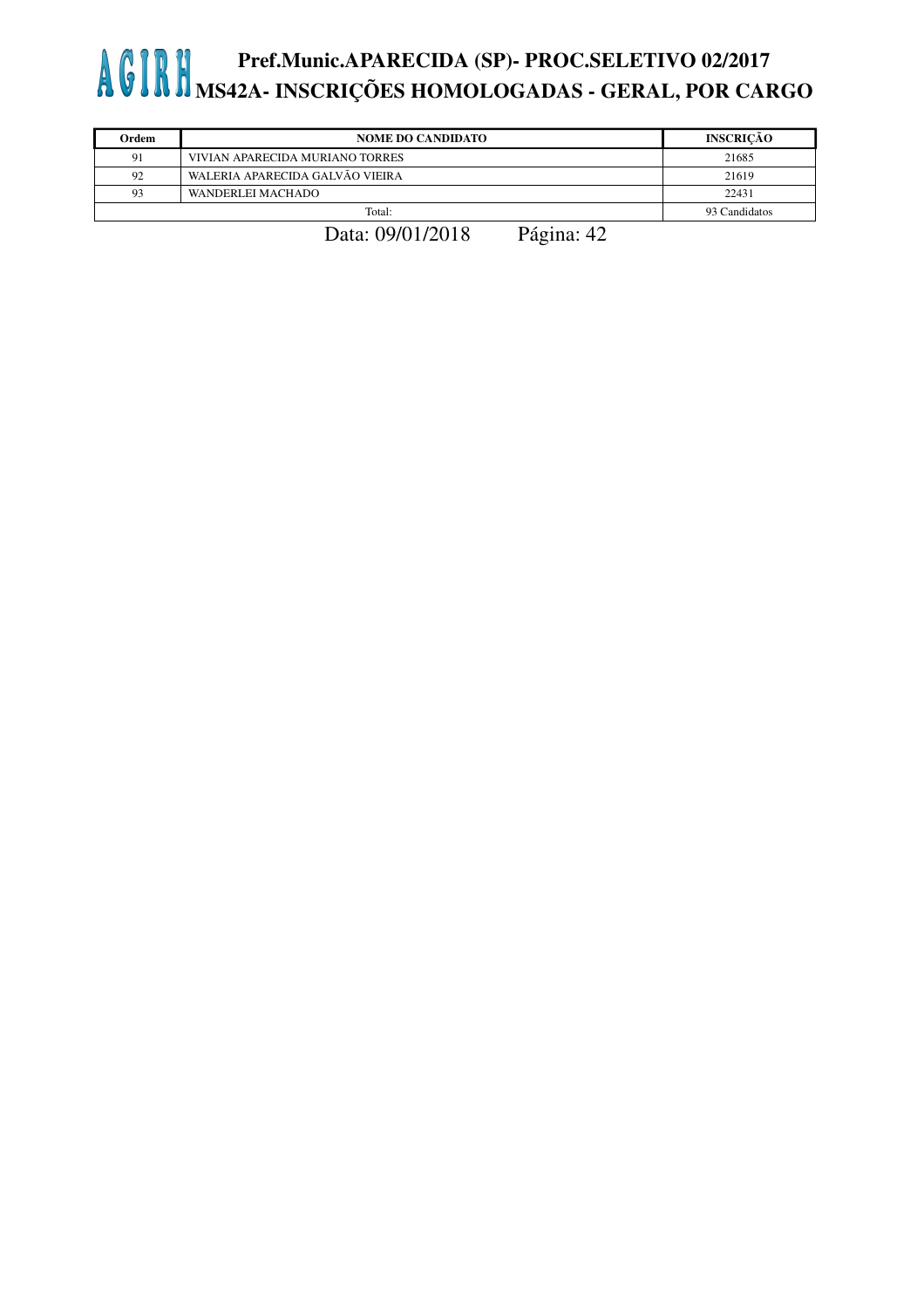| Ordem | NOME DO CANDIDATO | INSCRIÇÃO |
|---|---|---|
| 91 | VIVIAN APARECIDA MURIANO TORRES | 21685 |
| 92 | WALERIA APARECIDA GALVÃO VIEIRA | 21619 |
| 93 | WANDERLEI MACHADO | 22431 |
| | Total: | 93 Candidatos |

Data: 09/01/2018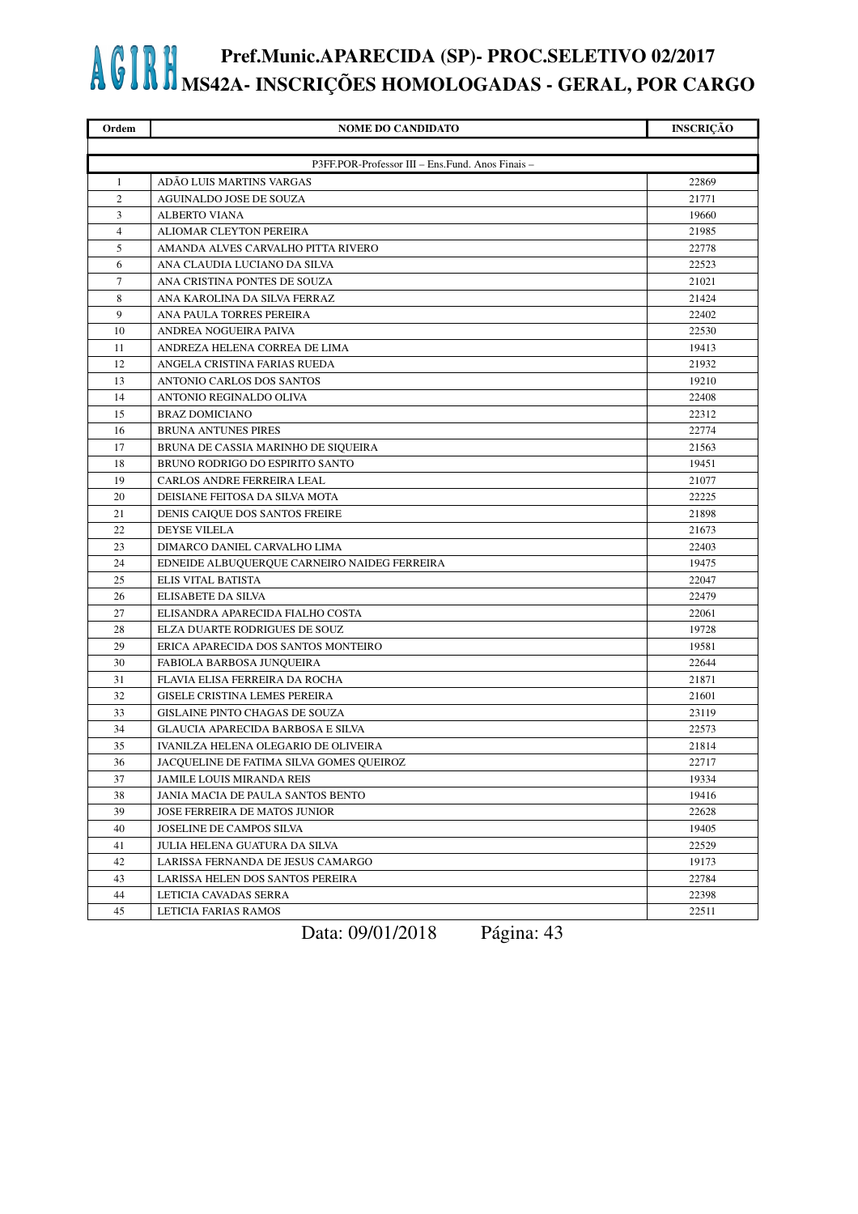# AGIRH Pref.Munic.APARECIDA (SP)- PROC.SELETIVO 02/2017
## MS42A- INSCRIÇÕES HOMOLOGADAS - GERAL, POR CARGO

| Ordem | NOME DO CANDIDATO | INSCRIÇÃO |
|---|---|---|
| | P3FF.POR-Professor III – Ens.Fund. Anos Finais – | |
| 1 | ADÃO LUIS MARTINS VARGAS | 22869 |
| 2 | AGUINALDO JOSE DE SOUZA | 21771 |
| 3 | ALBERTO VIANA | 19660 |
| 4 | ALIOMAR CLEYTON PEREIRA | 21985 |
| 5 | AMANDA ALVES CARVALHO PITTA RIVERO | 22778 |
| 6 | ANA CLAUDIA LUCIANO DA SILVA | 22523 |
| 7 | ANA CRISTINA PONTES DE SOUZA | 21021 |
| 8 | ANA KAROLINA DA SILVA FERRAZ | 21424 |
| 9 | ANA PAULA TORRES PEREIRA | 22402 |
| 10 | ANDREA NOGUEIRA PAIVA | 22530 |
| 11 | ANDREZA HELENA CORREA DE LIMA | 19413 |
| 12 | ANGELA CRISTINA FARIAS RUEDA | 21932 |
| 13 | ANTONIO CARLOS DOS SANTOS | 19210 |
| 14 | ANTONIO REGINALDO OLIVA | 22408 |
| 15 | BRAZ DOMICIANO | 22312 |
| 16 | BRUNA ANTUNES PIRES | 22774 |
| 17 | BRUNA DE CASSIA MARINHO DE SIQUEIRA | 21563 |
| 18 | BRUNO RODRIGO DO ESPIRITO SANTO | 19451 |
| 19 | CARLOS ANDRE FERREIRA LEAL | 21077 |
| 20 | DEISIANE FEITOSA DA SILVA MOTA | 22225 |
| 21 | DENIS CAIQUE DOS SANTOS FREIRE | 21898 |
| 22 | DEYSE VILELA | 21673 |
| 23 | DIMARCO DANIEL CARVALHO LIMA | 22403 |
| 24 | EDNEIDE ALBUQUERQUE CARNEIRO NAIDEG FERREIRA | 19475 |
| 25 | ELIS VITAL BATISTA | 22047 |
| 26 | ELISABETE DA SILVA | 22479 |
| 27 | ELISANDRA APARECIDA FIALHO COSTA | 22061 |
| 28 | ELZA DUARTE RODRIGUES DE SOUZ | 19728 |
| 29 | ERICA APARECIDA DOS SANTOS MONTEIRO | 19581 |
| 30 | FABIOLA BARBOSA JUNQUEIRA | 22644 |
| 31 | FLAVIA ELISA FERREIRA DA ROCHA | 21871 |
| 32 | GISELE CRISTINA LEMES PEREIRA | 21601 |
| 33 | GISLAINE PINTO CHAGAS DE SOUZA | 23119 |
| 34 | GLAUCIA APARECIDA BARBOSA E SILVA | 22573 |
| 35 | IVANILZA HELENA OLEGARIO DE OLIVEIRA | 21814 |
| 36 | JACQUELINE DE FATIMA SILVA GOMES QUEIROZ | 22717 |
| 37 | JAMILE LOUIS MIRANDA REIS | 19334 |
| 38 | JANIA MACIA DE PAULA SANTOS BENTO | 19416 |
| 39 | JOSE FERREIRA DE MATOS JUNIOR | 22628 |
| 40 | JOSELINE DE CAMPOS SILVA | 19405 |
| 41 | JULIA HELENA GUATURA DA SILVA | 22529 |
| 42 | LARISSA FERNANDA DE JESUS CAMARGO | 19173 |
| 43 | LARISSA HELEN DOS SANTOS PEREIRA | 22784 |
| 44 | LETICIA CAVADAS SERRA | 22398 |
| 45 | LETICIA FARIAS RAMOS | 22511 |

Data: 09/01/2018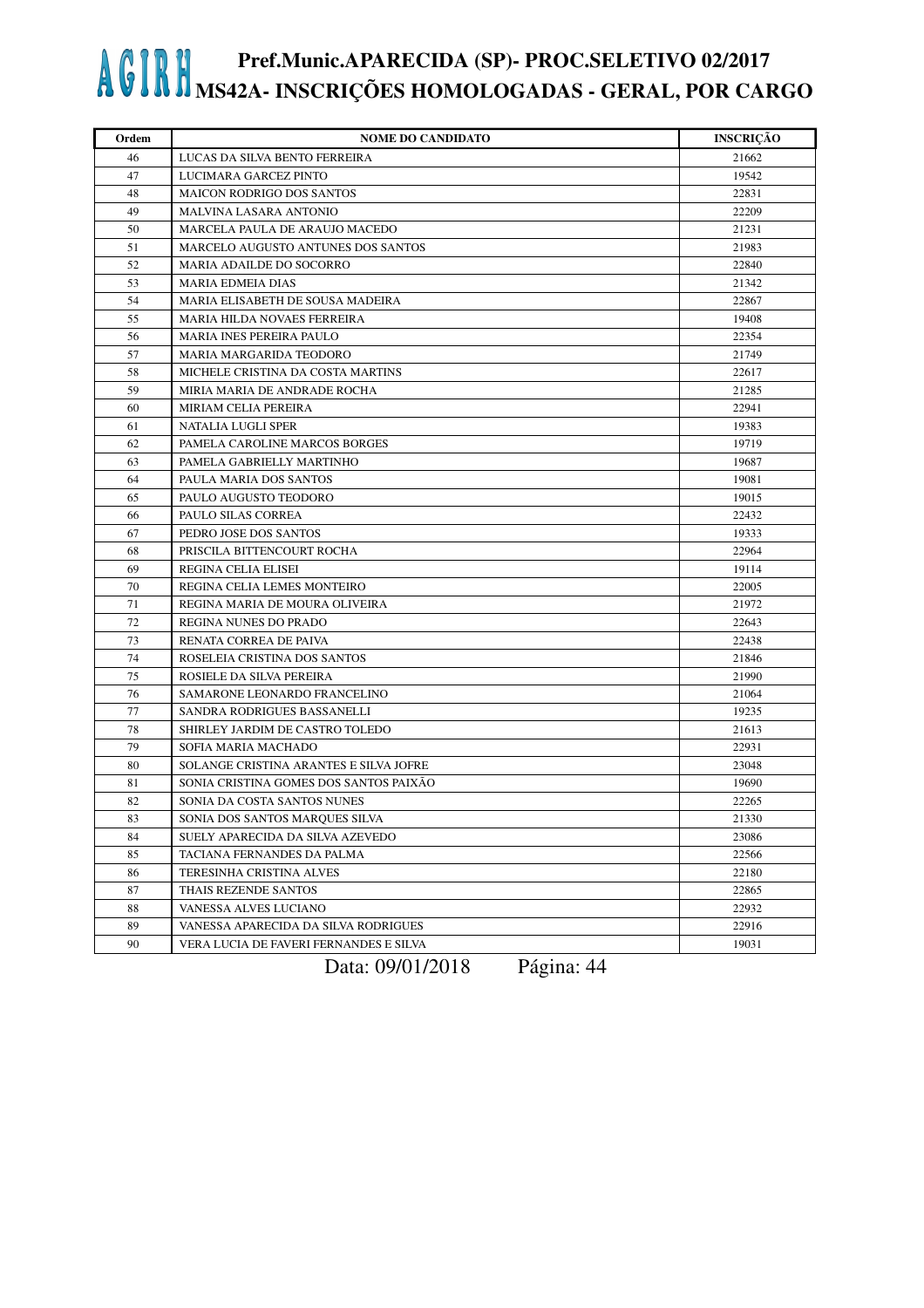| Ordem | NOME DO CANDIDATO | INSCRIÇÃO |
|---|---|---|
| 46 | LUCAS DA SILVA BENTO FERREIRA | 21662 |
| 47 | LUCIMARA GARCEZ PINTO | 19542 |
| 48 | MAICON RODRIGO DOS SANTOS | 22831 |
| 49 | MALVINA LASARA ANTONIO | 22209 |
| 50 | MARCELA PAULA DE ARAUJO MACEDO | 21231 |
| 51 | MARCELO AUGUSTO ANTUNES DOS SANTOS | 21983 |
| 52 | MARIA ADAILDE DO SOCORRO | 22840 |
| 53 | MARIA EDMEIA DIAS | 21342 |
| 54 | MARIA ELISABETH DE SOUSA MADEIRA | 22867 |
| 55 | MARIA HILDA NOVAES FERREIRA | 19408 |
| 56 | MARIA INES PEREIRA PAULO | 22354 |
| 57 | MARIA MARGARIDA TEODORO | 21749 |
| 58 | MICHELE CRISTINA DA COSTA MARTINS | 22617 |
| 59 | MIRIA MARIA DE ANDRADE ROCHA | 21285 |
| 60 | MIRIAM CELIA PEREIRA | 22941 |
| 61 | NATALIA LUGLI SPER | 19383 |
| 62 | PAMELA CAROLINE MARCOS BORGES | 19719 |
| 63 | PAMELA GABRIELLY MARTINHO | 19687 |
| 64 | PAULA MARIA DOS SANTOS | 19081 |
| 65 | PAULO AUGUSTO TEODORO | 19015 |
| 66 | PAULO SILAS CORREA | 22432 |
| 67 | PEDRO JOSE DOS SANTOS | 19333 |
| 68 | PRISCILA BITTENCOURT ROCHA | 22964 |
| 69 | REGINA CELIA ELISEI | 19114 |
| 70 | REGINA CELIA LEMES MONTEIRO | 22005 |
| 71 | REGINA MARIA DE MOURA OLIVEIRA | 21972 |
| 72 | REGINA NUNES DO PRADO | 22643 |
| 73 | RENATA CORREA DE PAIVA | 22438 |
| 74 | ROSELEIA CRISTINA DOS SANTOS | 21846 |
| 75 | ROSIELE DA SILVA PEREIRA | 21990 |
| 76 | SAMARONE LEONARDO FRANCELINO | 21064 |
| 77 | SANDRA RODRIGUES BASSANELLI | 19235 |
| 78 | SHIRLEY JARDIM DE CASTRO TOLEDO | 21613 |
| 79 | SOFIA MARIA MACHADO | 22931 |
| 80 | SOLANGE CRISTINA ARANTES E SILVA JOFRE | 23048 |
| 81 | SONIA CRISTINA GOMES DOS SANTOS PAIXÃO | 19690 |
| 82 | SONIA DA COSTA SANTOS NUNES | 22265 |
| 83 | SONIA DOS SANTOS MARQUES SILVA | 21330 |
| 84 | SUELY APARECIDA DA SILVA AZEVEDO | 23086 |
| 85 | TACIANA FERNANDES DA PALMA | 22566 |
| 86 | TERESINHA CRISTINA ALVES | 22180 |
| 87 | THAIS REZENDE SANTOS | 22865 |
| 88 | VANESSA ALVES LUCIANO | 22932 |
| 89 | VANESSA APARECIDA DA SILVA RODRIGUES | 22916 |
| 90 | VERA LUCIA DE FAVERI FERNANDES E SILVA | 19031 |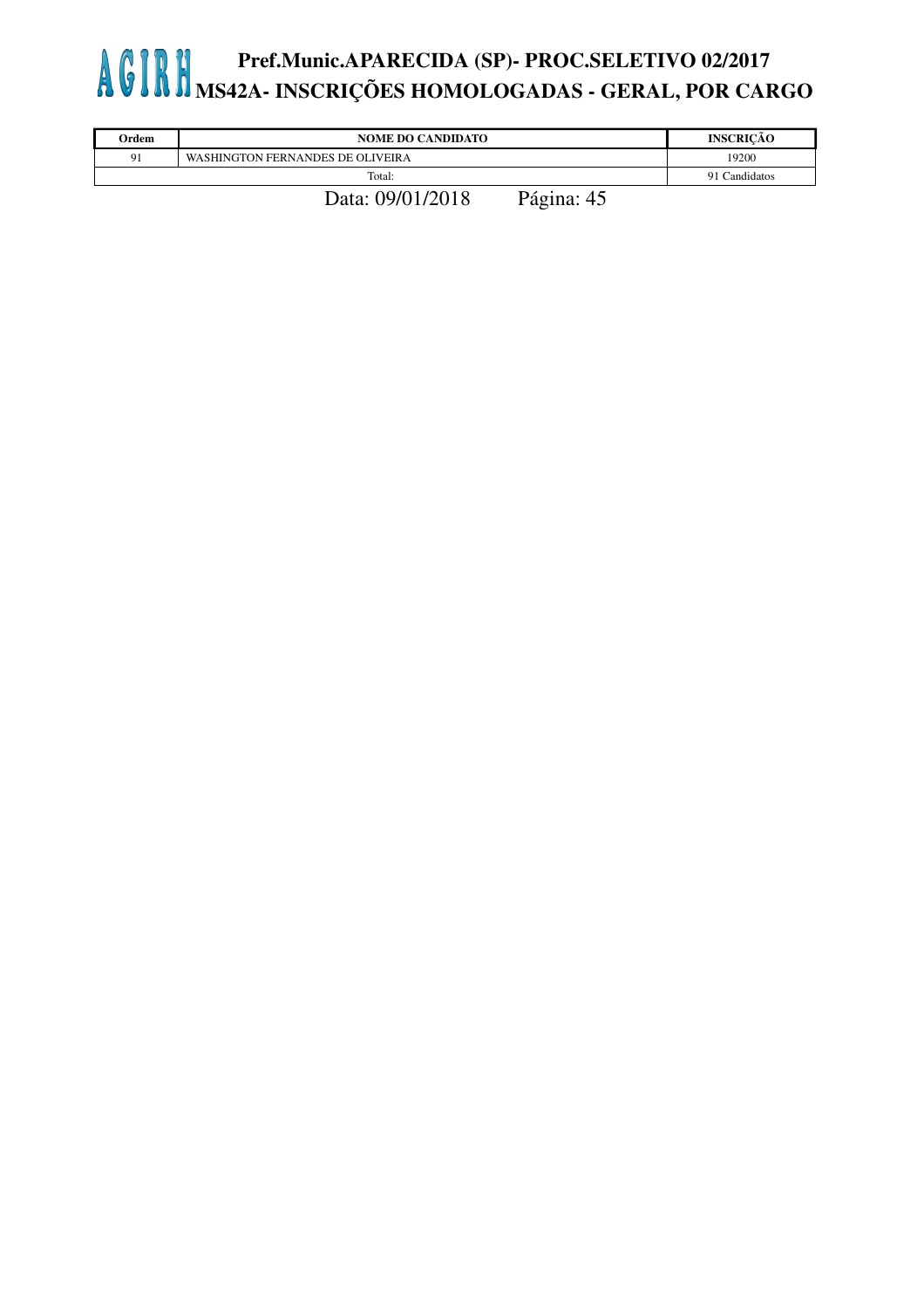| Ordem | NOME DO CANDIDATO | INSCRIÇÃO |
|---|---|---|
| 91 | WASHINGTON FERNANDES DE OLIVEIRA | 19200 |
| | Total: | 91 Candidatos |

Data: 09/01/2018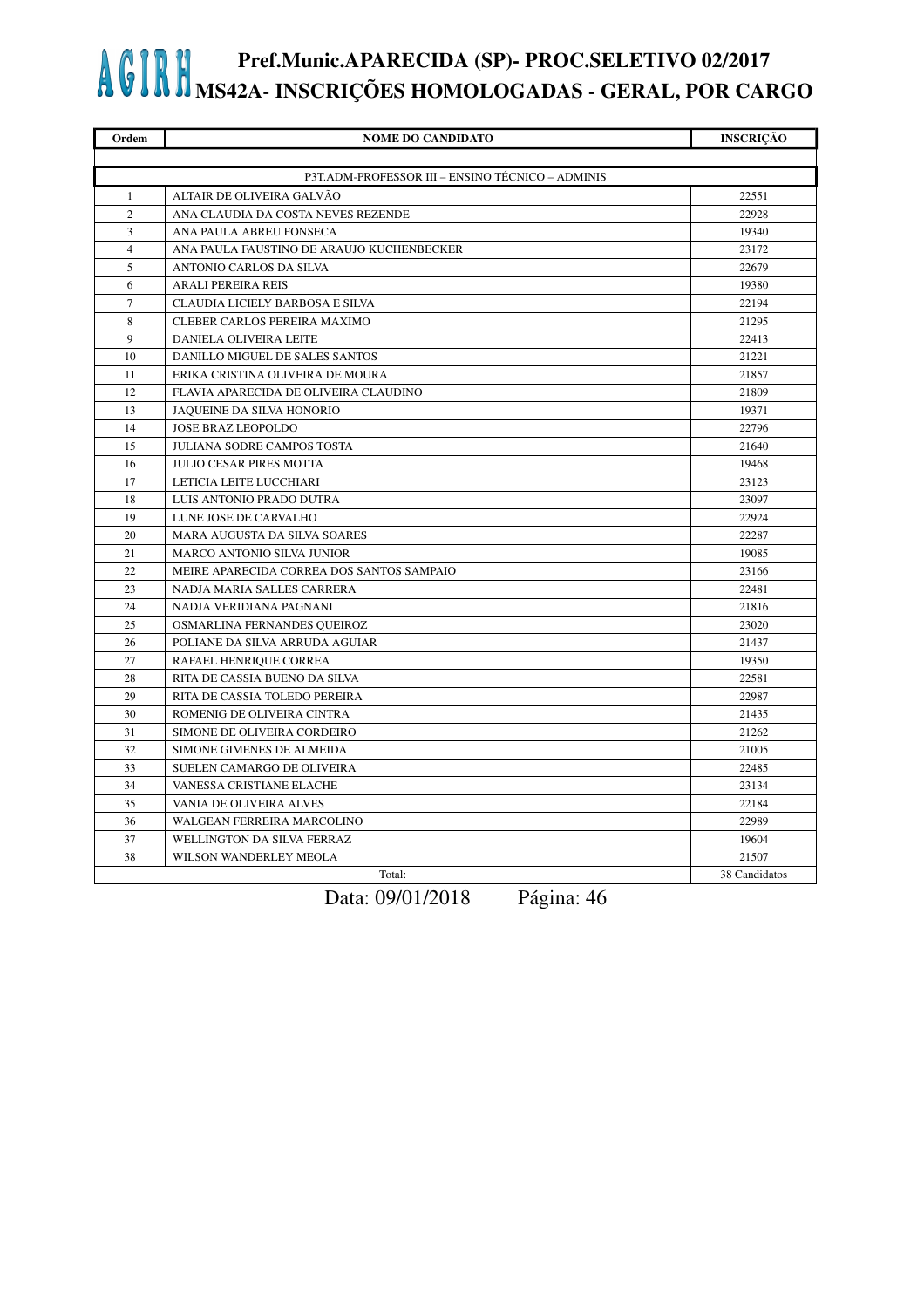# AGIRH Pref.Munic.APARECIDA (SP)- PROC.SELETIVO 02/2017
## MS42A- INSCRIÇÕES HOMOLOGADAS - GERAL, POR CARGO

| Ordem | NOME DO CANDIDATO | INSCRIÇÃO |
|---|---|---|
| | P3T.ADM-PROFESSOR III – ENSINO TÉCNICO – ADMINIS | |
| 1 | ALTAIR DE OLIVEIRA GALVÃO | 22551 |
| 2 | ANA CLAUDIA DA COSTA NEVES REZENDE | 22928 |
| 3 | ANA PAULA ABREU FONSECA | 19340 |
| 4 | ANA PAULA FAUSTINO DE ARAUJO KUCHENBECKER | 23172 |
| 5 | ANTONIO CARLOS DA SILVA | 22679 |
| 6 | ARALI PEREIRA REIS | 19380 |
| 7 | CLAUDIA LICIELY BARBOSA E SILVA | 22194 |
| 8 | CLEBER CARLOS PEREIRA MAXIMO | 21295 |
| 9 | DANIELA OLIVEIRA LEITE | 22413 |
| 10 | DANILLO MIGUEL DE SALES SANTOS | 21221 |
| 11 | ERIKA CRISTINA OLIVEIRA DE MOURA | 21857 |
| 12 | FLAVIA APARECIDA DE OLIVEIRA CLAUDINO | 21809 |
| 13 | JAQUEINE DA SILVA HONORIO | 19371 |
| 14 | JOSE BRAZ LEOPOLDO | 22796 |
| 15 | JULIANA SODRE CAMPOS TOSTA | 21640 |
| 16 | JULIO CESAR PIRES MOTTA | 19468 |
| 17 | LETICIA LEITE LUCCHIARI | 23123 |
| 18 | LUIS ANTONIO PRADO DUTRA | 23097 |
| 19 | LUNE JOSE DE CARVALHO | 22924 |
| 20 | MARA AUGUSTA DA SILVA SOARES | 22287 |
| 21 | MARCO ANTONIO SILVA JUNIOR | 19085 |
| 22 | MEIRE APARECIDA CORREA DOS SANTOS SAMPAIO | 23166 |
| 23 | NADJA MARIA SALLES CARRERA | 22481 |
| 24 | NADJA VERIDIANA PAGNANI | 21816 |
| 25 | OSMARLINA FERNANDES QUEIROZ | 23020 |
| 26 | POLIANE DA SILVA ARRUDA AGUIAR | 21437 |
| 27 | RAFAEL HENRIQUE CORREA | 19350 |
| 28 | RITA DE CASSIA BUENO DA SILVA | 22581 |
| 29 | RITA DE CASSIA TOLEDO PEREIRA | 22987 |
| 30 | ROMENIG DE OLIVEIRA CINTRA | 21435 |
| 31 | SIMONE DE OLIVEIRA CORDEIRO | 21262 |
| 32 | SIMONE GIMENES DE ALMEIDA | 21005 |
| 33 | SUELEN CAMARGO DE OLIVEIRA | 22485 |
| 34 | VANESSA CRISTIANE ELACHE | 23134 |
| 35 | VANIA DE OLIVEIRA ALVES | 22184 |
| 36 | WALGEAN FERREIRA MARCOLINO | 22989 |
| 37 | WELLINGTON DA SILVA FERRAZ | 19604 |
| 38 | WILSON WANDERLEY MEOLA | 21507 |
| | Total: | 38 Candidatos |

Data: 09/01/2018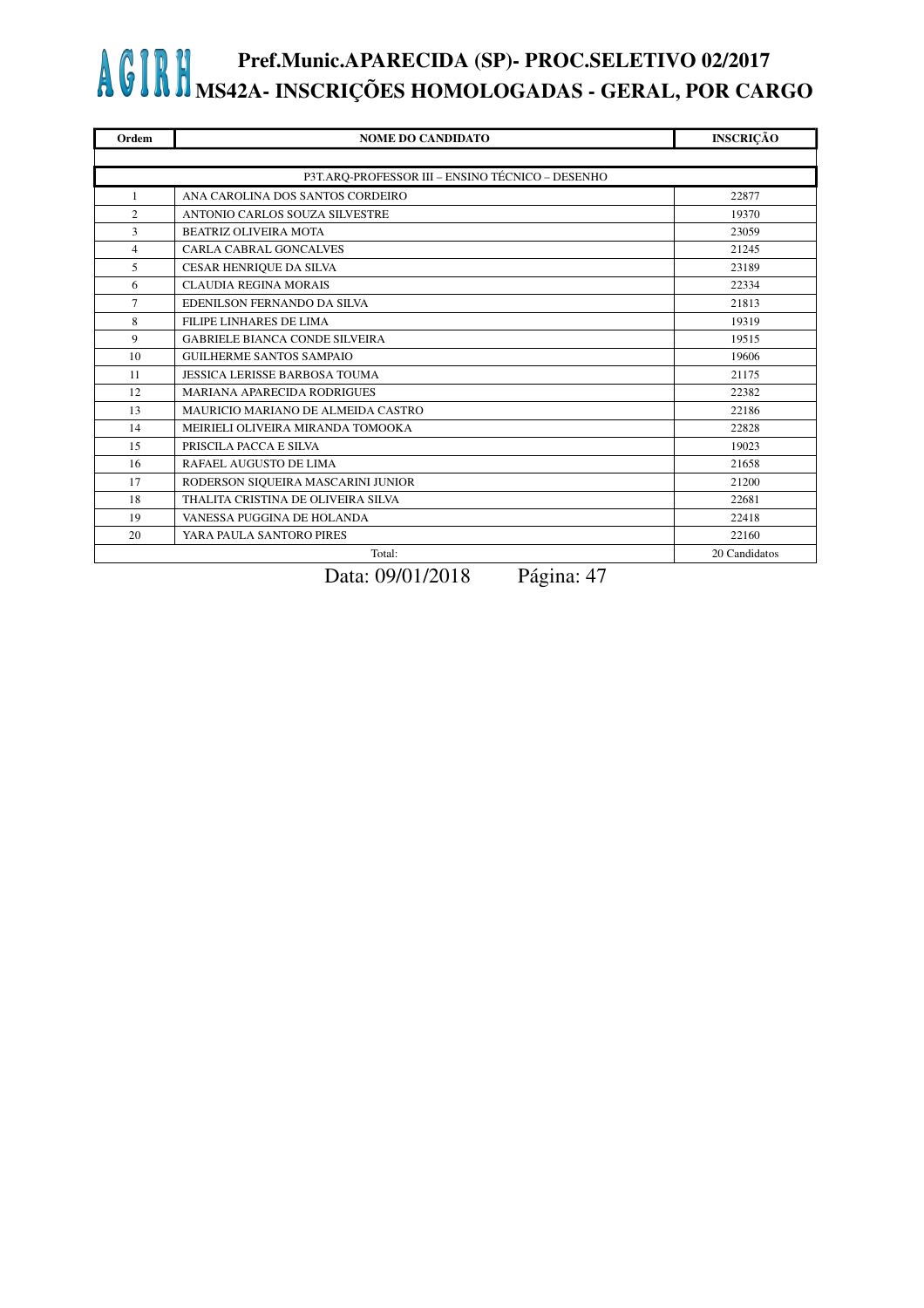# AGIRH Pref.Munic.APARECIDA (SP)- PROC.SELETIVO 02/2017
## MS42A- INSCRIÇÕES HOMOLOGADAS - GERAL, POR CARGO

| Ordem | NOME DO CANDIDATO | INSCRIÇÃO |
|---|---|---|
| | P3T.ARQ-PROFESSOR III – ENSINO TÉCNICO – DESENHO | |
| 1 | ANA CAROLINA DOS SANTOS CORDEIRO | 22877 |
| 2 | ANTONIO CARLOS SOUZA SILVESTRE | 19370 |
| 3 | BEATRIZ OLIVEIRA MOTA | 23059 |
| 4 | CARLA CABRAL GONCALVES | 21245 |
| 5 | CESAR HENRIQUE DA SILVA | 23189 |
| 6 | CLAUDIA REGINA MORAIS | 22334 |
| 7 | EDENILSON FERNANDO DA SILVA | 21813 |
| 8 | FILIPE LINHARES DE LIMA | 19319 |
| 9 | GABRIELE BIANCA CONDE SILVEIRA | 19515 |
| 10 | GUILHERME SANTOS SAMPAIO | 19606 |
| 11 | JESSICA LERISSE BARBOSA TOUMA | 21175 |
| 12 | MARIANA APARECIDA RODRIGUES | 22382 |
| 13 | MAURICIO MARIANO DE ALMEIDA CASTRO | 22186 |
| 14 | MEIRIELI OLIVEIRA MIRANDA TOMOOKA | 22828 |
| 15 | PRISCILA PACCA E SILVA | 19023 |
| 16 | RAFAEL AUGUSTO DE LIMA | 21658 |
| 17 | RODERSON SIQUEIRA MASCARINI JUNIOR | 21200 |
| 18 | THALITA CRISTINA DE OLIVEIRA SILVA | 22681 |
| 19 | VANESSA PUGGINA DE HOLANDA | 22418 |
| 20 | YARA PAULA SANTORO PIRES | 22160 |
| | Total: | 20 Candidatos |

Data: 09/01/2018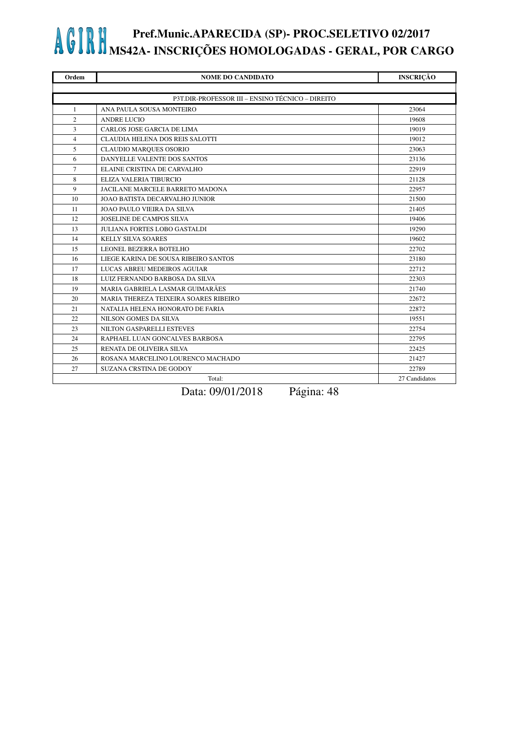# AGIRH Pref.Munic.APARECIDA (SP)- PROC.SELETIVO 02/2017
## MS42A- INSCRIÇÕES HOMOLOGADAS - GERAL, POR CARGO

| Ordem | NOME DO CANDIDATO | INSCRIÇÃO |
|---|---|---|
| | P3T.DIR-PROFESSOR III – ENSINO TÉCNICO – DIREITO | |
| 1 | ANA PAULA SOUSA MONTEIRO | 23064 |
| 2 | ANDRE LUCIO | 19608 |
| 3 | CARLOS JOSE GARCIA DE LIMA | 19019 |
| 4 | CLAUDIA HELENA DOS REIS SALOTTI | 19012 |
| 5 | CLAUDIO MARQUES OSORIO | 23063 |
| 6 | DANYELLE VALENTE DOS SANTOS | 23136 |
| 7 | ELAINE CRISTINA DE CARVALHO | 22919 |
| 8 | ELIZA VALERIA TIBURCIO | 21128 |
| 9 | JACILANE MARCELE BARRETO MADONA | 22957 |
| 10 | JOAO BATISTA DECARVALHO JUNIOR | 21500 |
| 11 | JOAO PAULO VIEIRA DA SILVA | 21405 |
| 12 | JOSELINE DE CAMPOS SILVA | 19406 |
| 13 | JULIANA FORTES LOBO GASTALDI | 19290 |
| 14 | KELLY SILVA SOARES | 19602 |
| 15 | LEONEL BEZERRA BOTELHO | 22702 |
| 16 | LIEGE KARINA DE SOUSA RIBEIRO SANTOS | 23180 |
| 17 | LUCAS ABREU MEDEIROS AGUIAR | 22712 |
| 18 | LUIZ FERNANDO BARBOSA DA SILVA | 22303 |
| 19 | MARIA GABRIELA LASMAR GUIMARÃES | 21740 |
| 20 | MARIA THEREZA TEIXEIRA SOARES RIBEIRO | 22672 |
| 21 | NATALIA HELENA HONORATO DE FARIA | 22872 |
| 22 | NILSON GOMES DA SILVA | 19551 |
| 23 | NILTON GASPARELLI ESTEVES | 22754 |
| 24 | RAPHAEL LUAN GONCALVES BARBOSA | 22795 |
| 25 | RENATA DE OLIVEIRA SILVA | 22425 |
| 26 | ROSANA MARCELINO LOURENCO MACHADO | 21427 |
| 27 | SUZANA CRSTINA DE GODOY | 22789 |
| | Total: | 27 Candidatos |

Data: 09/01/2018 Página: 48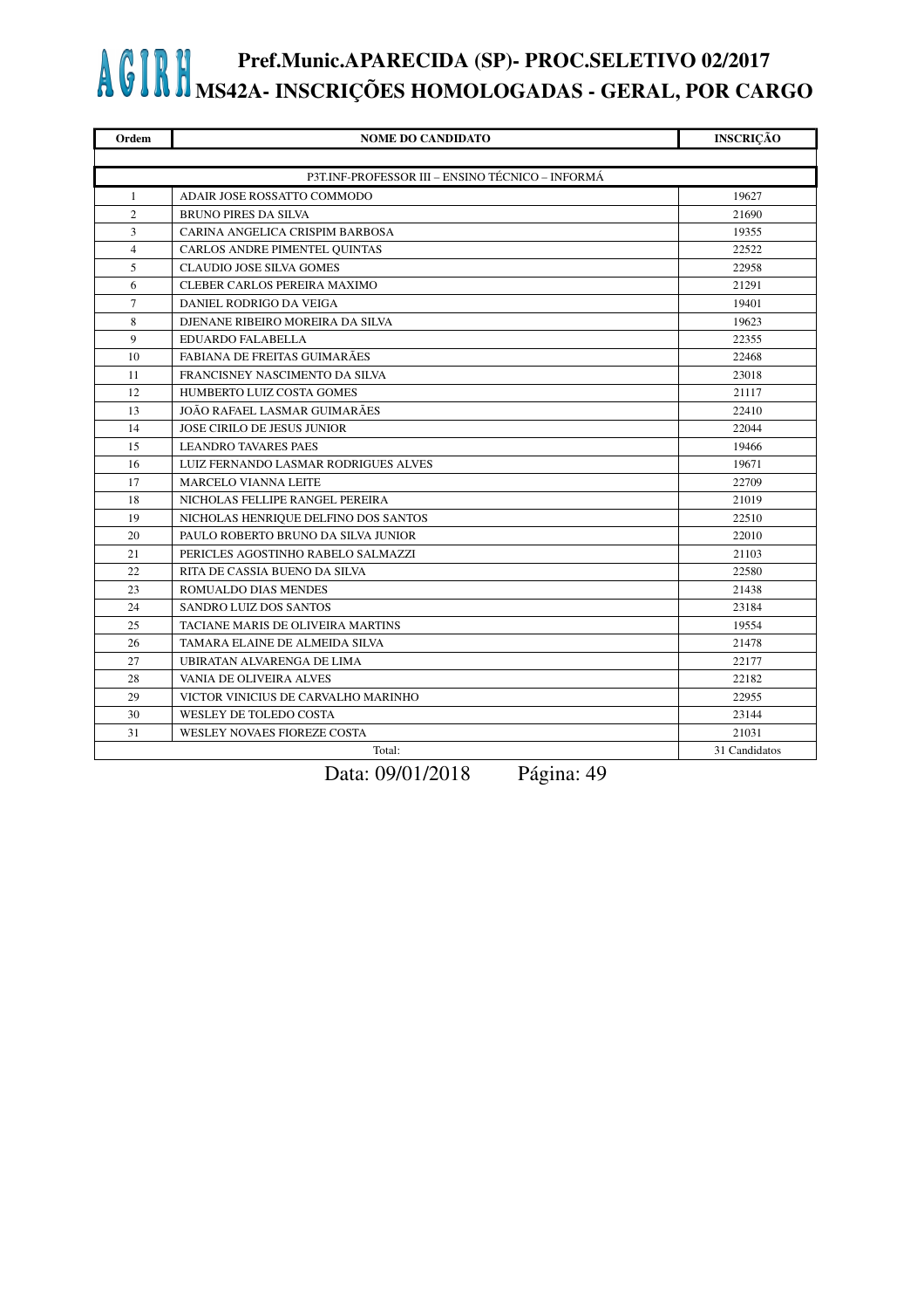# AGIRH Pref.Munic.APARECIDA (SP)- PROC.SELETIVO 02/2017
## MS42A- INSCRIÇÕES HOMOLOGADAS - GERAL, POR CARGO

| Ordem | NOME DO CANDIDATO | INSCRIÇÃO |
|---|---|---|
| | P3T.INF-PROFESSOR III – ENSINO TÉCNICO – INFORMÁ | |
| 1 | ADAIR JOSE ROSSATTO COMMODO | 19627 |
| 2 | BRUNO PIRES DA SILVA | 21690 |
| 3 | CARINA ANGELICA CRISPIM BARBOSA | 19355 |
| 4 | CARLOS ANDRE PIMENTEL QUINTAS | 22522 |
| 5 | CLAUDIO JOSE SILVA GOMES | 22958 |
| 6 | CLEBER CARLOS PEREIRA MAXIMO | 21291 |
| 7 | DANIEL RODRIGO DA VEIGA | 19401 |
| 8 | DJENANE RIBEIRO MOREIRA DA SILVA | 19623 |
| 9 | EDUARDO FALABELLA | 22355 |
| 10 | FABIANA DE FREITAS GUIMARÃES | 22468 |
| 11 | FRANCISNEY NASCIMENTO DA SILVA | 23018 |
| 12 | HUMBERTO LUIZ COSTA GOMES | 21117 |
| 13 | JOÃO RAFAEL LASMAR GUIMARÃES | 22410 |
| 14 | JOSE CIRILO DE JESUS JUNIOR | 22044 |
| 15 | LEANDRO TAVARES PAES | 19466 |
| 16 | LUIZ FERNANDO LASMAR RODRIGUES ALVES | 19671 |
| 17 | MARCELO VIANNA LEITE | 22709 |
| 18 | NICHOLAS FELLIPE RANGEL PEREIRA | 21019 |
| 19 | NICHOLAS HENRIQUE DELFINO DOS SANTOS | 22510 |
| 20 | PAULO ROBERTO BRUNO DA SILVA JUNIOR | 22010 |
| 21 | PERICLES AGOSTINHO RABELO SALMAZZI | 21103 |
| 22 | RITA DE CASSIA BUENO DA SILVA | 22580 |
| 23 | ROMUALDO DIAS MENDES | 21438 |
| 24 | SANDRO LUIZ DOS SANTOS | 23184 |
| 25 | TACIANE MARIS DE OLIVEIRA MARTINS | 19554 |
| 26 | TAMARA ELAINE DE ALMEIDA SILVA | 21478 |
| 27 | UBIRATAN ALVARENGA DE LIMA | 22177 |
| 28 | VANIA DE OLIVEIRA ALVES | 22182 |
| 29 | VICTOR VINICIUS DE CARVALHO MARINHO | 22955 |
| 30 | WESLEY DE TOLEDO COSTA | 23144 |
| 31 | WESLEY NOVAES FIOREZE COSTA | 21031 |
| | Total: | 31 Candidatos |

Data: 09/01/2018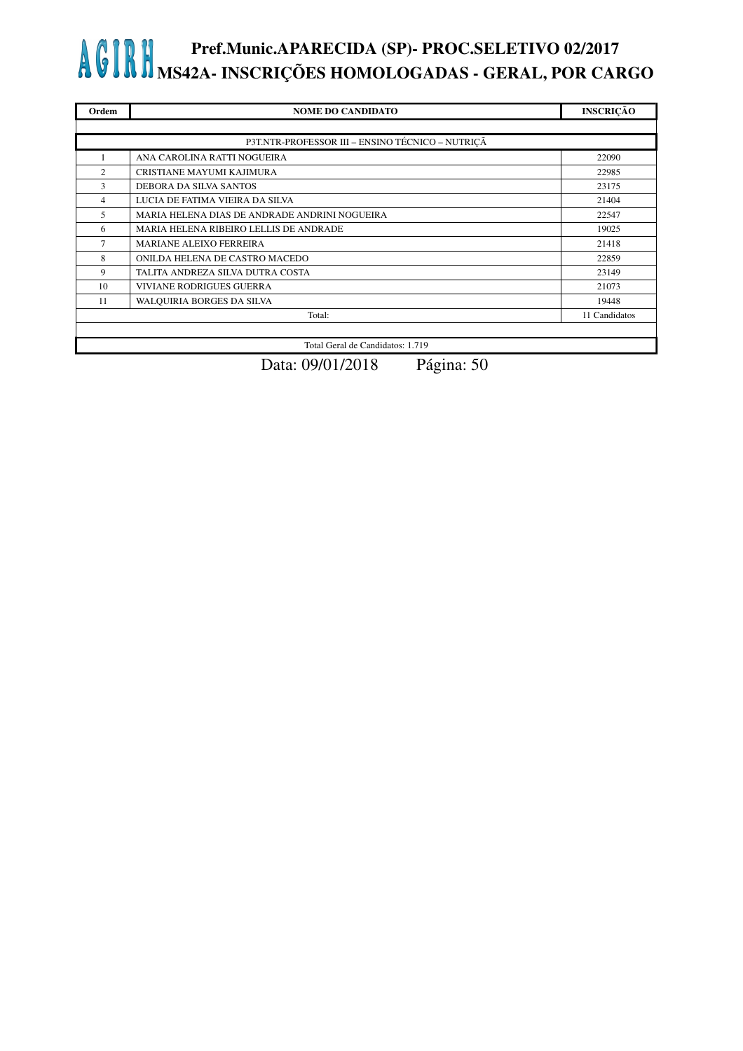# AGIRH Pref.Munic.APARECIDA (SP)- PROC.SELETIVO 02/2017
## MS42A- INSCRIÇÕES HOMOLOGADAS - GERAL, POR CARGO

| Ordem | NOME DO CANDIDATO | INSCRIÇÃO |
|---|---|---|
| | P3T.NTR-PROFESSOR III – ENSINO TÉCNICO – NUTRIÇÃ | |
| 1 | ANA CAROLINA RATTI NOGUEIRA | 22090 |
| 2 | CRISTIANE MAYUMI KAJIMURA | 22985 |
| 3 | DEBORA DA SILVA SANTOS | 23175 |
| 4 | LUCIA DE FATIMA VIEIRA DA SILVA | 21404 |
| 5 | MARIA HELENA DIAS DE ANDRADE ANDRINI NOGUEIRA | 22547 |
| 6 | MARIA HELENA RIBEIRO LELLIS DE ANDRADE | 19025 |
| 7 | MARIANE ALEIXO FERREIRA | 21418 |
| 8 | ONILDA HELENA DE CASTRO MACEDO | 22859 |
| 9 | TALITA ANDREZA SILVA DUTRA COSTA | 23149 |
| 10 | VIVIANE RODRIGUES GUERRA | 21073 |
| 11 | WALQUIRIA BORGES DA SILVA | 19448 |
| | Total: | 11 Candidatos |

Total Geral de Candidatos: 1.719

Data: 09/01/2018 Página: 50